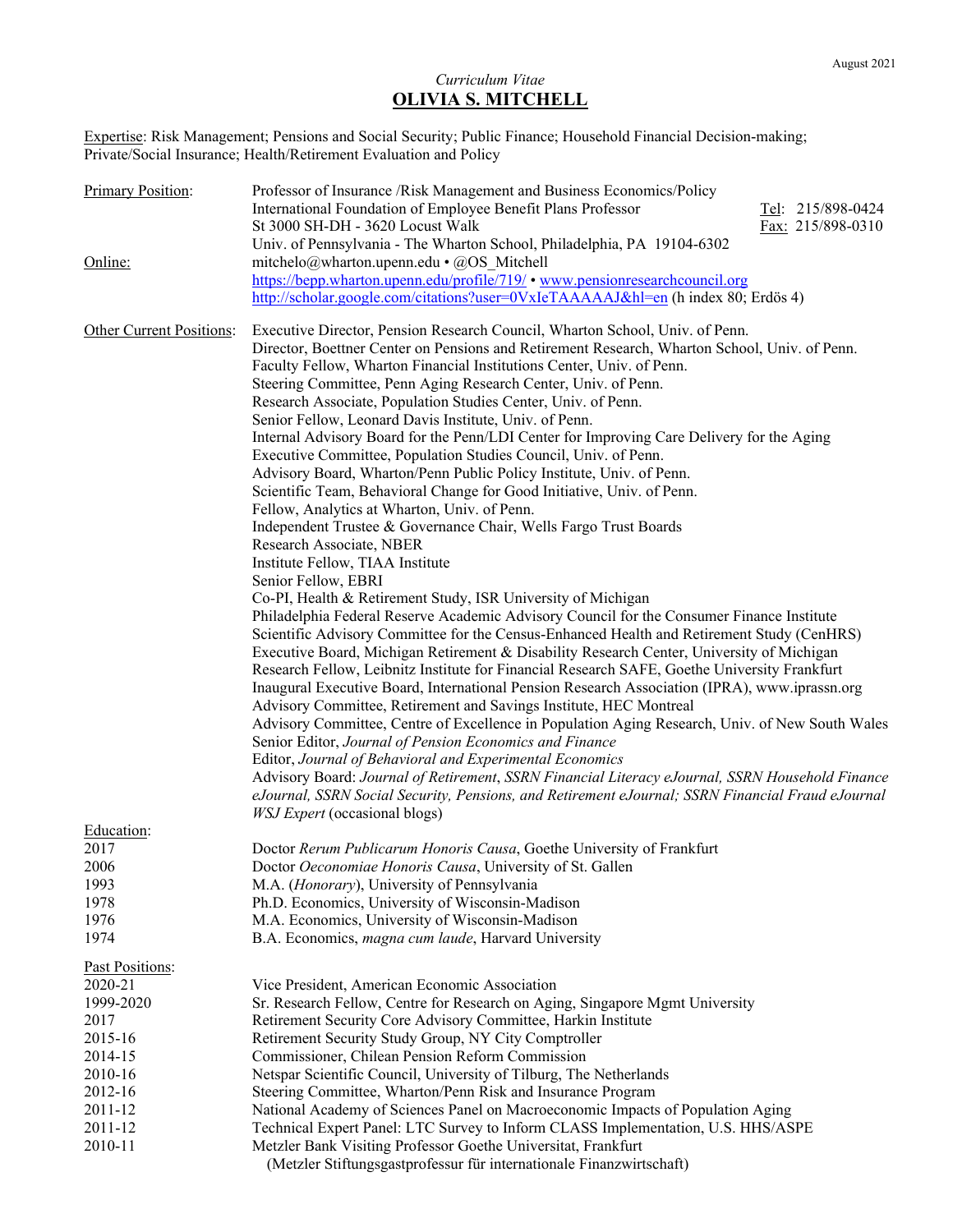August 2021

*Curriculum Vitae*

# OLIVIA S. MITCHELL

Expertise: Risk Management; Pensions and Social Security; Public Finance; Household Financial Decision-making; Private/Social Insurance; Health/Retirement Evaluation and Policy

**Primary Position:**
Professor of Insurance /Risk Management and Business Economics/Policy
International Foundation of Employee Benefit Plans Professor
St 3000 SH-DH - 3620 Locust Walk
Univ. of Pennsylvania - The Wharton School, Philadelphia, PA 19104-6302

Tel: 215/898-0424
Fax: 215/898-0310

**Online:**
mitchelo@wharton.upenn.edu • @OS_Mitchell
https://bepp.wharton.upenn.edu/profile/719/ • www.pensionresearchcouncil.org
http://scholar.google.com/citations?user=0VxIeTAAAAAJ&hl=en (h index 80; Erdös 4)

**Other Current Positions:**
Executive Director, Pension Research Council, Wharton School, Univ. of Penn.
Director, Boettner Center on Pensions and Retirement Research, Wharton School, Univ. of Penn.
Faculty Fellow, Wharton Financial Institutions Center, Univ. of Penn.
Steering Committee, Penn Aging Research Center, Univ. of Penn.
Research Associate, Population Studies Center, Univ. of Penn.
Senior Fellow, Leonard Davis Institute, Univ. of Penn.
Internal Advisory Board for the Penn/LDI Center for Improving Care Delivery for the Aging
Executive Committee, Population Studies Council, Univ. of Penn.
Advisory Board, Wharton/Penn Public Policy Institute, Univ. of Penn.
Scientific Team, Behavioral Change for Good Initiative, Univ. of Penn.
Fellow, Analytics at Wharton, Univ. of Penn.
Independent Trustee & Governance Chair, Wells Fargo Trust Boards
Research Associate, NBER
Institute Fellow, TIAA Institute
Senior Fellow, EBRI
Co-PI, Health & Retirement Study, ISR University of Michigan
Philadelphia Federal Reserve Academic Advisory Council for the Consumer Finance Institute
Scientific Advisory Committee for the Census-Enhanced Health and Retirement Study (CenHRS)
Executive Board, Michigan Retirement & Disability Research Center, University of Michigan
Research Fellow, Leibnitz Institute for Financial Research SAFE, Goethe University Frankfurt
Inaugural Executive Board, International Pension Research Association (IPRA), www.iprassn.org
Advisory Committee, Retirement and Savings Institute, HEC Montreal
Advisory Committee, Centre of Excellence in Population Aging Research, Univ. of New South Wales
Senior Editor, *Journal of Pension Economics and Finance*
Editor, *Journal of Behavioral and Experimental Economics*
Advisory Board: *Journal of Retirement*, *SSRN Financial Literacy eJournal, SSRN Household Finance eJournal, SSRN Social Security, Pensions, and Retirement eJournal; SSRN Financial Fraud eJournal*
*WSJ Expert* (occasional blogs)

**Education:**

| | |
|---|---|
| 2017 | Doctor *Rerum Publicarum Honoris Causa*, Goethe University of Frankfurt |
| 2006 | Doctor *Oeconomiae Honoris Causa*, University of St. Gallen |
| 1993 | M.A. (*Honorary*), University of Pennsylvania |
| 1978 | Ph.D. Economics, University of Wisconsin-Madison |
| 1976 | M.A. Economics, University of Wisconsin-Madison |
| 1974 | B.A. Economics, *magna cum laude*, Harvard University |

**Past Positions:**

| | |
|---|---|
| 2020-21 | Vice President, American Economic Association |
| 1999-2020 | Sr. Research Fellow, Centre for Research on Aging, Singapore Mgmt University |
| 2017 | Retirement Security Core Advisory Committee, Harkin Institute |
| 2015-16 | Retirement Security Study Group, NY City Comptroller |
| 2014-15 | Commissioner, Chilean Pension Reform Commission |
| 2010-16 | Netspar Scientific Council, University of Tilburg, The Netherlands |
| 2012-16 | Steering Committee, Wharton/Penn Risk and Insurance Program |
| 2011-12 | National Academy of Sciences Panel on Macroeconomic Impacts of Population Aging |
| 2011-12 | Technical Expert Panel: LTC Survey to Inform CLASS Implementation, U.S. HHS/ASPE |
| 2010-11 | Metzler Bank Visiting Professor Goethe Universitat, Frankfurt (Metzler Stiftungsgastprofessur für internationale Finanzwirtschaft) |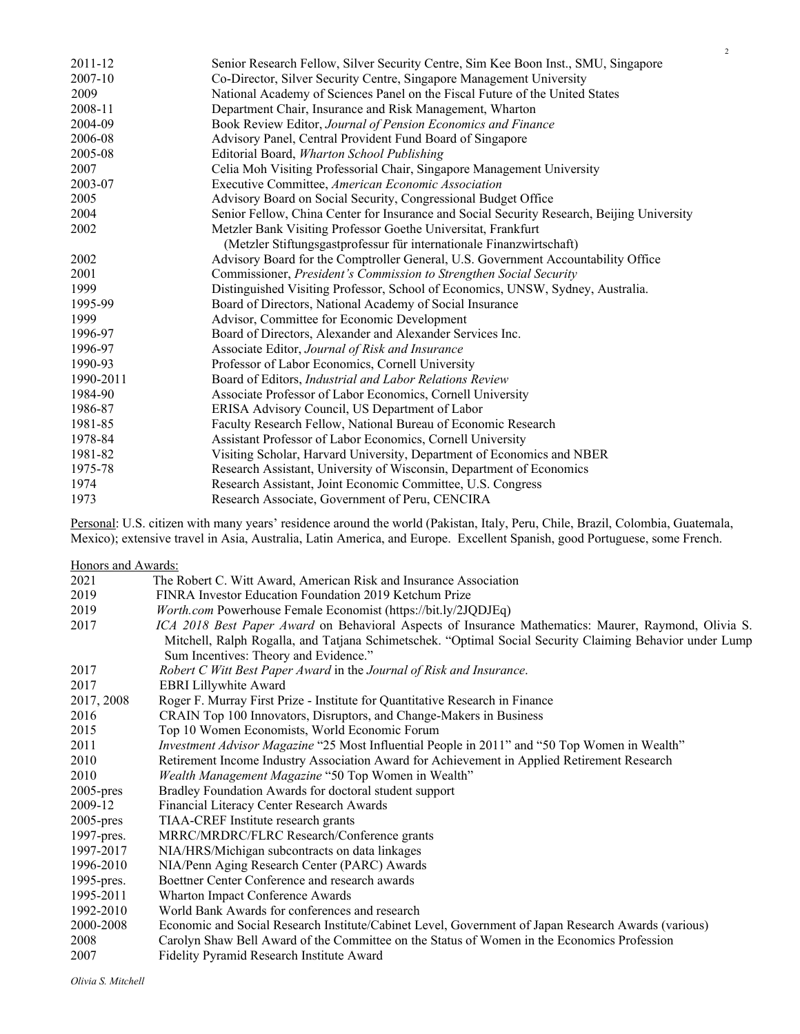| | |
|---|---|
| 2011-12 | Senior Research Fellow, Silver Security Centre, Sim Kee Boon Inst., SMU, Singapore |
| 2007-10 | Co-Director, Silver Security Centre, Singapore Management University |
| 2009 | National Academy of Sciences Panel on the Fiscal Future of the United States |
| 2008-11 | Department Chair, Insurance and Risk Management, Wharton |
| 2004-09 | Book Review Editor, *Journal of Pension Economics and Finance* |
| 2006-08 | Advisory Panel, Central Provident Fund Board of Singapore |
| 2005-08 | Editorial Board, *Wharton School Publishing* |
| 2007 | Celia Moh Visiting Professorial Chair, Singapore Management University |
| 2003-07 | Executive Committee, *American Economic Association* |
| 2005 | Advisory Board on Social Security, Congressional Budget Office |
| 2004 | Senior Fellow, China Center for Insurance and Social Security Research, Beijing University |
| 2002 | Metzler Bank Visiting Professor Goethe Universitat, Frankfurt (Metzler Stiftungsgastprofessur für internationale Finanzwirtschaft) |
| 2002 | Advisory Board for the Comptroller General, U.S. Government Accountability Office |
| 2001 | Commissioner, *President's Commission to Strengthen Social Security* |
| 1999 | Distinguished Visiting Professor, School of Economics, UNSW, Sydney, Australia. |
| 1995-99 | Board of Directors, National Academy of Social Insurance |
| 1999 | Advisor, Committee for Economic Development |
| 1996-97 | Board of Directors, Alexander and Alexander Services Inc. |
| 1996-97 | Associate Editor, *Journal of Risk and Insurance* |
| 1990-93 | Professor of Labor Economics, Cornell University |
| 1990-2011 | Board of Editors, *Industrial and Labor Relations Review* |
| 1984-90 | Associate Professor of Labor Economics, Cornell University |
| 1986-87 | ERISA Advisory Council, US Department of Labor |
| 1981-85 | Faculty Research Fellow, National Bureau of Economic Research |
| 1978-84 | Assistant Professor of Labor Economics, Cornell University |
| 1981-82 | Visiting Scholar, Harvard University, Department of Economics and NBER |
| 1975-78 | Research Assistant, University of Wisconsin, Department of Economics |
| 1974 | Research Assistant, Joint Economic Committee, U.S. Congress |
| 1973 | Research Associate, Government of Peru, CENCIRA |

Personal: U.S. citizen with many years' residence around the world (Pakistan, Italy, Peru, Chile, Brazil, Colombia, Guatemala, Mexico); extensive travel in Asia, Australia, Latin America, and Europe. Excellent Spanish, good Portuguese, some French.

Honors and Awards:

| | |
|---|---|
| 2021 | The Robert C. Witt Award, American Risk and Insurance Association |
| 2019 | FINRA Investor Education Foundation 2019 Ketchum Prize |
| 2019 | *Worth.com* Powerhouse Female Economist (https://bit.ly/2JQDJEq) |
| 2017 | *ICA 2018 Best Paper Award* on Behavioral Aspects of Insurance Mathematics: Maurer, Raymond, Olivia S. Mitchell, Ralph Rogalla, and Tatjana Schimetschek. "Optimal Social Security Claiming Behavior under Lump Sum Incentives: Theory and Evidence." |
| 2017 | *Robert C Witt Best Paper Award* in the *Journal of Risk and Insurance*. |
| 2017 | EBRI Lillywhite Award |
| 2017, 2008 | Roger F. Murray First Prize - Institute for Quantitative Research in Finance |
| 2016 | CRAIN Top 100 Innovators, Disruptors, and Change-Makers in Business |
| 2015 | Top 10 Women Economists, World Economic Forum |
| 2011 | *Investment Advisor Magazine* "25 Most Influential People in 2011" and "50 Top Women in Wealth" |
| 2010 | Retirement Income Industry Association Award for Achievement in Applied Retirement Research |
| 2010 | *Wealth Management Magazine* "50 Top Women in Wealth" |
| 2005-pres | Bradley Foundation Awards for doctoral student support |
| 2009-12 | Financial Literacy Center Research Awards |
| 2005-pres | TIAA-CREF Institute research grants |
| 1997-pres. | MRRC/MRDRC/FLRC Research/Conference grants |
| 1997-2017 | NIA/HRS/Michigan subcontracts on data linkages |
| 1996-2010 | NIA/Penn Aging Research Center (PARC) Awards |
| 1995-pres. | Boettner Center Conference and research awards |
| 1995-2011 | Wharton Impact Conference Awards |
| 1992-2010 | World Bank Awards for conferences and research |
| 2000-2008 | Economic and Social Research Institute/Cabinet Level, Government of Japan Research Awards (various) |
| 2008 | Carolyn Shaw Bell Award of the Committee on the Status of Women in the Economics Profession |
| 2007 | Fidelity Pyramid Research Institute Award |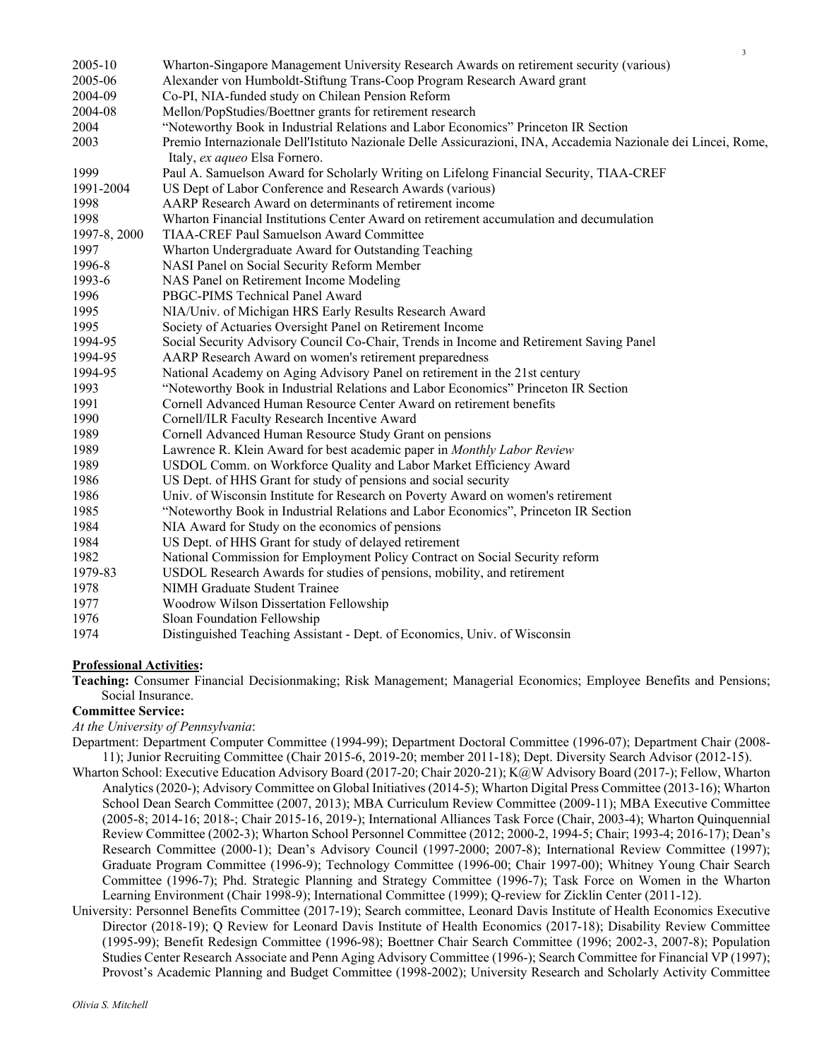| | |
|---|---|
| 2005-10 | Wharton-Singapore Management University Research Awards on retirement security (various) |
| 2005-06 | Alexander von Humboldt-Stiftung Trans-Coop Program Research Award grant |
| 2004-09 | Co-PI, NIA-funded study on Chilean Pension Reform |
| 2004-08 | Mellon/PopStudies/Boettner grants for retirement research |
| 2004 | "Noteworthy Book in Industrial Relations and Labor Economics" Princeton IR Section |
| 2003 | Premio Internazionale Dell'Istituto Nazionale Delle Assicurazioni, INA, Accademia Nazionale dei Lincei, Rome, Italy, *ex aqueo* Elsa Fornero. |
| 1999 | Paul A. Samuelson Award for Scholarly Writing on Lifelong Financial Security, TIAA-CREF |
| 1991-2004 | US Dept of Labor Conference and Research Awards (various) |
| 1998 | AARP Research Award on determinants of retirement income |
| 1998 | Wharton Financial Institutions Center Award on retirement accumulation and decumulation |
| 1997-8, 2000 | TIAA-CREF Paul Samuelson Award Committee |
| 1997 | Wharton Undergraduate Award for Outstanding Teaching |
| 1996-8 | NASI Panel on Social Security Reform Member |
| 1993-6 | NAS Panel on Retirement Income Modeling |
| 1996 | PBGC-PIMS Technical Panel Award |
| 1995 | NIA/Univ. of Michigan HRS Early Results Research Award |
| 1995 | Society of Actuaries Oversight Panel on Retirement Income |
| 1994-95 | Social Security Advisory Council Co-Chair, Trends in Income and Retirement Saving Panel |
| 1994-95 | AARP Research Award on women's retirement preparedness |
| 1994-95 | National Academy on Aging Advisory Panel on retirement in the 21st century |
| 1993 | "Noteworthy Book in Industrial Relations and Labor Economics" Princeton IR Section |
| 1991 | Cornell Advanced Human Resource Center Award on retirement benefits |
| 1990 | Cornell/ILR Faculty Research Incentive Award |
| 1989 | Cornell Advanced Human Resource Study Grant on pensions |
| 1989 | Lawrence R. Klein Award for best academic paper in *Monthly Labor Review* |
| 1989 | USDOL Comm. on Workforce Quality and Labor Market Efficiency Award |
| 1986 | US Dept. of HHS Grant for study of pensions and social security |
| 1986 | Univ. of Wisconsin Institute for Research on Poverty Award on women's retirement |
| 1985 | "Noteworthy Book in Industrial Relations and Labor Economics", Princeton IR Section |
| 1984 | NIA Award for Study on the economics of pensions |
| 1984 | US Dept. of HHS Grant for study of delayed retirement |
| 1982 | National Commission for Employment Policy Contract on Social Security reform |
| 1979-83 | USDOL Research Awards for studies of pensions, mobility, and retirement |
| 1978 | NIMH Graduate Student Trainee |
| 1977 | Woodrow Wilson Dissertation Fellowship |
| 1976 | Sloan Foundation Fellowship |
| 1974 | Distinguished Teaching Assistant - Dept. of Economics, Univ. of Wisconsin |

**Professional Activities:**

**Teaching:** Consumer Financial Decisionmaking; Risk Management; Managerial Economics; Employee Benefits and Pensions; Social Insurance.

**Committee Service:**

*At the University of Pennsylvania*:

Department: Department Computer Committee (1994-99); Department Doctoral Committee (1996-07); Department Chair (2008-11); Junior Recruiting Committee (Chair 2015-6, 2019-20; member 2011-18); Dept. Diversity Search Advisor (2012-15).

Wharton School: Executive Education Advisory Board (2017-20; Chair 2020-21); K@W Advisory Board (2017-); Fellow, Wharton Analytics (2020-); Advisory Committee on Global Initiatives (2014-5); Wharton Digital Press Committee (2013-16); Wharton School Dean Search Committee (2007, 2013); MBA Curriculum Review Committee (2009-11); MBA Executive Committee (2005-8; 2014-16; 2018-; Chair 2015-16, 2019-); International Alliances Task Force (Chair, 2003-4); Wharton Quinquennial Review Committee (2002-3); Wharton School Personnel Committee (2012; 2000-2, 1994-5; Chair; 1993-4; 2016-17); Dean's Research Committee (2000-1); Dean's Advisory Council (1997-2000; 2007-8); International Review Committee (1997); Graduate Program Committee (1996-9); Technology Committee (1996-00; Chair 1997-00); Whitney Young Chair Search Committee (1996-7); Phd. Strategic Planning and Strategy Committee (1996-7); Task Force on Women in the Wharton Learning Environment (Chair 1998-9); International Committee (1999); Q-review for Zicklin Center (2011-12).

University: Personnel Benefits Committee (2017-19); Search committee, Leonard Davis Institute of Health Economics Executive Director (2018-19); Q Review for Leonard Davis Institute of Health Economics (2017-18); Disability Review Committee (1995-99); Benefit Redesign Committee (1996-98); Boettner Chair Search Committee (1996; 2002-3, 2007-8); Population Studies Center Research Associate and Penn Aging Advisory Committee (1996-); Search Committee for Financial VP (1997); Provost's Academic Planning and Budget Committee (1998-2002); University Research and Scholarly Activity Committee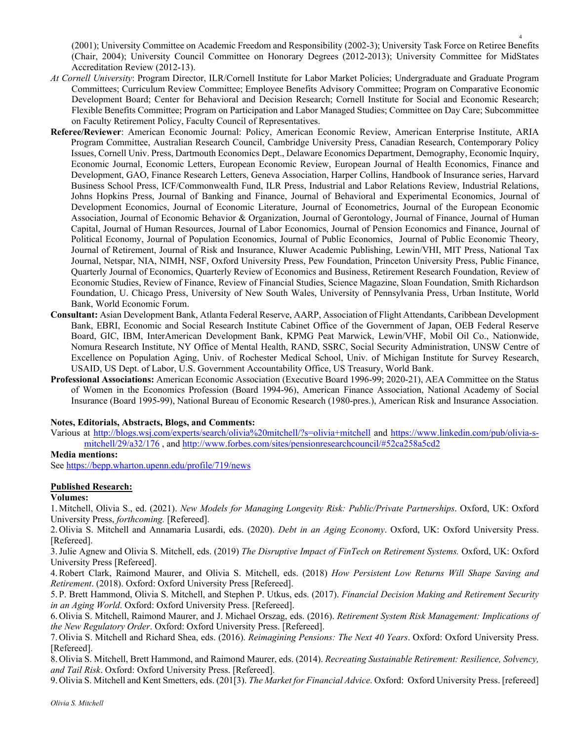(2001); University Committee on Academic Freedom and Responsibility (2002-3); University Task Force on Retiree Benefits (Chair, 2004); University Council Committee on Honorary Degrees (2012-2013); University Committee for MidStates Accreditation Review (2012-13).

*At Cornell University*: Program Director, ILR/Cornell Institute for Labor Market Policies; Undergraduate and Graduate Program Committees; Curriculum Review Committee; Employee Benefits Advisory Committee; Program on Comparative Economic Development Board; Center for Behavioral and Decision Research; Cornell Institute for Social and Economic Research; Flexible Benefits Committee; Program on Participation and Labor Managed Studies; Committee on Day Care; Subcommittee on Faculty Retirement Policy, Faculty Council of Representatives.

**Referee/Reviewer**: American Economic Journal: Policy, American Economic Review, American Enterprise Institute, ARIA Program Committee, Australian Research Council, Cambridge University Press, Canadian Research, Contemporary Policy Issues, Cornell Univ. Press, Dartmouth Economics Dept., Delaware Economics Department, Demography, Economic Inquiry, Economic Journal, Economic Letters, European Economic Review, European Journal of Health Economics, Finance and Development, GAO, Finance Research Letters, Geneva Association, Harper Collins, Handbook of Insurance series, Harvard Business School Press, ICF/Commonwealth Fund, ILR Press, Industrial and Labor Relations Review, Industrial Relations, Johns Hopkins Press, Journal of Banking and Finance, Journal of Behavioral and Experimental Economics, Journal of Development Economics, Journal of Economic Literature, Journal of Econometrics, Journal of the European Economic Association, Journal of Economic Behavior & Organization, Journal of Gerontology, Journal of Finance, Journal of Human Capital, Journal of Human Resources, Journal of Labor Economics, Journal of Pension Economics and Finance, Journal of Political Economy, Journal of Population Economics, Journal of Public Economics, Journal of Public Economic Theory, Journal of Retirement, Journal of Risk and Insurance, Kluwer Academic Publishing, Lewin/VHI, MIT Press, National Tax Journal, Netspar, NIA, NIMH, NSF, Oxford University Press, Pew Foundation, Princeton University Press, Public Finance, Quarterly Journal of Economics, Quarterly Review of Economics and Business, Retirement Research Foundation, Review of Economic Studies, Review of Finance, Review of Financial Studies, Science Magazine, Sloan Foundation, Smith Richardson Foundation, U. Chicago Press, University of New South Wales, University of Pennsylvania Press, Urban Institute, World Bank, World Economic Forum.

**Consultant:** Asian Development Bank, Atlanta Federal Reserve, AARP, Association of Flight Attendants, Caribbean Development Bank, EBRI, Economic and Social Research Institute Cabinet Office of the Government of Japan, OEB Federal Reserve Board, GIC, IBM, InterAmerican Development Bank, KPMG Peat Marwick, Lewin/VHF, Mobil Oil Co., Nationwide, Nomura Research Institute, NY Office of Mental Health, RAND, SSRC, Social Security Administration, UNSW Centre of Excellence on Population Aging, Univ. of Rochester Medical School, Univ. of Michigan Institute for Survey Research, USAID, US Dept. of Labor, U.S. Government Accountability Office, US Treasury, World Bank.

**Professional Associations:** American Economic Association (Executive Board 1996-99; 2020-21), AEA Committee on the Status of Women in the Economics Profession (Board 1994-96), American Finance Association, National Academy of Social Insurance (Board 1995-99), National Bureau of Economic Research (1980-pres.), American Risk and Insurance Association.

**Notes, Editorials, Abstracts, Blogs, and Comments:**

Various at http://blogs.wsj.com/experts/search/olivia%20mitchell/?s=olivia+mitchell and https://www.linkedin.com/pub/olivia-s-mitchell/29/a32/176 , and http://www.forbes.com/sites/pensionresearchcouncil/#52ca258a5cd2

**Media mentions:**

See https://bepp.wharton.upenn.edu/profile/719/news

**Published Research:**

**Volumes:**

1. Mitchell, Olivia S., ed. (2021). *New Models for Managing Longevity Risk: Public/Private Partnerships*. Oxford, UK: Oxford University Press, *forthcoming.* [Refereed].
2. Olivia S. Mitchell and Annamaria Lusardi, eds. (2020). *Debt in an Aging Economy*. Oxford, UK: Oxford University Press. [Refereed].
3. Julie Agnew and Olivia S. Mitchell, eds. (2019) *The Disruptive Impact of FinTech on Retirement Systems.* Oxford, UK: Oxford University Press [Refereed].
4. Robert Clark, Raimond Maurer, and Olivia S. Mitchell, eds. (2018) *How Persistent Low Returns Will Shape Saving and Retirement*. (2018). Oxford: Oxford University Press [Refereed].
5. P. Brett Hammond, Olivia S. Mitchell, and Stephen P. Utkus, eds. (2017). *Financial Decision Making and Retirement Security in an Aging World*. Oxford: Oxford University Press. [Refereed].
6. Olivia S. Mitchell, Raimond Maurer, and J. Michael Orszag, eds. (2016). *Retirement System Risk Management: Implications of the New Regulatory Order*. Oxford: Oxford University Press. [Refereed].
7. Olivia S. Mitchell and Richard Shea, eds. (2016). *Reimagining Pensions: The Next 40 Years*. Oxford: Oxford University Press. [Refereed].
8. Olivia S. Mitchell, Brett Hammond, and Raimond Maurer, eds. (2014). *Recreating Sustainable Retirement: Resilience, Solvency, and Tail Risk*. Oxford: Oxford University Press. [Refereed].
9. Olivia S. Mitchell and Kent Smetters, eds. (201[3). *The Market for Financial Advice*. Oxford: Oxford University Press. [refereed]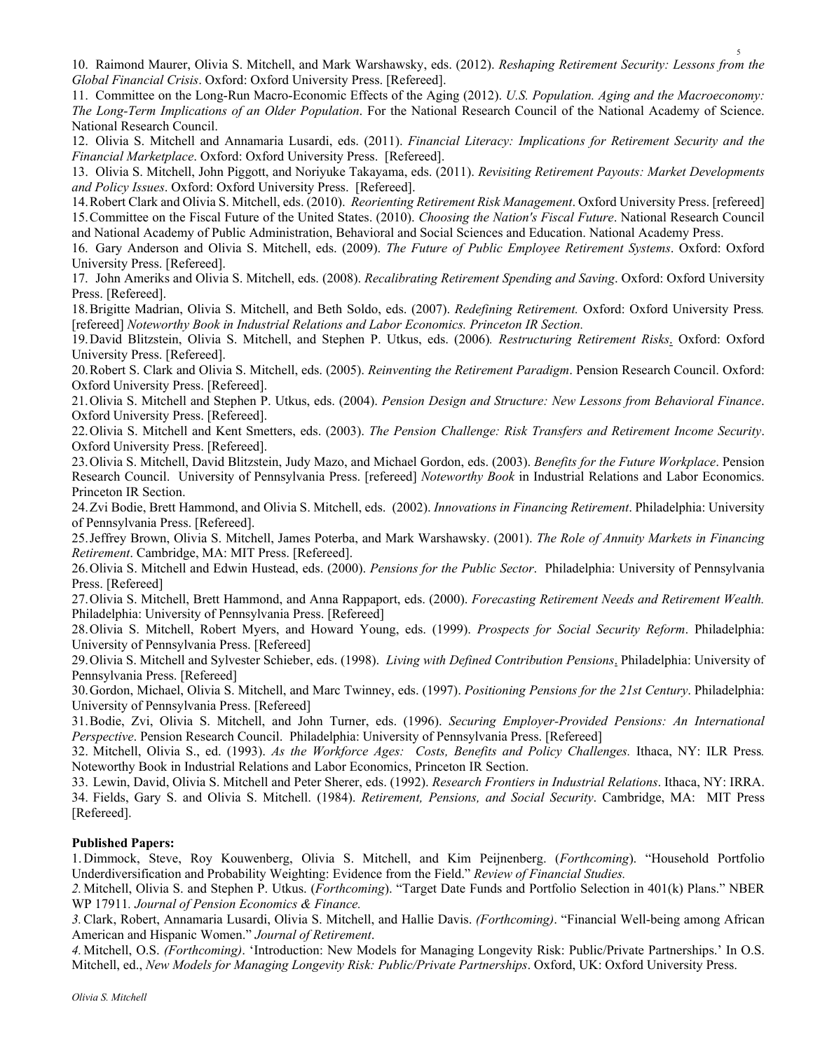10. Raimond Maurer, Olivia S. Mitchell, and Mark Warshawsky, eds. (2012). *Reshaping Retirement Security: Lessons from the Global Financial Crisis*. Oxford: Oxford University Press. [Refereed].

11. Committee on the Long-Run Macro-Economic Effects of the Aging (2012). *U.S. Population. Aging and the Macroeconomy: The Long-Term Implications of an Older Population*. For the National Research Council of the National Academy of Science. National Research Council.

12. Olivia S. Mitchell and Annamaria Lusardi, eds. (2011). *Financial Literacy: Implications for Retirement Security and the Financial Marketplace*. Oxford: Oxford University Press. [Refereed].

13. Olivia S. Mitchell, John Piggott, and Noriyuke Takayama, eds. (2011). *Revisiting Retirement Payouts: Market Developments and Policy Issues*. Oxford: Oxford University Press. [Refereed].

14. Robert Clark and Olivia S. Mitchell, eds. (2010). *Reorienting Retirement Risk Management*. Oxford University Press. [refereed]

15. Committee on the Fiscal Future of the United States. (2010). *Choosing the Nation's Fiscal Future*. National Research Council and National Academy of Public Administration, Behavioral and Social Sciences and Education. National Academy Press.

16. Gary Anderson and Olivia S. Mitchell, eds. (2009). *The Future of Public Employee Retirement Systems*. Oxford: Oxford University Press. [Refereed].

17. John Ameriks and Olivia S. Mitchell, eds. (2008). *Recalibrating Retirement Spending and Saving*. Oxford: Oxford University Press. [Refereed].

18. Brigitte Madrian, Olivia S. Mitchell, and Beth Soldo, eds. (2007). *Redefining Retirement.* Oxford: Oxford University Press*.* [refereed] *Noteworthy Book in Industrial Relations and Labor Economics. Princeton IR Section.*

19. David Blitzstein, Olivia S. Mitchell, and Stephen P. Utkus, eds. (2006)*. Restructuring Retirement Risks*. Oxford: Oxford University Press. [Refereed].

20. Robert S. Clark and Olivia S. Mitchell, eds. (2005). *Reinventing the Retirement Paradigm*. Pension Research Council. Oxford: Oxford University Press. [Refereed].

21. Olivia S. Mitchell and Stephen P. Utkus, eds. (2004). *Pension Design and Structure: New Lessons from Behavioral Finance*. Oxford University Press. [Refereed].

22. Olivia S. Mitchell and Kent Smetters, eds. (2003). *The Pension Challenge: Risk Transfers and Retirement Income Security*. Oxford University Press. [Refereed].

23. Olivia S. Mitchell, David Blitzstein, Judy Mazo, and Michael Gordon, eds. (2003). *Benefits for the Future Workplace*. Pension Research Council. University of Pennsylvania Press. [refereed] *Noteworthy Book* in Industrial Relations and Labor Economics. Princeton IR Section.

24. Zvi Bodie, Brett Hammond, and Olivia S. Mitchell, eds. (2002). *Innovations in Financing Retirement*. Philadelphia: University of Pennsylvania Press. [Refereed].

25. Jeffrey Brown, Olivia S. Mitchell, James Poterba, and Mark Warshawsky. (2001). *The Role of Annuity Markets in Financing Retirement*. Cambridge, MA: MIT Press. [Refereed].

26. Olivia S. Mitchell and Edwin Hustead, eds. (2000). *Pensions for the Public Sector*. Philadelphia: University of Pennsylvania Press. [Refereed]

27. Olivia S. Mitchell, Brett Hammond, and Anna Rappaport, eds. (2000). *Forecasting Retirement Needs and Retirement Wealth.* Philadelphia: University of Pennsylvania Press. [Refereed]

28. Olivia S. Mitchell, Robert Myers, and Howard Young, eds. (1999). *Prospects for Social Security Reform*. Philadelphia: University of Pennsylvania Press. [Refereed]

29. Olivia S. Mitchell and Sylvester Schieber, eds. (1998). *Living with Defined Contribution Pensions*. Philadelphia: University of Pennsylvania Press. [Refereed]

30. Gordon, Michael, Olivia S. Mitchell, and Marc Twinney, eds. (1997). *Positioning Pensions for the 21st Century*. Philadelphia: University of Pennsylvania Press. [Refereed]

31. Bodie, Zvi, Olivia S. Mitchell, and John Turner, eds. (1996). *Securing Employer-Provided Pensions: An International Perspective*. Pension Research Council. Philadelphia: University of Pennsylvania Press. [Refereed]

32. Mitchell, Olivia S., ed. (1993). *As the Workforce Ages: Costs, Benefits and Policy Challenges.* Ithaca, NY: ILR Press*.* Noteworthy Book in Industrial Relations and Labor Economics, Princeton IR Section.

33. Lewin, David, Olivia S. Mitchell and Peter Sherer, eds. (1992). *Research Frontiers in Industrial Relations*. Ithaca, NY: IRRA.

34. Fields, Gary S. and Olivia S. Mitchell. (1984). *Retirement, Pensions, and Social Security*. Cambridge, MA: MIT Press [Refereed].

**Published Papers:**

1. Dimmock, Steve, Roy Kouwenberg, Olivia S. Mitchell, and Kim Peijnenberg. (*Forthcoming*). "Household Portfolio Underdiversification and Probability Weighting: Evidence from the Field." *Review of Financial Studies.*

2. Mitchell, Olivia S. and Stephen P. Utkus. (*Forthcoming*). "Target Date Funds and Portfolio Selection in 401(k) Plans." NBER WP 17911. *Journal of Pension Economics & Finance.*

3. Clark, Robert, Annamaria Lusardi, Olivia S. Mitchell, and Hallie Davis. *(Forthcoming)*. "Financial Well-being among African American and Hispanic Women." *Journal of Retirement*.

4. Mitchell, O.S. *(Forthcoming)*. 'Introduction: New Models for Managing Longevity Risk: Public/Private Partnerships.' In O.S. Mitchell, ed., *New Models for Managing Longevity Risk: Public/Private Partnerships*. Oxford, UK: Oxford University Press.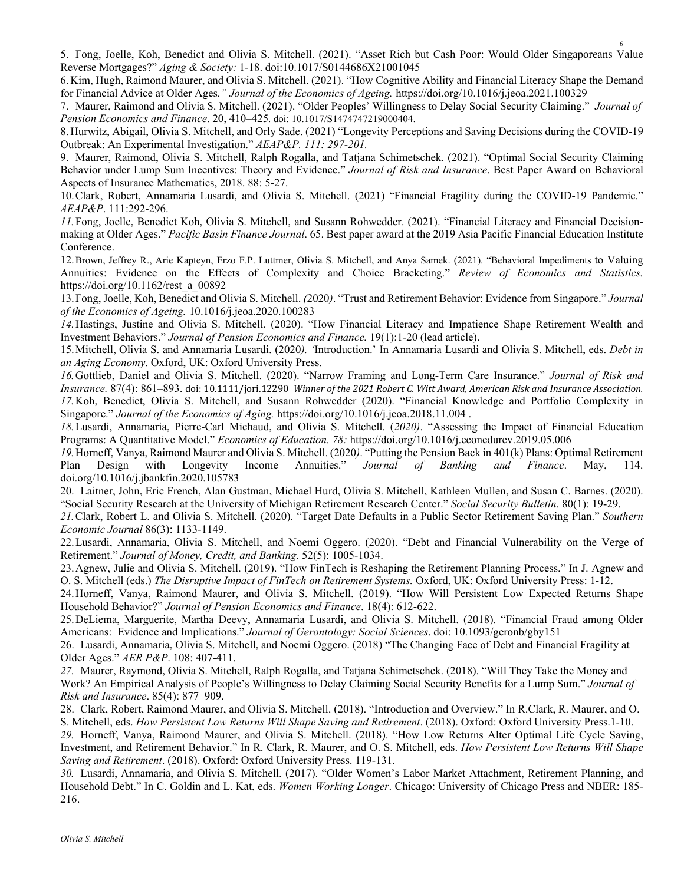5. Fong, Joelle, Koh, Benedict and Olivia S. Mitchell. (2021). "Asset Rich but Cash Poor: Would Older Singaporeans Value Reverse Mortgages?" *Aging & Society:* 1-18. doi:10.1017/S0144686X21001045

6. Kim, Hugh, Raimond Maurer, and Olivia S. Mitchell. (2021). "How Cognitive Ability and Financial Literacy Shape the Demand for Financial Advice at Older Ages*." Journal of the Economics of Ageing.* https://doi.org/10.1016/j.jeoa.2021.100329

7. Maurer, Raimond and Olivia S. Mitchell. (2021). "Older Peoples' Willingness to Delay Social Security Claiming." *Journal of Pension Economics and Finance*. 20, 410–425. doi: 10.1017/S1474747219000404.

8. Hurwitz, Abigail, Olivia S. Mitchell, and Orly Sade. (2021) "Longevity Perceptions and Saving Decisions during the COVID-19 Outbreak: An Experimental Investigation." *AEAP&P. 111: 297-201.*

9. Maurer, Raimond, Olivia S. Mitchell, Ralph Rogalla, and Tatjana Schimetschek. (2021). "Optimal Social Security Claiming Behavior under Lump Sum Incentives: Theory and Evidence." *Journal of Risk and Insurance*. Best Paper Award on Behavioral Aspects of Insurance Mathematics, 2018. 88: 5-27.

10. Clark, Robert, Annamaria Lusardi, and Olivia S. Mitchell. (2021) "Financial Fragility during the COVID-19 Pandemic." *AEAP&P*. 111:292-296.

*11.* Fong, Joelle, Benedict Koh, Olivia S. Mitchell, and Susann Rohwedder. (2021). "Financial Literacy and Financial Decision-making at Older Ages." *Pacific Basin Finance Journal*. 65. Best paper award at the 2019 Asia Pacific Financial Education Institute Conference.

12. Brown, Jeffrey R., Arie Kapteyn, Erzo F.P. Luttmer, Olivia S. Mitchell, and Anya Samek. (2021). "Behavioral Impediments to Valuing Annuities: Evidence on the Effects of Complexity and Choice Bracketing." *Review of Economics and Statistics.* https://doi.org/10.1162/rest_a_00892

13. Fong, Joelle, Koh, Benedict and Olivia S. Mitchell. *(*2020*)*. "Trust and Retirement Behavior: Evidence from Singapore." *Journal of the Economics of Ageing.* 10.1016/j.jeoa.2020.100283

*14.* Hastings, Justine and Olivia S. Mitchell. (2020). "How Financial Literacy and Impatience Shape Retirement Wealth and Investment Behaviors." *Journal of Pension Economics and Finance.* 19(1):1-20 (lead article).

15. Mitchell, Olivia S. and Annamaria Lusardi. (2020*). '*Introduction.' In Annamaria Lusardi and Olivia S. Mitchell, eds. *Debt in an Aging Economy*. Oxford, UK: Oxford University Press.

*16.* Gottlieb, Daniel and Olivia S. Mitchell. (2020). "Narrow Framing and Long-Term Care Insurance." *Journal of Risk and Insurance.* 87(4): 861–893. doi: 10.1111/jori.12290 *Winner of the 2021 Robert C. Witt Award, American Risk and Insurance Association.*

*17.* Koh, Benedict, Olivia S. Mitchell, and Susann Rohwedder (2020). "Financial Knowledge and Portfolio Complexity in Singapore." *Journal of the Economics of Aging.* https://doi.org/10.1016/j.jeoa.2018.11.004 .

*18.* Lusardi, Annamaria, Pierre-Carl Michaud, and Olivia S. Mitchell. (*2020)*. "Assessing the Impact of Financial Education Programs: A Quantitative Model." *Economics of Education. 78:* https://doi.org/10.1016/j.econedurev.2019.05.006

*19.* Horneff, Vanya, Raimond Maurer and Olivia S. Mitchell. (2020*)*. "Putting the Pension Back in 401(k) Plans: Optimal Retirement Plan Design with Longevity Income Annuities." *Journal of Banking and Finance*. May, 114. doi.org/10.1016/j.jbankfin.2020.105783

20. Laitner, John, Eric French, Alan Gustman, Michael Hurd, Olivia S. Mitchell, Kathleen Mullen, and Susan C. Barnes. (2020). "Social Security Research at the University of Michigan Retirement Research Center." *Social Security Bulletin*. 80(1): 19-29.

*21.* Clark, Robert L. and Olivia S. Mitchell. (2020). "Target Date Defaults in a Public Sector Retirement Saving Plan." *Southern Economic Journal* 86(3): 1133-1149.

22. Lusardi, Annamaria, Olivia S. Mitchell, and Noemi Oggero. (2020). "Debt and Financial Vulnerability on the Verge of Retirement." *Journal of Money, Credit, and Banking*. 52(5): 1005-1034.

23. Agnew, Julie and Olivia S. Mitchell. (2019). "How FinTech is Reshaping the Retirement Planning Process." In J. Agnew and O. S. Mitchell (eds.) *The Disruptive Impact of FinTech on Retirement Systems.* Oxford, UK: Oxford University Press: 1-12.

24. Horneff, Vanya, Raimond Maurer, and Olivia S. Mitchell. (2019). "How Will Persistent Low Expected Returns Shape Household Behavior?" *Journal of Pension Economics and Finance*. 18(4): 612-622.

25. DeLiema, Marguerite, Martha Deevy, Annamaria Lusardi, and Olivia S. Mitchell. (2018). "Financial Fraud among Older Americans: Evidence and Implications." *Journal of Gerontology: Social Sciences*. doi: 10.1093/geronb/gby151

26. Lusardi, Annamaria, Olivia S. Mitchell, and Noemi Oggero. (2018) "The Changing Face of Debt and Financial Fragility at Older Ages." *AER P&P*. 108: 407-411.

*27.* Maurer, Raymond, Olivia S. Mitchell, Ralph Rogalla, and Tatjana Schimetschek. (2018). "Will They Take the Money and Work? An Empirical Analysis of People's Willingness to Delay Claiming Social Security Benefits for a Lump Sum." *Journal of Risk and Insurance*. 85(4): 877–909.

28. Clark, Robert, Raimond Maurer, and Olivia S. Mitchell. (2018). "Introduction and Overview." In R.Clark, R. Maurer, and O. S. Mitchell, eds. *How Persistent Low Returns Will Shape Saving and Retirement*. (2018). Oxford: Oxford University Press.1-10.

*29.* Horneff, Vanya, Raimond Maurer, and Olivia S. Mitchell. (2018). "How Low Returns Alter Optimal Life Cycle Saving, Investment, and Retirement Behavior." In R. Clark, R. Maurer, and O. S. Mitchell, eds. *How Persistent Low Returns Will Shape Saving and Retirement*. (2018). Oxford: Oxford University Press. 119-131.

*30.* Lusardi, Annamaria, and Olivia S. Mitchell. (2017). "Older Women's Labor Market Attachment, Retirement Planning, and Household Debt." In C. Goldin and L. Kat, eds. *Women Working Longer*. Chicago: University of Chicago Press and NBER: 185-216.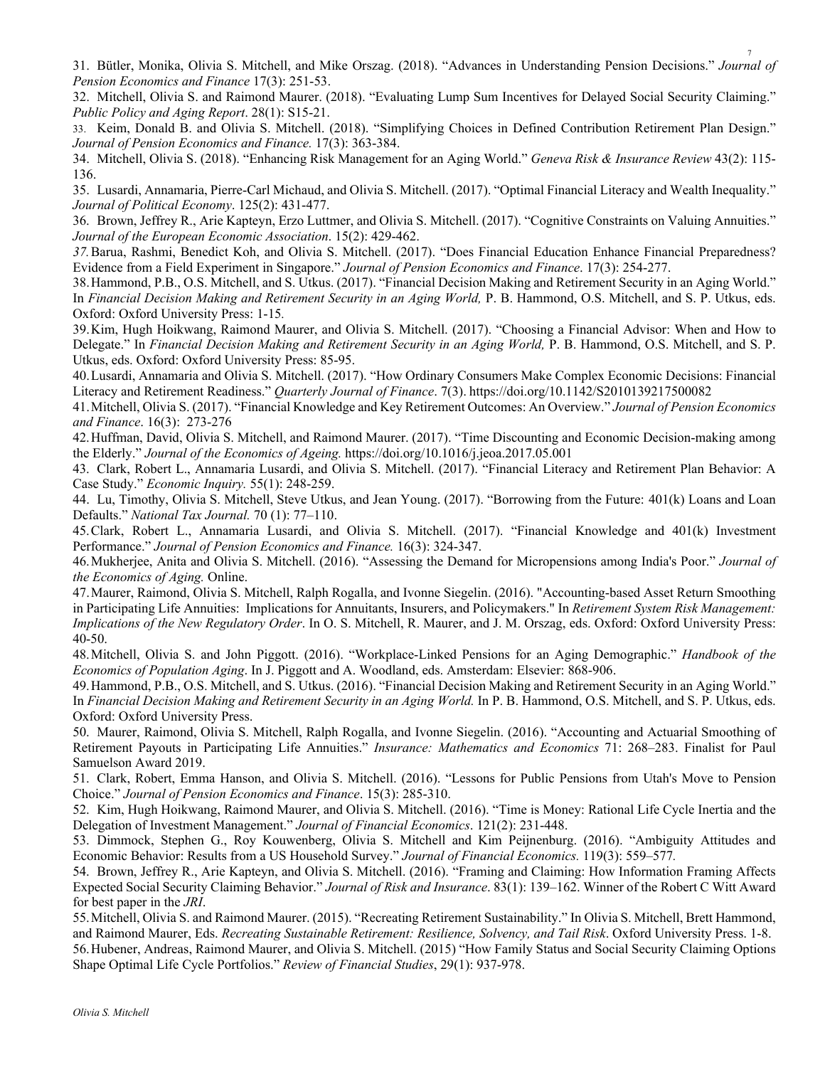31. Bütler, Monika, Olivia S. Mitchell, and Mike Orszag. (2018). "Advances in Understanding Pension Decisions." *Journal of Pension Economics and Finance* 17(3): 251-53.

32. Mitchell, Olivia S. and Raimond Maurer. (2018). "Evaluating Lump Sum Incentives for Delayed Social Security Claiming." *Public Policy and Aging Report*. 28(1): S15-21.

33. Keim, Donald B. and Olivia S. Mitchell. (2018). "Simplifying Choices in Defined Contribution Retirement Plan Design." *Journal of Pension Economics and Finance.* 17(3): 363-384.

34. Mitchell, Olivia S. (2018). "Enhancing Risk Management for an Aging World." *Geneva Risk & Insurance Review* 43(2): 115-136.

35. Lusardi, Annamaria, Pierre-Carl Michaud, and Olivia S. Mitchell. (2017). "Optimal Financial Literacy and Wealth Inequality." *Journal of Political Economy*. 125(2): 431-477.

36. Brown, Jeffrey R., Arie Kapteyn, Erzo Luttmer, and Olivia S. Mitchell. (2017). "Cognitive Constraints on Valuing Annuities." *Journal of the European Economic Association*. 15(2): 429-462.

37. Barua, Rashmi, Benedict Koh, and Olivia S. Mitchell. (2017). "Does Financial Education Enhance Financial Preparedness? Evidence from a Field Experiment in Singapore." *Journal of Pension Economics and Finance*. 17(3): 254-277.

38. Hammond, P.B., O.S. Mitchell, and S. Utkus. (2017). "Financial Decision Making and Retirement Security in an Aging World." In *Financial Decision Making and Retirement Security in an Aging World,* P. B. Hammond, O.S. Mitchell, and S. P. Utkus, eds. Oxford: Oxford University Press: 1-15.

39. Kim, Hugh Hoikwang, Raimond Maurer, and Olivia S. Mitchell. (2017). "Choosing a Financial Advisor: When and How to Delegate." In *Financial Decision Making and Retirement Security in an Aging World,* P. B. Hammond, O.S. Mitchell, and S. P. Utkus, eds. Oxford: Oxford University Press: 85-95.

40. Lusardi, Annamaria and Olivia S. Mitchell. (2017). "How Ordinary Consumers Make Complex Economic Decisions: Financial Literacy and Retirement Readiness." *Quarterly Journal of Finance*. 7(3). https://doi.org/10.1142/S2010139217500082

41. Mitchell, Olivia S. (2017). "Financial Knowledge and Key Retirement Outcomes: An Overview." *Journal of Pension Economics and Finance*. 16(3): 273-276

42. Huffman, David, Olivia S. Mitchell, and Raimond Maurer. (2017). "Time Discounting and Economic Decision-making among the Elderly." *Journal of the Economics of Ageing.* https://doi.org/10.1016/j.jeoa.2017.05.001

43. Clark, Robert L., Annamaria Lusardi, and Olivia S. Mitchell. (2017). "Financial Literacy and Retirement Plan Behavior: A Case Study." *Economic Inquiry.* 55(1): 248-259.

44. Lu, Timothy, Olivia S. Mitchell, Steve Utkus, and Jean Young. (2017). "Borrowing from the Future: 401(k) Loans and Loan Defaults." *National Tax Journal.* 70 (1): 77–110.

45. Clark, Robert L., Annamaria Lusardi, and Olivia S. Mitchell. (2017). "Financial Knowledge and 401(k) Investment Performance." *Journal of Pension Economics and Finance.* 16(3): 324-347.

46. Mukherjee, Anita and Olivia S. Mitchell. (2016). "Assessing the Demand for Micropensions among India's Poor." *Journal of the Economics of Aging.* Online.

47. Maurer, Raimond, Olivia S. Mitchell, Ralph Rogalla, and Ivonne Siegelin. (2016). "Accounting-based Asset Return Smoothing in Participating Life Annuities: Implications for Annuitants, Insurers, and Policymakers." In *Retirement System Risk Management: Implications of the New Regulatory Order*. In O. S. Mitchell, R. Maurer, and J. M. Orszag, eds. Oxford: Oxford University Press: 40-50.

48. Mitchell, Olivia S. and John Piggott. (2016). "Workplace-Linked Pensions for an Aging Demographic." *Handbook of the Economics of Population Aging*. In J. Piggott and A. Woodland, eds. Amsterdam: Elsevier: 868-906.

49. Hammond, P.B., O.S. Mitchell, and S. Utkus. (2016). "Financial Decision Making and Retirement Security in an Aging World." In *Financial Decision Making and Retirement Security in an Aging World.* In P. B. Hammond, O.S. Mitchell, and S. P. Utkus, eds. Oxford: Oxford University Press.

50. Maurer, Raimond, Olivia S. Mitchell, Ralph Rogalla, and Ivonne Siegelin. (2016). "Accounting and Actuarial Smoothing of Retirement Payouts in Participating Life Annuities." *Insurance: Mathematics and Economics* 71: 268–283. Finalist for Paul Samuelson Award 2019.

51. Clark, Robert, Emma Hanson, and Olivia S. Mitchell. (2016). "Lessons for Public Pensions from Utah's Move to Pension Choice." *Journal of Pension Economics and Finance*. 15(3): 285-310.

52. Kim, Hugh Hoikwang, Raimond Maurer, and Olivia S. Mitchell. (2016). "Time is Money: Rational Life Cycle Inertia and the Delegation of Investment Management." *Journal of Financial Economics*. 121(2): 231-448.

53. Dimmock, Stephen G., Roy Kouwenberg, Olivia S. Mitchell and Kim Peijnenburg. (2016). "Ambiguity Attitudes and Economic Behavior: Results from a US Household Survey." *Journal of Financial Economics.* 119(3): 559–577.

54. Brown, Jeffrey R., Arie Kapteyn, and Olivia S. Mitchell. (2016). "Framing and Claiming: How Information Framing Affects Expected Social Security Claiming Behavior." *Journal of Risk and Insurance*. 83(1): 139–162. Winner of the Robert C Witt Award for best paper in the *JRI*.

55. Mitchell, Olivia S. and Raimond Maurer. (2015). "Recreating Retirement Sustainability." In Olivia S. Mitchell, Brett Hammond, and Raimond Maurer, Eds. *Recreating Sustainable Retirement: Resilience, Solvency, and Tail Risk*. Oxford University Press. 1-8.

56. Hubener, Andreas, Raimond Maurer, and Olivia S. Mitchell. (2015) "How Family Status and Social Security Claiming Options Shape Optimal Life Cycle Portfolios." *Review of Financial Studies*, 29(1): 937-978.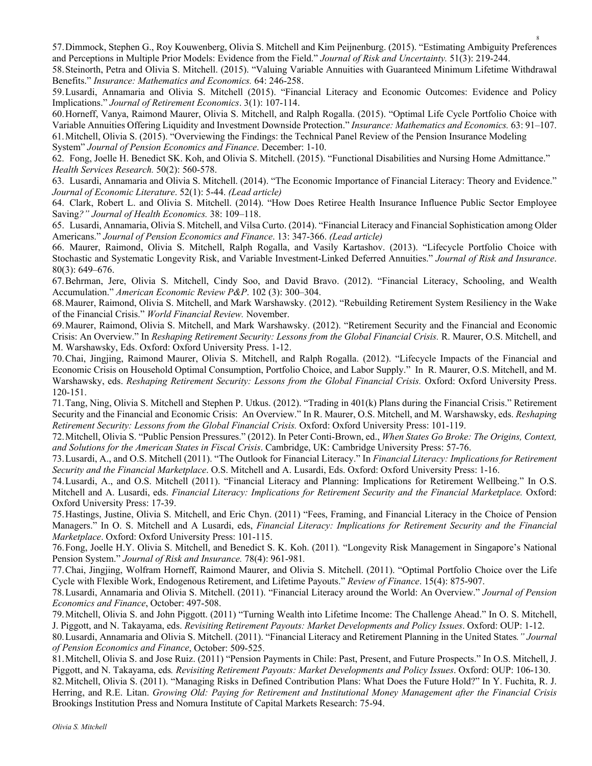57. Dimmock, Stephen G., Roy Kouwenberg, Olivia S. Mitchell and Kim Peijnenburg. (2015). "Estimating Ambiguity Preferences and Perceptions in Multiple Prior Models: Evidence from the Field." *Journal of Risk and Uncertainty.* 51(3): 219-244.
58. Steinorth, Petra and Olivia S. Mitchell. (2015). "Valuing Variable Annuities with Guaranteed Minimum Lifetime Withdrawal Benefits." *Insurance: Mathematics and Economics.* 64: 246-258.
59. Lusardi, Annamaria and Olivia S. Mitchell (2015). "Financial Literacy and Economic Outcomes: Evidence and Policy Implications." *Journal of Retirement Economics*. 3(1): 107-114.
60. Horneff, Vanya, Raimond Maurer, Olivia S. Mitchell, and Ralph Rogalla. (2015). "Optimal Life Cycle Portfolio Choice with Variable Annuities Offering Liquidity and Investment Downside Protection." *Insurance: Mathematics and Economics.* 63: 91–107.
61. Mitchell, Olivia S. (2015). "Overviewing the Findings: the Technical Panel Review of the Pension Insurance Modeling System" *Journal of Pension Economics and Finance*. December: 1-10.
62. Fong, Joelle H. Benedict SK. Koh, and Olivia S. Mitchell. (2015). "Functional Disabilities and Nursing Home Admittance." *Health Services Research.* 50(2): 560-578.
63. Lusardi, Annamaria and Olivia S. Mitchell. (2014). "The Economic Importance of Financial Literacy: Theory and Evidence." *Journal of Economic Literature*. 52(1): 5-44. *(Lead article)*
64. Clark, Robert L. and Olivia S. Mitchell. (2014). "How Does Retiree Health Insurance Influence Public Sector Employee Saving*?" Journal of Health Economics.* 38: 109–118.
65. Lusardi, Annamaria, Olivia S. Mitchell, and Vilsa Curto. (2014). "Financial Literacy and Financial Sophistication among Older Americans." *Journal of Pension Economics and Finance*. 13: 347-366. *(Lead article)*
66. Maurer, Raimond, Olivia S. Mitchell, Ralph Rogalla, and Vasily Kartashov. (2013). "Lifecycle Portfolio Choice with Stochastic and Systematic Longevity Risk, and Variable Investment-Linked Deferred Annuities." *Journal of Risk and Insurance*. 80(3): 649–676.
67. Behrman, Jere, Olivia S. Mitchell, Cindy Soo, and David Bravo. (2012). "Financial Literacy, Schooling, and Wealth Accumulation." *American Economic Review P&P*. 102 (3): 300–304.
68. Maurer, Raimond, Olivia S. Mitchell, and Mark Warshawsky. (2012). "Rebuilding Retirement System Resiliency in the Wake of the Financial Crisis." *World Financial Review.* November.
69. Maurer, Raimond, Olivia S. Mitchell, and Mark Warshawsky. (2012). "Retirement Security and the Financial and Economic Crisis: An Overview." In *Reshaping Retirement Security: Lessons from the Global Financial Crisis.* R. Maurer, O.S. Mitchell, and M. Warshawsky, Eds. Oxford: Oxford University Press. 1-12.
70. Chai, Jingjing, Raimond Maurer, Olivia S. Mitchell, and Ralph Rogalla. (2012). "Lifecycle Impacts of the Financial and Economic Crisis on Household Optimal Consumption, Portfolio Choice, and Labor Supply." In R. Maurer, O.S. Mitchell, and M. Warshawsky, eds. *Reshaping Retirement Security: Lessons from the Global Financial Crisis.* Oxford: Oxford University Press. 120-151.
71. Tang, Ning, Olivia S. Mitchell and Stephen P. Utkus. (2012). "Trading in 401(k) Plans during the Financial Crisis." Retirement Security and the Financial and Economic Crisis: An Overview." In R. Maurer, O.S. Mitchell, and M. Warshawsky, eds. *Reshaping Retirement Security: Lessons from the Global Financial Crisis.* Oxford: Oxford University Press: 101-119.
72. Mitchell, Olivia S. "Public Pension Pressures." (2012). In Peter Conti-Brown, ed., *When States Go Broke: The Origins, Context, and Solutions for the American States in Fiscal Crisis*. Cambridge, UK: Cambridge University Press: 57-76.
73. Lusardi, A., and O.S. Mitchell (2011). "The Outlook for Financial Literacy." In *Financial Literacy: Implications for Retirement Security and the Financial Marketplace*. O.S. Mitchell and A. Lusardi, Eds. Oxford: Oxford University Press: 1-16.
74. Lusardi, A., and O.S. Mitchell (2011). "Financial Literacy and Planning: Implications for Retirement Wellbeing." In O.S. Mitchell and A. Lusardi, eds. *Financial Literacy: Implications for Retirement Security and the Financial Marketplace.* Oxford: Oxford University Press: 17-39.
75. Hastings, Justine, Olivia S. Mitchell, and Eric Chyn. (2011) "Fees, Framing, and Financial Literacy in the Choice of Pension Managers." In O. S. Mitchell and A Lusardi, eds, *Financial Literacy: Implications for Retirement Security and the Financial Marketplace*. Oxford: Oxford University Press: 101-115.
76. Fong, Joelle H.Y. Olivia S. Mitchell, and Benedict S. K. Koh. (2011). "Longevity Risk Management in Singapore's National Pension System." *Journal of Risk and Insurance.* 78(4): 961-981.
77. Chai, Jingjing, Wolfram Horneff, Raimond Maurer, and Olivia S. Mitchell. (2011). "Optimal Portfolio Choice over the Life Cycle with Flexible Work, Endogenous Retirement, and Lifetime Payouts." *Review of Finance*. 15(4): 875-907.
78. Lusardi, Annamaria and Olivia S. Mitchell. (2011). "Financial Literacy around the World: An Overview." *Journal of Pension Economics and Finance*, October: 497-508.
79. Mitchell, Olivia S. and John Piggott. (2011) "Turning Wealth into Lifetime Income: The Challenge Ahead." In O. S. Mitchell, J. Piggott, and N. Takayama, eds. *Revisiting Retirement Payouts: Market Developments and Policy Issues*. Oxford: OUP: 1-12.
80. Lusardi, Annamaria and Olivia S. Mitchell. (2011). "Financial Literacy and Retirement Planning in the United States*." Journal of Pension Economics and Finance*, October: 509-525.
81. Mitchell, Olivia S. and Jose Ruiz. (2011) "Pension Payments in Chile: Past, Present, and Future Prospects." In O.S. Mitchell, J. Piggott, and N. Takayama, eds*. Revisiting Retirement Payouts: Market Developments and Policy Issues*. Oxford: OUP: 106-130.
82. Mitchell, Olivia S. (2011). "Managing Risks in Defined Contribution Plans: What Does the Future Hold?" In Y. Fuchita, R. J. Herring, and R.E. Litan. *Growing Old: Paying for Retirement and Institutional Money Management after the Financial Crisis* Brookings Institution Press and Nomura Institute of Capital Markets Research: 75-94.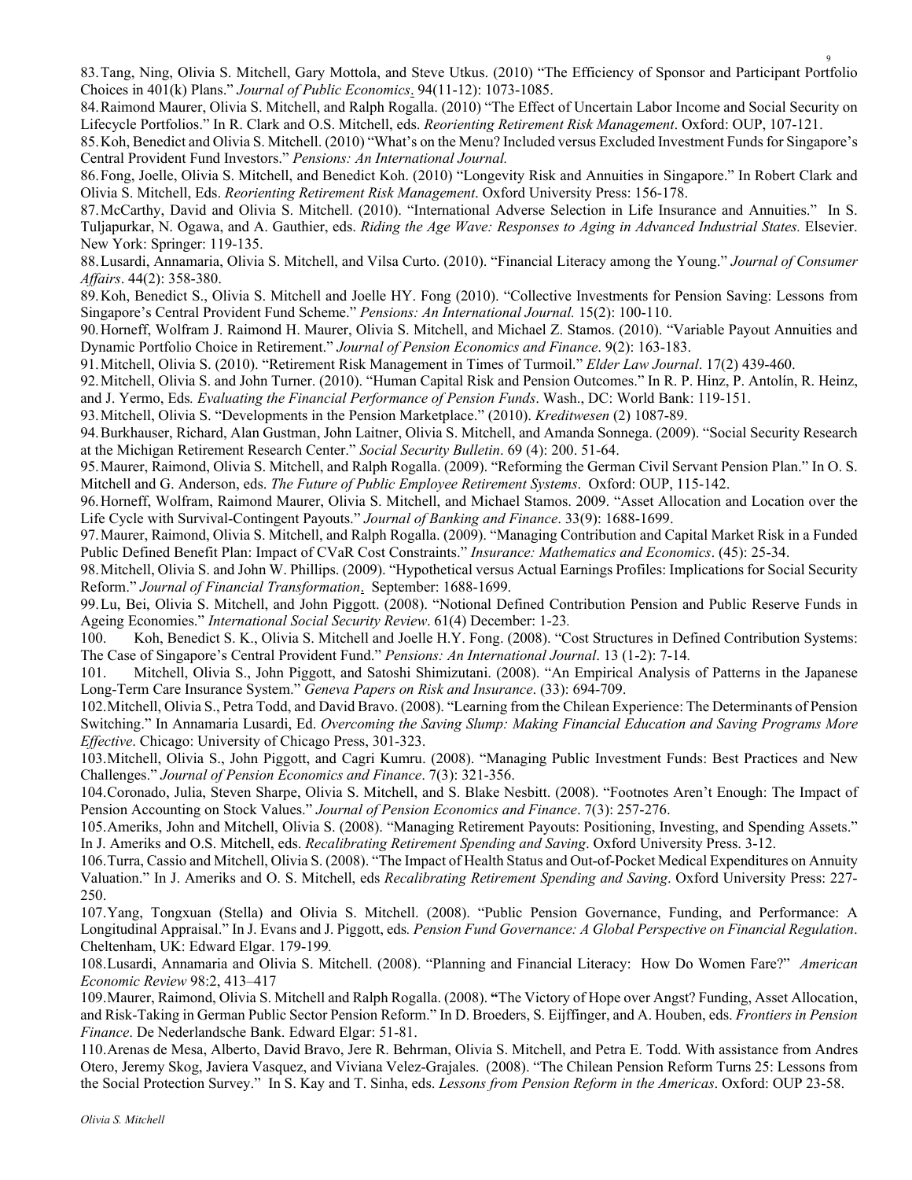83. Tang, Ning, Olivia S. Mitchell, Gary Mottola, and Steve Utkus. (2010) "The Efficiency of Sponsor and Participant Portfolio Choices in 401(k) Plans." *Journal of Public Economics*. 94(11-12): 1073-1085.

84. Raimond Maurer, Olivia S. Mitchell, and Ralph Rogalla. (2010) "The Effect of Uncertain Labor Income and Social Security on Lifecycle Portfolios." In R. Clark and O.S. Mitchell, eds. *Reorienting Retirement Risk Management*. Oxford: OUP, 107-121.

85. Koh, Benedict and Olivia S. Mitchell. (2010) "What's on the Menu? Included versus Excluded Investment Funds for Singapore's Central Provident Fund Investors." *Pensions: An International Journal.*

86. Fong, Joelle, Olivia S. Mitchell, and Benedict Koh. (2010) "Longevity Risk and Annuities in Singapore." In Robert Clark and Olivia S. Mitchell, Eds. *Reorienting Retirement Risk Management*. Oxford University Press: 156-178.

87. McCarthy, David and Olivia S. Mitchell. (2010). "International Adverse Selection in Life Insurance and Annuities." In S. Tuljapurkar, N. Ogawa, and A. Gauthier, eds. *Riding the Age Wave: Responses to Aging in Advanced Industrial States.* Elsevier. New York: Springer: 119-135.

88. Lusardi, Annamaria, Olivia S. Mitchell, and Vilsa Curto. (2010). "Financial Literacy among the Young." *Journal of Consumer Affairs*. 44(2): 358-380.

89. Koh, Benedict S., Olivia S. Mitchell and Joelle HY. Fong (2010). "Collective Investments for Pension Saving: Lessons from Singapore's Central Provident Fund Scheme." *Pensions: An International Journal.* 15(2): 100-110.

90. Horneff, Wolfram J. Raimond H. Maurer, Olivia S. Mitchell, and Michael Z. Stamos. (2010). "Variable Payout Annuities and Dynamic Portfolio Choice in Retirement." *Journal of Pension Economics and Finance*. 9(2): 163-183.

91. Mitchell, Olivia S. (2010). "Retirement Risk Management in Times of Turmoil." *Elder Law Journal*. 17(2) 439-460.

92. Mitchell, Olivia S. and John Turner. (2010). "Human Capital Risk and Pension Outcomes." In R. P. Hinz, P. Antolín, R. Heinz, and J. Yermo, Eds*. Evaluating the Financial Performance of Pension Funds*. Wash., DC: World Bank: 119-151.

93. Mitchell, Olivia S. "Developments in the Pension Marketplace." (2010). *Kreditwesen* (2) 1087-89.

94. Burkhauser, Richard, Alan Gustman, John Laitner, Olivia S. Mitchell, and Amanda Sonnega. (2009). "Social Security Research at the Michigan Retirement Research Center." *Social Security Bulletin*. 69 (4): 200. 51-64.

95. Maurer, Raimond, Olivia S. Mitchell, and Ralph Rogalla. (2009). "Reforming the German Civil Servant Pension Plan." In O. S. Mitchell and G. Anderson, eds. *The Future of Public Employee Retirement Systems*. Oxford: OUP, 115-142.

96. Horneff, Wolfram, Raimond Maurer, Olivia S. Mitchell, and Michael Stamos. 2009. "Asset Allocation and Location over the Life Cycle with Survival-Contingent Payouts." *Journal of Banking and Finance*. 33(9): 1688-1699.

97. Maurer, Raimond, Olivia S. Mitchell, and Ralph Rogalla. (2009). "Managing Contribution and Capital Market Risk in a Funded Public Defined Benefit Plan: Impact of CVaR Cost Constraints." *Insurance: Mathematics and Economics*. (45): 25-34.

98. Mitchell, Olivia S. and John W. Phillips. (2009). "Hypothetical versus Actual Earnings Profiles: Implications for Social Security Reform." *Journal of Financial Transformation*. September: 1688-1699.

99. Lu, Bei, Olivia S. Mitchell, and John Piggott. (2008). "Notional Defined Contribution Pension and Public Reserve Funds in Ageing Economies." *International Social Security Review*. 61(4) December: 1-23*.*

100. Koh, Benedict S. K., Olivia S. Mitchell and Joelle H.Y. Fong. (2008). "Cost Structures in Defined Contribution Systems: The Case of Singapore's Central Provident Fund." *Pensions: An International Journal*. 13 (1-2): 7-14*.*

101. Mitchell, Olivia S., John Piggott, and Satoshi Shimizutani. (2008). "An Empirical Analysis of Patterns in the Japanese Long-Term Care Insurance System." *Geneva Papers on Risk and Insurance*. (33): 694-709.

102. Mitchell, Olivia S., Petra Todd, and David Bravo. (2008). "Learning from the Chilean Experience: The Determinants of Pension Switching." In Annamaria Lusardi, Ed. *Overcoming the Saving Slump: Making Financial Education and Saving Programs More Effective*. Chicago: University of Chicago Press, 301-323.

103. Mitchell, Olivia S., John Piggott, and Cagri Kumru. (2008). "Managing Public Investment Funds: Best Practices and New Challenges." *Journal of Pension Economics and Finance*. 7(3): 321-356.

104. Coronado, Julia, Steven Sharpe, Olivia S. Mitchell, and S. Blake Nesbitt. (2008). "Footnotes Aren't Enough: The Impact of Pension Accounting on Stock Values." *Journal of Pension Economics and Finance*. 7(3): 257-276.

105. Ameriks, John and Mitchell, Olivia S. (2008). "Managing Retirement Payouts: Positioning, Investing, and Spending Assets." In J. Ameriks and O.S. Mitchell, eds. *Recalibrating Retirement Spending and Saving*. Oxford University Press. 3-12.

106. Turra, Cassio and Mitchell, Olivia S. (2008). "The Impact of Health Status and Out-of-Pocket Medical Expenditures on Annuity Valuation." In J. Ameriks and O. S. Mitchell, eds *Recalibrating Retirement Spending and Saving*. Oxford University Press: 227-250.

107. Yang, Tongxuan (Stella) and Olivia S. Mitchell. (2008). "Public Pension Governance, Funding, and Performance: A Longitudinal Appraisal." In J. Evans and J. Piggott, eds*. Pension Fund Governance: A Global Perspective on Financial Regulation*. Cheltenham, UK: Edward Elgar. 179-199*.*

108. Lusardi, Annamaria and Olivia S. Mitchell. (2008). "Planning and Financial Literacy: How Do Women Fare?" *American Economic Review* 98:2, 413–417

109. Maurer, Raimond, Olivia S. Mitchell and Ralph Rogalla. (2008). **"**The Victory of Hope over Angst? Funding, Asset Allocation, and Risk-Taking in German Public Sector Pension Reform." In D. Broeders, S. Eijffinger, and A. Houben, eds. *Frontiers in Pension Finance*. De Nederlandsche Bank. Edward Elgar: 51-81.

110. Arenas de Mesa, Alberto, David Bravo, Jere R. Behrman, Olivia S. Mitchell, and Petra E. Todd. With assistance from Andres Otero, Jeremy Skog, Javiera Vasquez, and Viviana Velez-Grajales. (2008). "The Chilean Pension Reform Turns 25: Lessons from the Social Protection Survey." In S. Kay and T. Sinha, eds. *Lessons from Pension Reform in the Americas*. Oxford: OUP 23-58.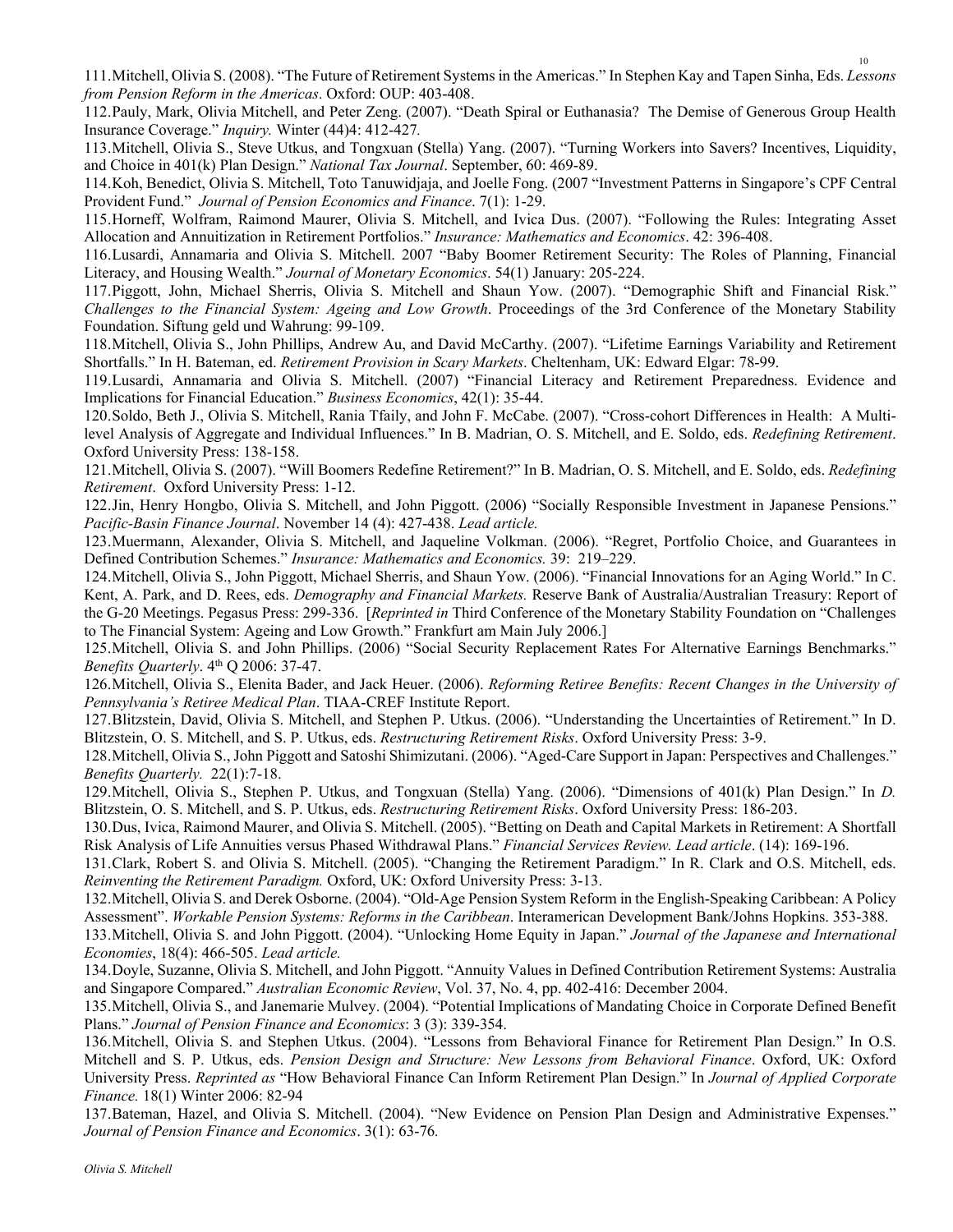111.Mitchell, Olivia S. (2008). "The Future of Retirement Systems in the Americas." In Stephen Kay and Tapen Sinha, Eds. *Lessons from Pension Reform in the Americas*. Oxford: OUP: 403-408.

112.Pauly, Mark, Olivia Mitchell, and Peter Zeng. (2007). "Death Spiral or Euthanasia? The Demise of Generous Group Health Insurance Coverage." *Inquiry.* Winter (44)4: 412-427.

113.Mitchell, Olivia S., Steve Utkus, and Tongxuan (Stella) Yang. (2007). "Turning Workers into Savers? Incentives, Liquidity, and Choice in 401(k) Plan Design." *National Tax Journal*. September, 60: 469-89.

114.Koh, Benedict, Olivia S. Mitchell, Toto Tanuwidjaja, and Joelle Fong. (2007 "Investment Patterns in Singapore's CPF Central Provident Fund." *Journal of Pension Economics and Finance*. 7(1): 1-29.

115.Horneff, Wolfram, Raimond Maurer, Olivia S. Mitchell, and Ivica Dus. (2007). "Following the Rules: Integrating Asset Allocation and Annuitization in Retirement Portfolios." *Insurance: Mathematics and Economics*. 42: 396-408.

116.Lusardi, Annamaria and Olivia S. Mitchell. 2007 "Baby Boomer Retirement Security: The Roles of Planning, Financial Literacy, and Housing Wealth." *Journal of Monetary Economics*. 54(1) January: 205-224.

117.Piggott, John, Michael Sherris, Olivia S. Mitchell and Shaun Yow. (2007). "Demographic Shift and Financial Risk." *Challenges to the Financial System: Ageing and Low Growth*. Proceedings of the 3rd Conference of the Monetary Stability Foundation. Siftung geld und Wahrung: 99-109.

118.Mitchell, Olivia S., John Phillips, Andrew Au, and David McCarthy. (2007). "Lifetime Earnings Variability and Retirement Shortfalls." In H. Bateman, ed. *Retirement Provision in Scary Markets*. Cheltenham, UK: Edward Elgar: 78-99.

119.Lusardi, Annamaria and Olivia S. Mitchell. (2007) "Financial Literacy and Retirement Preparedness. Evidence and Implications for Financial Education." *Business Economics*, 42(1): 35-44.

120.Soldo, Beth J., Olivia S. Mitchell, Rania Tfaily, and John F. McCabe. (2007). "Cross-cohort Differences in Health: A Multi-level Analysis of Aggregate and Individual Influences." In B. Madrian, O. S. Mitchell, and E. Soldo, eds. *Redefining Retirement*. Oxford University Press: 138-158.

121.Mitchell, Olivia S. (2007). "Will Boomers Redefine Retirement?" In B. Madrian, O. S. Mitchell, and E. Soldo, eds. *Redefining Retirement*. Oxford University Press: 1-12.

122.Jin, Henry Hongbo, Olivia S. Mitchell, and John Piggott. (2006) "Socially Responsible Investment in Japanese Pensions." *Pacific-Basin Finance Journal*. November 14 (4): 427-438. *Lead article.*

123.Muermann, Alexander, Olivia S. Mitchell, and Jaqueline Volkman. (2006). "Regret, Portfolio Choice, and Guarantees in Defined Contribution Schemes." *Insurance: Mathematics and Economics.* 39: 219–229.

124.Mitchell, Olivia S., John Piggott, Michael Sherris, and Shaun Yow. (2006). "Financial Innovations for an Aging World." In C. Kent, A. Park, and D. Rees, eds. *Demography and Financial Markets.* Reserve Bank of Australia/Australian Treasury: Report of the G-20 Meetings. Pegasus Press: 299-336. [*Reprinted in* Third Conference of the Monetary Stability Foundation on "Challenges to The Financial System: Ageing and Low Growth." Frankfurt am Main July 2006.]

125.Mitchell, Olivia S. and John Phillips. (2006) "Social Security Replacement Rates For Alternative Earnings Benchmarks." *Benefits Quarterly*. 4th Q 2006: 37-47.

126.Mitchell, Olivia S., Elenita Bader, and Jack Heuer. (2006). *Reforming Retiree Benefits: Recent Changes in the University of Pennsylvania's Retiree Medical Plan*. TIAA-CREF Institute Report.

127.Blitzstein, David, Olivia S. Mitchell, and Stephen P. Utkus. (2006). "Understanding the Uncertainties of Retirement." In D. Blitzstein, O. S. Mitchell, and S. P. Utkus, eds. *Restructuring Retirement Risks*. Oxford University Press: 3-9.

128.Mitchell, Olivia S., John Piggott and Satoshi Shimizutani. (2006). "Aged-Care Support in Japan: Perspectives and Challenges." *Benefits Quarterly.* 22(1):7-18.

129.Mitchell, Olivia S., Stephen P. Utkus, and Tongxuan (Stella) Yang. (2006). "Dimensions of 401(k) Plan Design." In *D.* Blitzstein, O. S. Mitchell, and S. P. Utkus, eds. *Restructuring Retirement Risks*. Oxford University Press: 186-203.

130.Dus, Ivica, Raimond Maurer, and Olivia S. Mitchell. (2005). "Betting on Death and Capital Markets in Retirement: A Shortfall Risk Analysis of Life Annuities versus Phased Withdrawal Plans." *Financial Services Review. Lead article*. (14): 169-196.

131.Clark, Robert S. and Olivia S. Mitchell. (2005). "Changing the Retirement Paradigm." In R. Clark and O.S. Mitchell, eds. *Reinventing the Retirement Paradigm.* Oxford, UK: Oxford University Press: 3-13.

132.Mitchell, Olivia S. and Derek Osborne. (2004). "Old-Age Pension System Reform in the English-Speaking Caribbean: A Policy Assessment". *Workable Pension Systems: Reforms in the Caribbean*. Interamerican Development Bank/Johns Hopkins. 353-388.

133.Mitchell, Olivia S. and John Piggott. (2004). "Unlocking Home Equity in Japan." *Journal of the Japanese and International Economies*, 18(4): 466-505. *Lead article.*

134.Doyle, Suzanne, Olivia S. Mitchell, and John Piggott. "Annuity Values in Defined Contribution Retirement Systems: Australia and Singapore Compared." *Australian Economic Review*, Vol. 37, No. 4, pp. 402-416: December 2004.

135.Mitchell, Olivia S., and Janemarie Mulvey. (2004). "Potential Implications of Mandating Choice in Corporate Defined Benefit Plans." *Journal of Pension Finance and Economics*: 3 (3): 339-354.

136.Mitchell, Olivia S. and Stephen Utkus. (2004). "Lessons from Behavioral Finance for Retirement Plan Design." In O.S. Mitchell and S. P. Utkus, eds. *Pension Design and Structure: New Lessons from Behavioral Finance*. Oxford, UK: Oxford University Press. *Reprinted as* "How Behavioral Finance Can Inform Retirement Plan Design." In *Journal of Applied Corporate Finance.* 18(1) Winter 2006: 82-94

137.Bateman, Hazel, and Olivia S. Mitchell. (2004). "New Evidence on Pension Plan Design and Administrative Expenses." *Journal of Pension Finance and Economics*. 3(1): 63-76.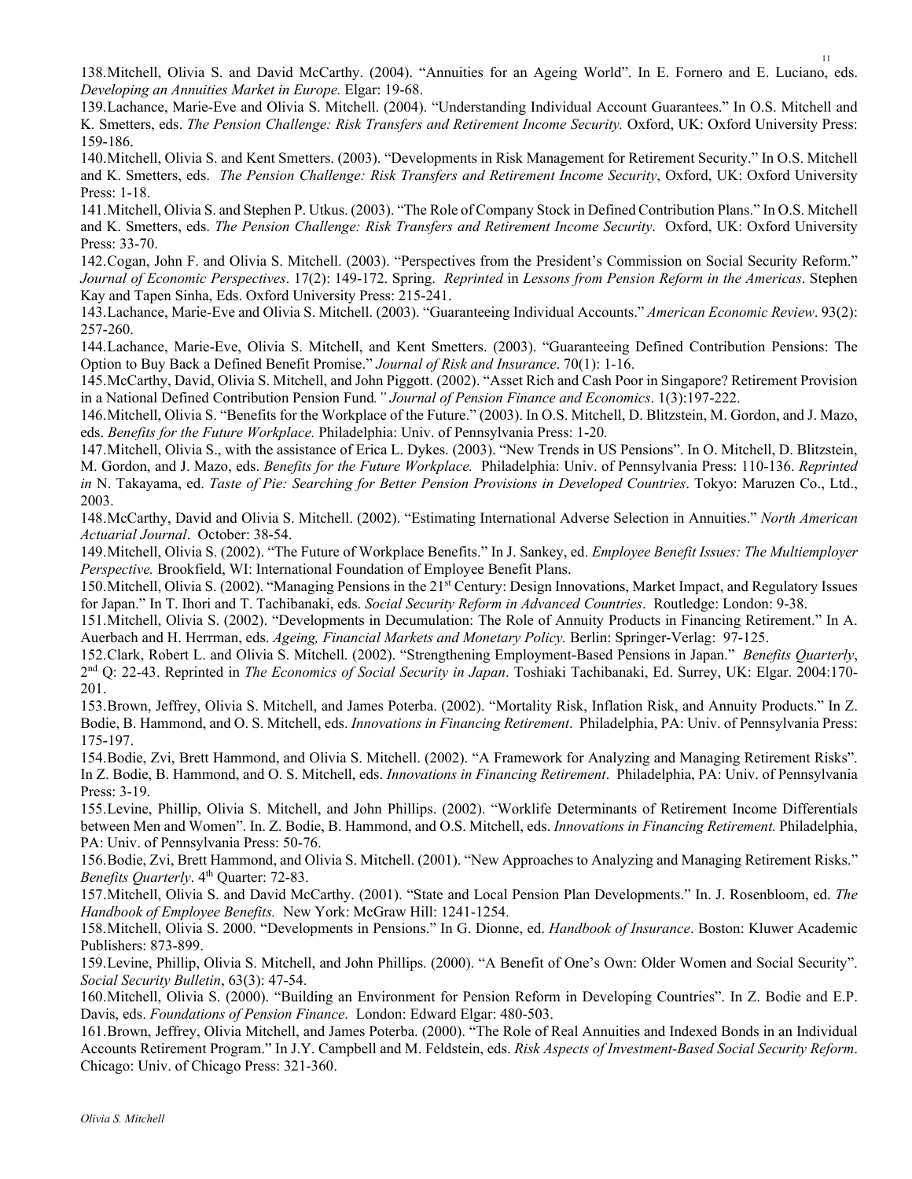138.Mitchell, Olivia S. and David McCarthy. (2004). "Annuities for an Ageing World". In E. Fornero and E. Luciano, eds. *Developing an Annuities Market in Europe.* Elgar: 19-68.

139.Lachance, Marie-Eve and Olivia S. Mitchell. (2004). "Understanding Individual Account Guarantees." In O.S. Mitchell and K. Smetters, eds. *The Pension Challenge: Risk Transfers and Retirement Income Security.* Oxford, UK: Oxford University Press: 159-186.

140.Mitchell, Olivia S. and Kent Smetters. (2003). "Developments in Risk Management for Retirement Security." In O.S. Mitchell and K. Smetters, eds. *The Pension Challenge: Risk Transfers and Retirement Income Security*, Oxford, UK: Oxford University Press: 1-18.

141.Mitchell, Olivia S. and Stephen P. Utkus. (2003). "The Role of Company Stock in Defined Contribution Plans." In O.S. Mitchell and K. Smetters, eds. *The Pension Challenge: Risk Transfers and Retirement Income Security*. Oxford, UK: Oxford University Press: 33-70.

142.Cogan, John F. and Olivia S. Mitchell. (2003). "Perspectives from the President's Commission on Social Security Reform." *Journal of Economic Perspectives*. 17(2): 149-172. Spring. *Reprinted* in *Lessons from Pension Reform in the Americas*. Stephen Kay and Tapen Sinha, Eds. Oxford University Press: 215-241.

143.Lachance, Marie-Eve and Olivia S. Mitchell. (2003). "Guaranteeing Individual Accounts." *American Economic Review*. 93(2): 257-260.

144.Lachance, Marie-Eve, Olivia S. Mitchell, and Kent Smetters. (2003). "Guaranteeing Defined Contribution Pensions: The Option to Buy Back a Defined Benefit Promise." *Journal of Risk and Insurance*. 70(1): 1-16.

145.McCarthy, David, Olivia S. Mitchell, and John Piggott. (2002). "Asset Rich and Cash Poor in Singapore? Retirement Provision in a National Defined Contribution Pension Fund*." Journal of Pension Finance and Economics*. 1(3):197-222.

146.Mitchell, Olivia S. "Benefits for the Workplace of the Future." (2003). In O.S. Mitchell, D. Blitzstein, M. Gordon, and J. Mazo, eds. *Benefits for the Future Workplace.* Philadelphia: Univ. of Pennsylvania Press: 1-20*.*

147.Mitchell, Olivia S., with the assistance of Erica L. Dykes. (2003). "New Trends in US Pensions". In O. Mitchell, D. Blitzstein, M. Gordon, and J. Mazo, eds. *Benefits for the Future Workplace.* Philadelphia: Univ. of Pennsylvania Press: 110-136. *Reprinted in* N. Takayama, ed. *Taste of Pie: Searching for Better Pension Provisions in Developed Countries*. Tokyo: Maruzen Co., Ltd., 2003.

148.McCarthy, David and Olivia S. Mitchell. (2002). "Estimating International Adverse Selection in Annuities." *North American Actuarial Journal*. October: 38-54.

149.Mitchell, Olivia S. (2002). "The Future of Workplace Benefits." In J. Sankey, ed. *Employee Benefit Issues: The Multiemployer Perspective.* Brookfield, WI: International Foundation of Employee Benefit Plans.

150.Mitchell, Olivia S. (2002). "Managing Pensions in the 21st Century: Design Innovations, Market Impact, and Regulatory Issues for Japan." In T. Ihori and T. Tachibanaki, eds. *Social Security Reform in Advanced Countries*. Routledge: London: 9-38.

151.Mitchell, Olivia S. (2002). "Developments in Decumulation: The Role of Annuity Products in Financing Retirement." In A. Auerbach and H. Herrman, eds. *Ageing, Financial Markets and Monetary Policy.* Berlin: Springer-Verlag: 97-125.

152.Clark, Robert L. and Olivia S. Mitchell. (2002). "Strengthening Employment-Based Pensions in Japan." *Benefits Quarterly*, 2nd Q: 22-43. Reprinted in *The Economics of Social Security in Japan*. Toshiaki Tachibanaki, Ed. Surrey, UK: Elgar. 2004:170-201.

153.Brown, Jeffrey, Olivia S. Mitchell, and James Poterba. (2002). "Mortality Risk, Inflation Risk, and Annuity Products." In Z. Bodie, B. Hammond, and O. S. Mitchell, eds. *Innovations in Financing Retirement*. Philadelphia, PA: Univ. of Pennsylvania Press: 175-197.

154.Bodie, Zvi, Brett Hammond, and Olivia S. Mitchell. (2002). "A Framework for Analyzing and Managing Retirement Risks". In Z. Bodie, B. Hammond, and O. S. Mitchell, eds. *Innovations in Financing Retirement*. Philadelphia, PA: Univ. of Pennsylvania Press: 3-19.

155.Levine, Phillip, Olivia S. Mitchell, and John Phillips. (2002). "Worklife Determinants of Retirement Income Differentials between Men and Women". In. Z. Bodie, B. Hammond, and O.S. Mitchell, eds. *Innovations in Financing Retirement.* Philadelphia, PA: Univ. of Pennsylvania Press: 50-76.

156.Bodie, Zvi, Brett Hammond, and Olivia S. Mitchell. (2001). "New Approaches to Analyzing and Managing Retirement Risks." *Benefits Quarterly*. 4th Quarter: 72-83.

157.Mitchell, Olivia S. and David McCarthy. (2001). "State and Local Pension Plan Developments." In. J. Rosenbloom, ed. *The Handbook of Employee Benefits.* New York: McGraw Hill: 1241-1254.

158.Mitchell, Olivia S. 2000. "Developments in Pensions." In G. Dionne, ed. *Handbook of Insurance*. Boston: Kluwer Academic Publishers: 873-899.

159.Levine, Phillip, Olivia S. Mitchell, and John Phillips. (2000). "A Benefit of One's Own: Older Women and Social Security". *Social Security Bulletin*, 63(3): 47-54.

160.Mitchell, Olivia S. (2000). "Building an Environment for Pension Reform in Developing Countries". In Z. Bodie and E.P. Davis, eds. *Foundations of Pension Finance*. London: Edward Elgar: 480-503.

161.Brown, Jeffrey, Olivia Mitchell, and James Poterba. (2000). "The Role of Real Annuities and Indexed Bonds in an Individual Accounts Retirement Program." In J.Y. Campbell and M. Feldstein, eds. *Risk Aspects of Investment-Based Social Security Reform*. Chicago: Univ. of Chicago Press: 321-360.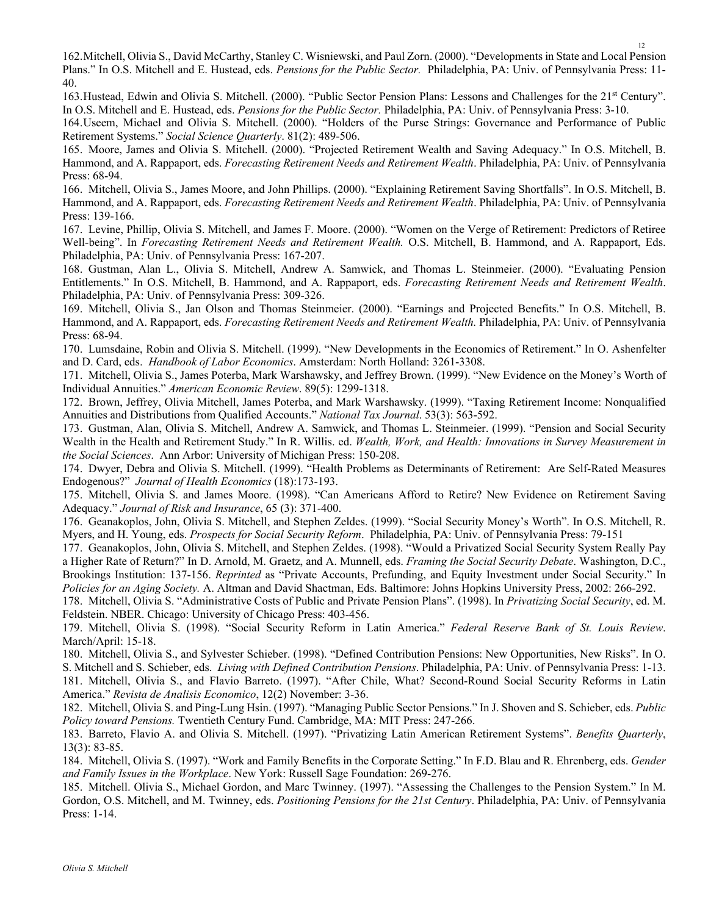162.Mitchell, Olivia S., David McCarthy, Stanley C. Wisniewski, and Paul Zorn. (2000). "Developments in State and Local Pension Plans." In O.S. Mitchell and E. Hustead, eds. *Pensions for the Public Sector.* Philadelphia, PA: Univ. of Pennsylvania Press: 11-40.

163.Hustead, Edwin and Olivia S. Mitchell. (2000). "Public Sector Pension Plans: Lessons and Challenges for the 21st Century". In O.S. Mitchell and E. Hustead, eds. *Pensions for the Public Sector.* Philadelphia, PA: Univ. of Pennsylvania Press: 3-10.

164.Useem, Michael and Olivia S. Mitchell. (2000). "Holders of the Purse Strings: Governance and Performance of Public Retirement Systems." *Social Science Quarterly*. 81(2): 489-506.

165. Moore, James and Olivia S. Mitchell. (2000). "Projected Retirement Wealth and Saving Adequacy." In O.S. Mitchell, B. Hammond, and A. Rappaport, eds. *Forecasting Retirement Needs and Retirement Wealth*. Philadelphia, PA: Univ. of Pennsylvania Press: 68-94.

166. Mitchell, Olivia S., James Moore, and John Phillips. (2000). "Explaining Retirement Saving Shortfalls". In O.S. Mitchell, B. Hammond, and A. Rappaport, eds. *Forecasting Retirement Needs and Retirement Wealth*. Philadelphia, PA: Univ. of Pennsylvania Press: 139-166.

167. Levine, Phillip, Olivia S. Mitchell, and James F. Moore. (2000). "Women on the Verge of Retirement: Predictors of Retiree Well-being". In *Forecasting Retirement Needs and Retirement Wealth.* O.S. Mitchell, B. Hammond, and A. Rappaport, Eds. Philadelphia, PA: Univ. of Pennsylvania Press: 167-207.

168. Gustman, Alan L., Olivia S. Mitchell, Andrew A. Samwick, and Thomas L. Steinmeier. (2000). "Evaluating Pension Entitlements." In O.S. Mitchell, B. Hammond, and A. Rappaport, eds. *Forecasting Retirement Needs and Retirement Wealth*. Philadelphia, PA: Univ. of Pennsylvania Press: 309-326.

169. Mitchell, Olivia S., Jan Olson and Thomas Steinmeier. (2000). "Earnings and Projected Benefits." In O.S. Mitchell, B. Hammond, and A. Rappaport, eds. *Forecasting Retirement Needs and Retirement Wealth.* Philadelphia, PA: Univ. of Pennsylvania Press: 68-94.

170. Lumsdaine, Robin and Olivia S. Mitchell. (1999). "New Developments in the Economics of Retirement." In O. Ashenfelter and D. Card, eds. *Handbook of Labor Economics*. Amsterdam: North Holland: 3261-3308.

171. Mitchell, Olivia S., James Poterba, Mark Warshawsky, and Jeffrey Brown. (1999). "New Evidence on the Money's Worth of Individual Annuities." *American Economic Review*. 89(5): 1299-1318.

172. Brown, Jeffrey, Olivia Mitchell, James Poterba, and Mark Warshawsky. (1999). "Taxing Retirement Income: Nonqualified Annuities and Distributions from Qualified Accounts." *National Tax Journal*. 53(3): 563-592.

173. Gustman, Alan, Olivia S. Mitchell, Andrew A. Samwick, and Thomas L. Steinmeier. (1999). "Pension and Social Security Wealth in the Health and Retirement Study." In R. Willis. ed. *Wealth, Work, and Health: Innovations in Survey Measurement in the Social Sciences*. Ann Arbor: University of Michigan Press: 150-208.

174. Dwyer, Debra and Olivia S. Mitchell. (1999). "Health Problems as Determinants of Retirement: Are Self-Rated Measures Endogenous?" *Journal of Health Economics* (18):173-193.

175. Mitchell, Olivia S. and James Moore. (1998). "Can Americans Afford to Retire? New Evidence on Retirement Saving Adequacy." *Journal of Risk and Insurance*, 65 (3): 371-400.

176. Geanakoplos, John, Olivia S. Mitchell, and Stephen Zeldes. (1999). "Social Security Money's Worth". In O.S. Mitchell, R. Myers, and H. Young, eds. *Prospects for Social Security Reform*. Philadelphia, PA: Univ. of Pennsylvania Press: 79-151

177. Geanakoplos, John, Olivia S. Mitchell, and Stephen Zeldes. (1998). "Would a Privatized Social Security System Really Pay a Higher Rate of Return?" In D. Arnold, M. Graetz, and A. Munnell, eds. *Framing the Social Security Debate*. Washington, D.C., Brookings Institution: 137-156. *Reprinted* as "Private Accounts, Prefunding, and Equity Investment under Social Security." In *Policies for an Aging Society.* A. Altman and David Shactman, Eds. Baltimore: Johns Hopkins University Press, 2002: 266-292.

178. Mitchell, Olivia S. "Administrative Costs of Public and Private Pension Plans". (1998). In *Privatizing Social Security*, ed. M. Feldstein. NBER. Chicago: University of Chicago Press: 403-456.

179. Mitchell, Olivia S. (1998). "Social Security Reform in Latin America." *Federal Reserve Bank of St. Louis Review*. March/April: 15-18.

180. Mitchell, Olivia S., and Sylvester Schieber. (1998). "Defined Contribution Pensions: New Opportunities, New Risks". In O. S. Mitchell and S. Schieber, eds. *Living with Defined Contribution Pensions*. Philadelphia, PA: Univ. of Pennsylvania Press: 1-13.

181. Mitchell, Olivia S., and Flavio Barreto. (1997). "After Chile, What? Second-Round Social Security Reforms in Latin America." *Revista de Analisis Economico*, 12(2) November: 3-36.

182. Mitchell, Olivia S. and Ping-Lung Hsin. (1997). "Managing Public Sector Pensions." In J. Shoven and S. Schieber, eds. *Public Policy toward Pensions.* Twentieth Century Fund. Cambridge, MA: MIT Press: 247-266.

183. Barreto, Flavio A. and Olivia S. Mitchell. (1997). "Privatizing Latin American Retirement Systems". *Benefits Quarterly*, 13(3): 83-85.

184. Mitchell, Olivia S. (1997). "Work and Family Benefits in the Corporate Setting." In F.D. Blau and R. Ehrenberg, eds. *Gender and Family Issues in the Workplace*. New York: Russell Sage Foundation: 269-276.

185. Mitchell. Olivia S., Michael Gordon, and Marc Twinney. (1997). "Assessing the Challenges to the Pension System." In M. Gordon, O.S. Mitchell, and M. Twinney, eds. *Positioning Pensions for the 21st Century*. Philadelphia, PA: Univ. of Pennsylvania Press: 1-14.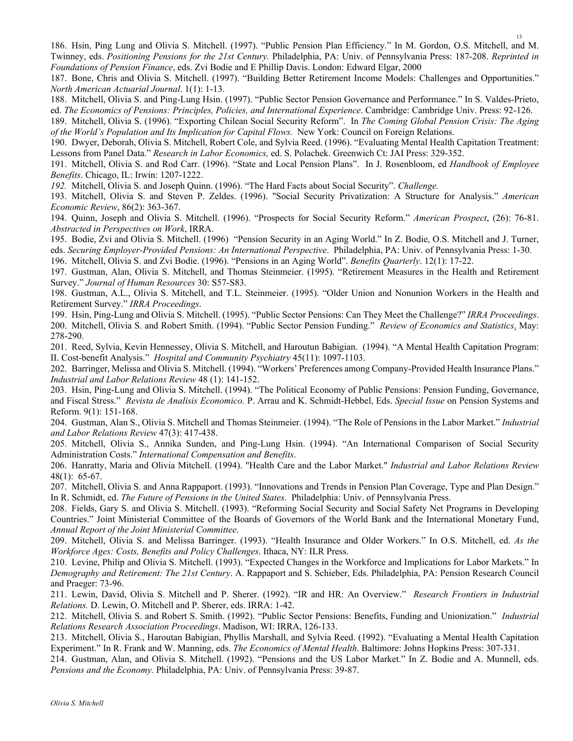186. Hsin, Ping Lung and Olivia S. Mitchell. (1997). "Public Pension Plan Efficiency." In M. Gordon, O.S. Mitchell, and M. Twinney, eds. *Positioning Pensions for the 21st Century.* Philadelphia, PA: Univ. of Pennsylvania Press: 187-208. *Reprinted in Foundations of Pension Finance*, eds. Zvi Bodie and E Phillip Davis. London: Edward Elgar, 2000

187. Bone, Chris and Olivia S. Mitchell. (1997). "Building Better Retirement Income Models: Challenges and Opportunities." *North American Actuarial Journal*. 1(1): 1-13.

188. Mitchell, Olivia S. and Ping-Lung Hsin. (1997). "Public Sector Pension Governance and Performance." In S. Valdes-Prieto, ed. *The Economics of Pensions: Principles, Policies, and International Experience*. Cambridge: Cambridge Univ. Press: 92-126.

189. Mitchell, Olivia S. (1996). "Exporting Chilean Social Security Reform". In *The Coming Global Pension Crisis: The Aging of the World's Population and Its Implication for Capital Flows.* New York: Council on Foreign Relations.

190. Dwyer, Deborah, Olivia S. Mitchell, Robert Cole, and Sylvia Reed. (1996). "Evaluating Mental Health Capitation Treatment: Lessons from Panel Data." *Research in Labor Economics,* ed. S. Polachek. Greenwich Ct: JAI Press: 329-352.

191. Mitchell, Olivia S. and Rod Carr. (1996). "State and Local Pension Plans". In J. Rosenbloom, ed *Handbook of Employee Benefits*. Chicago, IL: Irwin: 1207-1222.

*192.* Mitchell, Olivia S. and Joseph Quinn. (1996). "The Hard Facts about Social Security". *Challenge.*

193. Mitchell, Olivia S. and Steven P. Zeldes. (1996). "Social Security Privatization: A Structure for Analysis." *American Economic Review*, 86(2): 363-367.

194. Quinn, Joseph and Olivia S. Mitchell. (1996). "Prospects for Social Security Reform." *American Prospect*, (26): 76-81. *Abstracted in Perspectives on Work*, IRRA.

195. Bodie, Zvi and Olivia S. Mitchell. (1996) "Pension Security in an Aging World." In Z. Bodie, O.S. Mitchell and J. Turner, eds. *Securing Employer-Provided Pensions: An International Perspective*. Philadelphia, PA: Univ. of Pennsylvania Press: 1-30.

196. Mitchell, Olivia S. and Zvi Bodie. (1996). "Pensions in an Aging World". *Benefits Quarterly*. 12(1): 17-22.

197. Gustman, Alan, Olivia S. Mitchell, and Thomas Steinmeier. (1995). "Retirement Measures in the Health and Retirement Survey." *Journal of Human Resources* 30: S57-S83.

198. Gustman, A.L., Olivia S. Mitchell, and T.L. Steinmeier. (1995). "Older Union and Nonunion Workers in the Health and Retirement Survey." *IRRA Proceedings*.

199. Hsin, Ping-Lung and Olivia S. Mitchell. (1995). "Public Sector Pensions: Can They Meet the Challenge?" *IRRA Proceedings*.

200. Mitchell, Olivia S. and Robert Smith. (1994). "Public Sector Pension Funding." *Review of Economics and Statistics*. May: 278-290.

201. Reed, Sylvia, Kevin Hennessey, Olivia S. Mitchell, and Haroutun Babigian. (1994). "A Mental Health Capitation Program: II. Cost-benefit Analysis." *Hospital and Community Psychiatry* 45(11): 1097-1103.

202. Barringer, Melissa and Olivia S. Mitchell. (1994). "Workers' Preferences among Company-Provided Health Insurance Plans." *Industrial and Labor Relations Review* 48 (1): 141-152.

203. Hsin, Ping-Lung and Olivia S. Mitchell. (1994). "The Political Economy of Public Pensions: Pension Funding, Governance, and Fiscal Stress." *Revista de Analisis Economico.* P. Arrau and K. Schmidt-Hebbel, Eds. *Special Issue* on Pension Systems and Reform. 9(1): 151-168.

204. Gustman, Alan S., Olivia S. Mitchell and Thomas Steinmeier. (1994). "The Role of Pensions in the Labor Market." *Industrial and Labor Relations Review* 47(3): 417-438.

205. Mitchell, Olivia S., Annika Sunden, and Ping-Lung Hsin. (1994). "An International Comparison of Social Security Administration Costs." *International Compensation and Benefits*.

206. Hanratty, Maria and Olivia Mitchell. (1994). "Health Care and the Labor Market." *Industrial and Labor Relations Review* 48(1): 65-67.

207. Mitchell, Olivia S. and Anna Rappaport. (1993). "Innovations and Trends in Pension Plan Coverage, Type and Plan Design." In R. Schmidt, ed. *The Future of Pensions in the United States*. Philadelphia: Univ. of Pennsylvania Press.

208. Fields, Gary S. and Olivia S. Mitchell. (1993). "Reforming Social Security and Social Safety Net Programs in Developing Countries." Joint Ministerial Committee of the Boards of Governors of the World Bank and the International Monetary Fund, *Annual Report of the Joint Ministerial Committee*.

209. Mitchell, Olivia S. and Melissa Barringer. (1993). "Health Insurance and Older Workers." In O.S. Mitchell, ed. *As the Workforce Ages: Costs, Benefits and Policy Challenges*. Ithaca, NY: ILR Press.

210. Levine, Philip and Olivia S. Mitchell. (1993). "Expected Changes in the Workforce and Implications for Labor Markets." In *Demography and Retirement: The 21st Century*. A. Rappaport and S. Schieber, Eds. Philadelphia, PA: Pension Research Council and Praeger: 73-96.

211. Lewin, David, Olivia S. Mitchell and P. Sherer. (1992). "IR and HR: An Overview." *Research Frontiers in Industrial Relations.* D. Lewin, O. Mitchell and P. Sherer, eds. IRRA: 1-42.

212. Mitchell, Olivia S. and Robert S. Smith. (1992). "Public Sector Pensions: Benefits, Funding and Unionization." *Industrial Relations Research Association Proceedings*. Madison, WI: IRRA, 126-133.

213. Mitchell, Olivia S., Haroutan Babigian, Phyllis Marshall, and Sylvia Reed. (1992). "Evaluating a Mental Health Capitation Experiment." In R. Frank and W. Manning, eds. *The Economics of Mental Health*. Baltimore: Johns Hopkins Press: 307-331.

214. Gustman, Alan, and Olivia S. Mitchell. (1992). "Pensions and the US Labor Market." In Z. Bodie and A. Munnell, eds. *Pensions and the Economy.* Philadelphia, PA: Univ. of Pennsylvania Press: 39-87.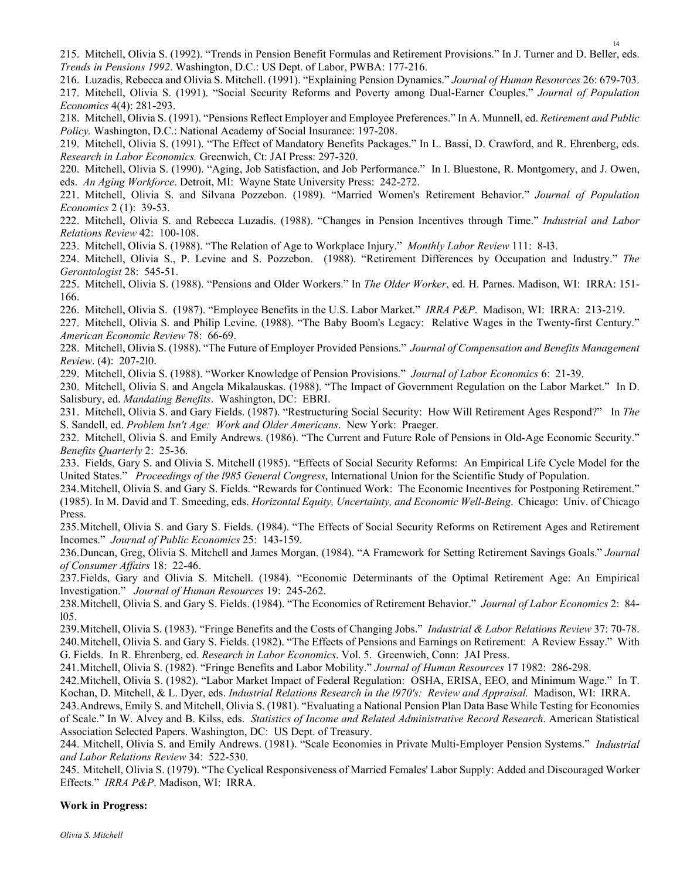215. Mitchell, Olivia S. (1992). "Trends in Pension Benefit Formulas and Retirement Provisions." In J. Turner and D. Beller, eds. *Trends in Pensions 1992*. Washington, D.C.: US Dept. of Labor, PWBA: 177-216.

216. Luzadis, Rebecca and Olivia S. Mitchell. (1991). "Explaining Pension Dynamics." *Journal of Human Resources* 26: 679-703.

217. Mitchell, Olivia S. (1991). "Social Security Reforms and Poverty among Dual-Earner Couples." *Journal of Population Economics* 4(4): 281-293.

218. Mitchell, Olivia S. (1991). "Pensions Reflect Employer and Employee Preferences." In A. Munnell, ed. *Retirement and Public Policy.* Washington, D.C.: National Academy of Social Insurance: 197-208.

219. Mitchell, Olivia S. (1991). "The Effect of Mandatory Benefits Packages." In L. Bassi, D. Crawford, and R. Ehrenberg, eds. *Research in Labor Economics.* Greenwich, Ct: JAI Press: 297-320.

220. Mitchell, Olivia S. (1990). "Aging, Job Satisfaction, and Job Performance." In I. Bluestone, R. Montgomery, and J. Owen, eds. *An Aging Workforce*. Detroit, MI: Wayne State University Press: 242-272.

221. Mitchell, Olivia S. and Silvana Pozzebon. (1989). "Married Women's Retirement Behavior." *Journal of Population Economics* 2 (1): 39-53.

222. Mitchell, Olivia S. and Rebecca Luzadis. (1988). "Changes in Pension Incentives through Time." *Industrial and Labor Relations Review* 42: 100-108.

223. Mitchell, Olivia S. (1988). "The Relation of Age to Workplace Injury." *Monthly Labor Review* 111: 8-l3.

224. Mitchell, Olivia S., P. Levine and S. Pozzebon. (1988). "Retirement Differences by Occupation and Industry." *The Gerontologist* 28: 545-51.

225. Mitchell, Olivia S. (1988). "Pensions and Older Workers." In *The Older Worker*, ed. H. Parnes. Madison, WI: IRRA: 151-166.

226. Mitchell, Olivia S. (1987). "Employee Benefits in the U.S. Labor Market." *IRRA P&P*. Madison, WI: IRRA: 213-219.

227. Mitchell, Olivia S. and Philip Levine. (1988). "The Baby Boom's Legacy: Relative Wages in the Twenty-first Century." *American Economic Review* 78: 66-69.

228. Mitchell, Olivia S. (1988). "The Future of Employer Provided Pensions." *Journal of Compensation and Benefits Management Review*. (4): 207-2l0.

229. Mitchell, Olivia S. (1988). "Worker Knowledge of Pension Provisions." *Journal of Labor Economics* 6: 21-39.

230. Mitchell, Olivia S. and Angela Mikalauskas. (1988). "The Impact of Government Regulation on the Labor Market." In D. Salisbury, ed. *Mandating Benefits*. Washington, DC: EBRI.

231. Mitchell, Olivia S. and Gary Fields. (1987). "Restructuring Social Security: How Will Retirement Ages Respond?" In *The* S. Sandell, ed. *Problem Isn't Age: Work and Older Americans*. New York: Praeger.

232. Mitchell, Olivia S. and Emily Andrews. (1986). "The Current and Future Role of Pensions in Old-Age Economic Security." *Benefits Quarterly* 2: 25-36.

233. Fields, Gary S. and Olivia S. Mitchell (1985). "Effects of Social Security Reforms: An Empirical Life Cycle Model for the United States." *Proceedings of the l985 General Congress*, International Union for the Scientific Study of Population.

234. Mitchell, Olivia S. and Gary S. Fields. "Rewards for Continued Work: The Economic Incentives for Postponing Retirement." (1985). In M. David and T. Smeeding, eds. *Horizontal Equity, Uncertainty, and Economic Well-Being*. Chicago: Univ. of Chicago Press.

235. Mitchell, Olivia S. and Gary S. Fields. (1984). "The Effects of Social Security Reforms on Retirement Ages and Retirement Incomes." *Journal of Public Economics* 25: 143-159.

236. Duncan, Greg, Olivia S. Mitchell and James Morgan. (1984). "A Framework for Setting Retirement Savings Goals." *Journal of Consumer Affairs* 18: 22-46.

237. Fields, Gary and Olivia S. Mitchell. (1984). "Economic Determinants of the Optimal Retirement Age: An Empirical Investigation." *Journal of Human Resources* 19: 245-262.

238. Mitchell, Olivia S. and Gary S. Fields. (1984). "The Economics of Retirement Behavior." *Journal of Labor Economics* 2: 84-l05.

239. Mitchell, Olivia S. (1983). "Fringe Benefits and the Costs of Changing Jobs." *Industrial & Labor Relations Review* 37: 70-78.

240. Mitchell, Olivia S. and Gary S. Fields. (1982). "The Effects of Pensions and Earnings on Retirement: A Review Essay." With G. Fields. In R. Ehrenberg, ed. *Research in Labor Economics*. Vol. 5. Greenwich, Conn: JAI Press.

241. Mitchell, Olivia S. (1982). "Fringe Benefits and Labor Mobility." *Journal of Human Resources* 17 1982: 286-298.

242. Mitchell, Olivia S. (1982). "Labor Market Impact of Federal Regulation: OSHA, ERISA, EEO, and Minimum Wage." In T. Kochan, D. Mitchell, & L. Dyer, eds. *Industrial Relations Research in the l970's: Review and Appraisal.* Madison, WI: IRRA.

243. Andrews, Emily S. and Mitchell, Olivia S. (1981). "Evaluating a National Pension Plan Data Base While Testing for Economies of Scale." In W. Alvey and B. Kilss, eds. *Statistics of Income and Related Administrative Record Research*. American Statistical Association Selected Papers. Washington, DC: US Dept. of Treasury.

244. Mitchell, Olivia S. and Emily Andrews. (1981). "Scale Economies in Private Multi-Employer Pension Systems." *Industrial and Labor Relations Review* 34: 522-530.

245. Mitchell, Olivia S. (1979). "The Cyclical Responsiveness of Married Females' Labor Supply: Added and Discouraged Worker Effects." *IRRA P&P*. Madison, WI: IRRA.

**Work in Progress:**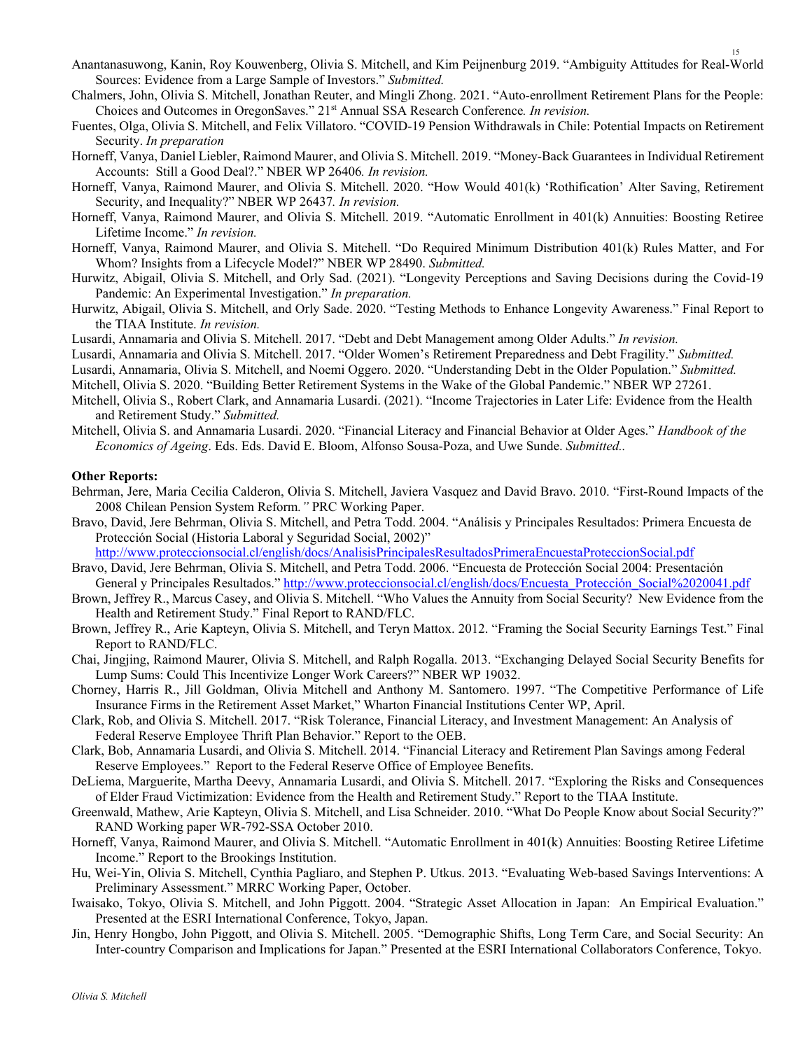Anantanasuwong, Kanin, Roy Kouwenberg, Olivia S. Mitchell, and Kim Peijnenburg 2019. "Ambiguity Attitudes for Real-World Sources: Evidence from a Large Sample of Investors." *Submitted.*

Chalmers, John, Olivia S. Mitchell, Jonathan Reuter, and Mingli Zhong. 2021. "Auto-enrollment Retirement Plans for the People: Choices and Outcomes in OregonSaves." 21st Annual SSA Research Conference*. In revision.*

Fuentes, Olga, Olivia S. Mitchell, and Felix Villatoro. "COVID-19 Pension Withdrawals in Chile: Potential Impacts on Retirement Security. *In preparation*

Horneff, Vanya, Daniel Liebler, Raimond Maurer, and Olivia S. Mitchell. 2019. "Money-Back Guarantees in Individual Retirement Accounts: Still a Good Deal?." NBER WP 26406*. In revision.*

Horneff, Vanya, Raimond Maurer, and Olivia S. Mitchell. 2020. "How Would 401(k) 'Rothification' Alter Saving, Retirement Security, and Inequality?" NBER WP 26437*. In revision.*

Horneff, Vanya, Raimond Maurer, and Olivia S. Mitchell. 2019. "Automatic Enrollment in 401(k) Annuities: Boosting Retiree Lifetime Income." *In revision.*

Horneff, Vanya, Raimond Maurer, and Olivia S. Mitchell. "Do Required Minimum Distribution 401(k) Rules Matter, and For Whom? Insights from a Lifecycle Model?" NBER WP 28490. *Submitted.*

Hurwitz, Abigail, Olivia S. Mitchell, and Orly Sad. (2021). "Longevity Perceptions and Saving Decisions during the Covid-19 Pandemic: An Experimental Investigation." *In preparation.*

Hurwitz, Abigail, Olivia S. Mitchell, and Orly Sade. 2020. "Testing Methods to Enhance Longevity Awareness." Final Report to the TIAA Institute. *In revision.*

Lusardi, Annamaria and Olivia S. Mitchell. 2017. "Debt and Debt Management among Older Adults." *In revision.*

Lusardi, Annamaria and Olivia S. Mitchell. 2017. "Older Women's Retirement Preparedness and Debt Fragility." *Submitted.*

Lusardi, Annamaria, Olivia S. Mitchell, and Noemi Oggero. 2020. "Understanding Debt in the Older Population." *Submitted.*

Mitchell, Olivia S. 2020. "Building Better Retirement Systems in the Wake of the Global Pandemic." NBER WP 27261.

Mitchell, Olivia S., Robert Clark, and Annamaria Lusardi. (2021). "Income Trajectories in Later Life: Evidence from the Health and Retirement Study." *Submitted.*

Mitchell, Olivia S. and Annamaria Lusardi. 2020. "Financial Literacy and Financial Behavior at Older Ages." *Handbook of the Economics of Ageing*. Eds. Eds. David E. Bloom, Alfonso Sousa-Poza, and Uwe Sunde. *Submitted..*

**Other Reports:**

Behrman, Jere, Maria Cecilia Calderon, Olivia S. Mitchell, Javiera Vasquez and David Bravo. 2010. "First-Round Impacts of the 2008 Chilean Pension System Reform*."* PRC Working Paper.

Bravo, David, Jere Behrman, Olivia S. Mitchell, and Petra Todd. 2004. "Análisis y Principales Resultados: Primera Encuesta de Protección Social (Historia Laboral y Seguridad Social, 2002)" http://www.proteccionsocial.cl/english/docs/AnalisisPrincipalesResultadosPrimeraEncuestaProteccionSocial.pdf

Bravo, David, Jere Behrman, Olivia S. Mitchell, and Petra Todd. 2006. "Encuesta de Protección Social 2004: Presentación General y Principales Resultados." http://www.proteccionsocial.cl/english/docs/Encuesta_Protección_Social%2020041.pdf

Brown, Jeffrey R., Marcus Casey, and Olivia S. Mitchell. "Who Values the Annuity from Social Security? New Evidence from the Health and Retirement Study." Final Report to RAND/FLC.

Brown, Jeffrey R., Arie Kapteyn, Olivia S. Mitchell, and Teryn Mattox. 2012. "Framing the Social Security Earnings Test." Final Report to RAND/FLC.

Chai, Jingjing, Raimond Maurer, Olivia S. Mitchell, and Ralph Rogalla. 2013. "Exchanging Delayed Social Security Benefits for Lump Sums: Could This Incentivize Longer Work Careers?" NBER WP 19032.

Chorney, Harris R., Jill Goldman, Olivia Mitchell and Anthony M. Santomero. 1997. "The Competitive Performance of Life Insurance Firms in the Retirement Asset Market," Wharton Financial Institutions Center WP, April.

Clark, Rob, and Olivia S. Mitchell. 2017. "Risk Tolerance, Financial Literacy, and Investment Management: An Analysis of Federal Reserve Employee Thrift Plan Behavior." Report to the OEB.

Clark, Bob, Annamaria Lusardi, and Olivia S. Mitchell. 2014. "Financial Literacy and Retirement Plan Savings among Federal Reserve Employees." Report to the Federal Reserve Office of Employee Benefits.

DeLiema, Marguerite, Martha Deevy, Annamaria Lusardi, and Olivia S. Mitchell. 2017. "Exploring the Risks and Consequences of Elder Fraud Victimization: Evidence from the Health and Retirement Study." Report to the TIAA Institute.

Greenwald, Mathew, Arie Kapteyn, Olivia S. Mitchell, and Lisa Schneider. 2010. "What Do People Know about Social Security?" RAND Working paper WR-792-SSA October 2010.

Horneff, Vanya, Raimond Maurer, and Olivia S. Mitchell. "Automatic Enrollment in 401(k) Annuities: Boosting Retiree Lifetime Income." Report to the Brookings Institution.

Hu, Wei-Yin, Olivia S. Mitchell, Cynthia Pagliaro, and Stephen P. Utkus. 2013. "Evaluating Web-based Savings Interventions: A Preliminary Assessment." MRRC Working Paper, October.

Iwaisako, Tokyo, Olivia S. Mitchell, and John Piggott. 2004. "Strategic Asset Allocation in Japan: An Empirical Evaluation." Presented at the ESRI International Conference, Tokyo, Japan.

Jin, Henry Hongbo, John Piggott, and Olivia S. Mitchell. 2005. "Demographic Shifts, Long Term Care, and Social Security: An Inter-country Comparison and Implications for Japan." Presented at the ESRI International Collaborators Conference, Tokyo.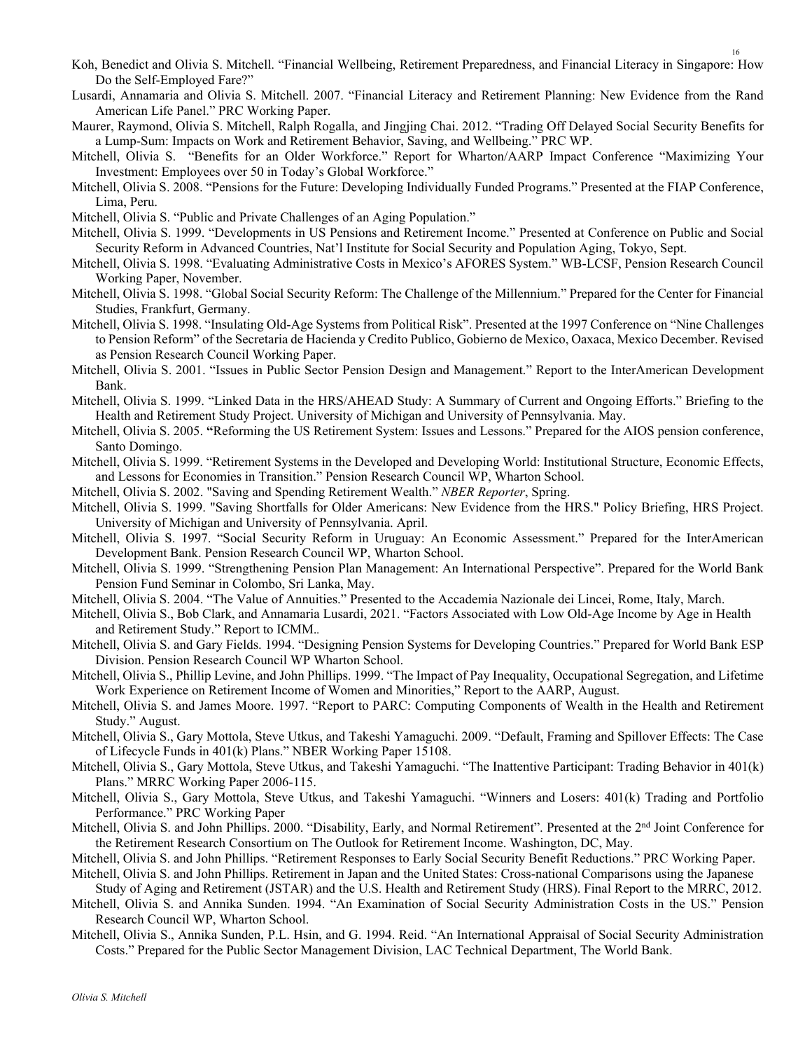Koh, Benedict and Olivia S. Mitchell. "Financial Wellbeing, Retirement Preparedness, and Financial Literacy in Singapore: How Do the Self-Employed Fare?"

Lusardi, Annamaria and Olivia S. Mitchell. 2007. "Financial Literacy and Retirement Planning: New Evidence from the Rand American Life Panel." PRC Working Paper.

Maurer, Raymond, Olivia S. Mitchell, Ralph Rogalla, and Jingjing Chai. 2012. "Trading Off Delayed Social Security Benefits for a Lump-Sum: Impacts on Work and Retirement Behavior, Saving, and Wellbeing." PRC WP.

Mitchell, Olivia S. "Benefits for an Older Workforce." Report for Wharton/AARP Impact Conference "Maximizing Your Investment: Employees over 50 in Today's Global Workforce."

Mitchell, Olivia S. 2008. "Pensions for the Future: Developing Individually Funded Programs." Presented at the FIAP Conference, Lima, Peru.

Mitchell, Olivia S. "Public and Private Challenges of an Aging Population."

Mitchell, Olivia S. 1999. "Developments in US Pensions and Retirement Income." Presented at Conference on Public and Social Security Reform in Advanced Countries, Nat'l Institute for Social Security and Population Aging, Tokyo, Sept.

Mitchell, Olivia S. 1998. "Evaluating Administrative Costs in Mexico's AFORES System." WB-LCSF, Pension Research Council Working Paper, November.

Mitchell, Olivia S. 1998. "Global Social Security Reform: The Challenge of the Millennium." Prepared for the Center for Financial Studies, Frankfurt, Germany.

Mitchell, Olivia S. 1998. "Insulating Old-Age Systems from Political Risk". Presented at the 1997 Conference on "Nine Challenges to Pension Reform" of the Secretaria de Hacienda y Credito Publico, Gobierno de Mexico, Oaxaca, Mexico December. Revised as Pension Research Council Working Paper.

Mitchell, Olivia S. 2001. "Issues in Public Sector Pension Design and Management." Report to the InterAmerican Development Bank.

Mitchell, Olivia S. 1999. "Linked Data in the HRS/AHEAD Study: A Summary of Current and Ongoing Efforts." Briefing to the Health and Retirement Study Project. University of Michigan and University of Pennsylvania. May.

Mitchell, Olivia S. 2005. "Reforming the US Retirement System: Issues and Lessons." Prepared for the AIOS pension conference, Santo Domingo.

Mitchell, Olivia S. 1999. "Retirement Systems in the Developed and Developing World: Institutional Structure, Economic Effects, and Lessons for Economies in Transition." Pension Research Council WP, Wharton School.

Mitchell, Olivia S. 2002. "Saving and Spending Retirement Wealth." *NBER Reporter*, Spring.

Mitchell, Olivia S. 1999. "Saving Shortfalls for Older Americans: New Evidence from the HRS." Policy Briefing, HRS Project. University of Michigan and University of Pennsylvania. April.

Mitchell, Olivia S. 1997. "Social Security Reform in Uruguay: An Economic Assessment." Prepared for the InterAmerican Development Bank. Pension Research Council WP, Wharton School.

Mitchell, Olivia S. 1999. "Strengthening Pension Plan Management: An International Perspective". Prepared for the World Bank Pension Fund Seminar in Colombo, Sri Lanka, May.

Mitchell, Olivia S. 2004. "The Value of Annuities." Presented to the Accademia Nazionale dei Lincei, Rome, Italy, March.

Mitchell, Olivia S., Bob Clark, and Annamaria Lusardi, 2021. "Factors Associated with Low Old-Age Income by Age in Health and Retirement Study." Report to ICMM..

Mitchell, Olivia S. and Gary Fields. 1994. "Designing Pension Systems for Developing Countries." Prepared for World Bank ESP Division. Pension Research Council WP Wharton School.

Mitchell, Olivia S., Phillip Levine, and John Phillips. 1999. "The Impact of Pay Inequality, Occupational Segregation, and Lifetime Work Experience on Retirement Income of Women and Minorities," Report to the AARP, August.

Mitchell, Olivia S. and James Moore. 1997. "Report to PARC: Computing Components of Wealth in the Health and Retirement Study." August.

Mitchell, Olivia S., Gary Mottola, Steve Utkus, and Takeshi Yamaguchi. 2009. "Default, Framing and Spillover Effects: The Case of Lifecycle Funds in 401(k) Plans." NBER Working Paper 15108.

Mitchell, Olivia S., Gary Mottola, Steve Utkus, and Takeshi Yamaguchi. "The Inattentive Participant: Trading Behavior in 401(k) Plans." MRRC Working Paper 2006-115.

Mitchell, Olivia S., Gary Mottola, Steve Utkus, and Takeshi Yamaguchi. "Winners and Losers: 401(k) Trading and Portfolio Performance." PRC Working Paper

Mitchell, Olivia S. and John Phillips. 2000. "Disability, Early, and Normal Retirement". Presented at the 2nd Joint Conference for the Retirement Research Consortium on The Outlook for Retirement Income. Washington, DC, May.

Mitchell, Olivia S. and John Phillips. "Retirement Responses to Early Social Security Benefit Reductions." PRC Working Paper.

Mitchell, Olivia S. and John Phillips. Retirement in Japan and the United States: Cross-national Comparisons using the Japanese Study of Aging and Retirement (JSTAR) and the U.S. Health and Retirement Study (HRS). Final Report to the MRRC, 2012.

Mitchell, Olivia S. and Annika Sunden. 1994. "An Examination of Social Security Administration Costs in the US." Pension Research Council WP, Wharton School.

Mitchell, Olivia S., Annika Sunden, P.L. Hsin, and G. 1994. Reid. "An International Appraisal of Social Security Administration Costs." Prepared for the Public Sector Management Division, LAC Technical Department, The World Bank.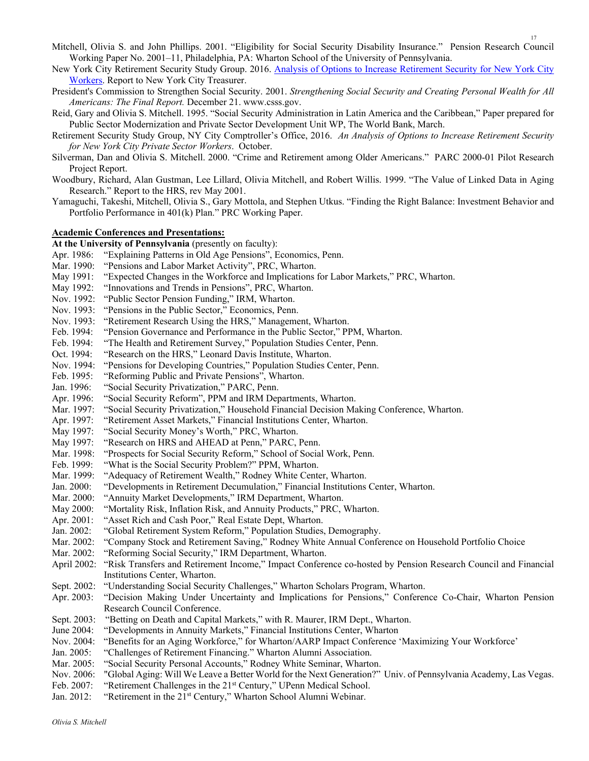Mitchell, Olivia S. and John Phillips. 2001. "Eligibility for Social Security Disability Insurance." Pension Research Council Working Paper No. 2001–11, Philadelphia, PA: Wharton School of the University of Pennsylvania.

New York City Retirement Security Study Group. 2016. Analysis of Options to Increase Retirement Security for New York City Workers. Report to New York City Treasurer.

President's Commission to Strengthen Social Security. 2001. *Strengthening Social Security and Creating Personal Wealth for All Americans: The Final Report.* December 21. www.csss.gov.

Reid, Gary and Olivia S. Mitchell. 1995. "Social Security Administration in Latin America and the Caribbean," Paper prepared for Public Sector Modernization and Private Sector Development Unit WP, The World Bank, March.

Retirement Security Study Group, NY City Comptroller's Office, 2016. *An Analysis of Options to Increase Retirement Security for New York City Private Sector Workers*. October.

Silverman, Dan and Olivia S. Mitchell. 2000. "Crime and Retirement among Older Americans." PARC 2000-01 Pilot Research Project Report.

Woodbury, Richard, Alan Gustman, Lee Lillard, Olivia Mitchell, and Robert Willis. 1999. "The Value of Linked Data in Aging Research." Report to the HRS, rev May 2001.

Yamaguchi, Takeshi, Mitchell, Olivia S., Gary Mottola, and Stephen Utkus. "Finding the Right Balance: Investment Behavior and Portfolio Performance in 401(k) Plan." PRC Working Paper.

**Academic Conferences and Presentations:**

**At the University of Pennsylvania** (presently on faculty):

- Apr. 1986: "Explaining Patterns in Old Age Pensions", Economics, Penn.
- Mar. 1990: "Pensions and Labor Market Activity", PRC, Wharton.
- May 1991: "Expected Changes in the Workforce and Implications for Labor Markets," PRC, Wharton.
- May 1992: "Innovations and Trends in Pensions", PRC, Wharton.
- Nov. 1992: "Public Sector Pension Funding," IRM, Wharton.
- Nov. 1993: "Pensions in the Public Sector," Economics, Penn.
- Nov. 1993: "Retirement Research Using the HRS," Management, Wharton.
- Feb. 1994: "Pension Governance and Performance in the Public Sector," PPM, Wharton.
- Feb. 1994: "The Health and Retirement Survey," Population Studies Center, Penn.
- Oct. 1994: "Research on the HRS," Leonard Davis Institute, Wharton.
- Nov. 1994: "Pensions for Developing Countries," Population Studies Center, Penn.
- Feb. 1995: "Reforming Public and Private Pensions", Wharton.
- Jan. 1996: "Social Security Privatization," PARC, Penn.
- Apr. 1996: "Social Security Reform", PPM and IRM Departments, Wharton.
- Mar. 1997: "Social Security Privatization," Household Financial Decision Making Conference, Wharton.
- Apr. 1997: "Retirement Asset Markets," Financial Institutions Center, Wharton.
- May 1997: "Social Security Money's Worth," PRC, Wharton.
- May 1997: "Research on HRS and AHEAD at Penn," PARC, Penn.
- Mar. 1998: "Prospects for Social Security Reform," School of Social Work, Penn.
- Feb. 1999: "What is the Social Security Problem?" PPM, Wharton.
- Mar. 1999: "Adequacy of Retirement Wealth," Rodney White Center, Wharton.
- Jan. 2000: "Developments in Retirement Decumulation," Financial Institutions Center, Wharton.
- Mar. 2000: "Annuity Market Developments," IRM Department, Wharton.
- May 2000: "Mortality Risk, Inflation Risk, and Annuity Products," PRC, Wharton.
- Apr. 2001: "Asset Rich and Cash Poor," Real Estate Dept, Wharton.
- Jan. 2002: "Global Retirement System Reform," Population Studies, Demography.
- Mar. 2002: "Company Stock and Retirement Saving," Rodney White Annual Conference on Household Portfolio Choice
- Mar. 2002: "Reforming Social Security," IRM Department, Wharton.
- April 2002: "Risk Transfers and Retirement Income," Impact Conference co-hosted by Pension Research Council and Financial Institutions Center, Wharton.
- Sept. 2002: "Understanding Social Security Challenges," Wharton Scholars Program, Wharton.
- Apr. 2003: "Decision Making Under Uncertainty and Implications for Pensions," Conference Co-Chair, Wharton Pension Research Council Conference.
- Sept. 2003: "Betting on Death and Capital Markets," with R. Maurer, IRM Dept., Wharton.
- June 2004: "Developments in Annuity Markets," Financial Institutions Center, Wharton
- Nov. 2004: "Benefits for an Aging Workforce," for Wharton/AARP Impact Conference 'Maximizing Your Workforce'
- Jan. 2005: "Challenges of Retirement Financing." Wharton Alumni Association.
- Mar. 2005: "Social Security Personal Accounts," Rodney White Seminar, Wharton.
- Nov. 2006: "Global Aging: Will We Leave a Better World for the Next Generation?" Univ. of Pennsylvania Academy, Las Vegas.
- Feb. 2007: "Retirement Challenges in the 21st Century," UPenn Medical School.
- Jan. 2012: "Retirement in the 21st Century," Wharton School Alumni Webinar.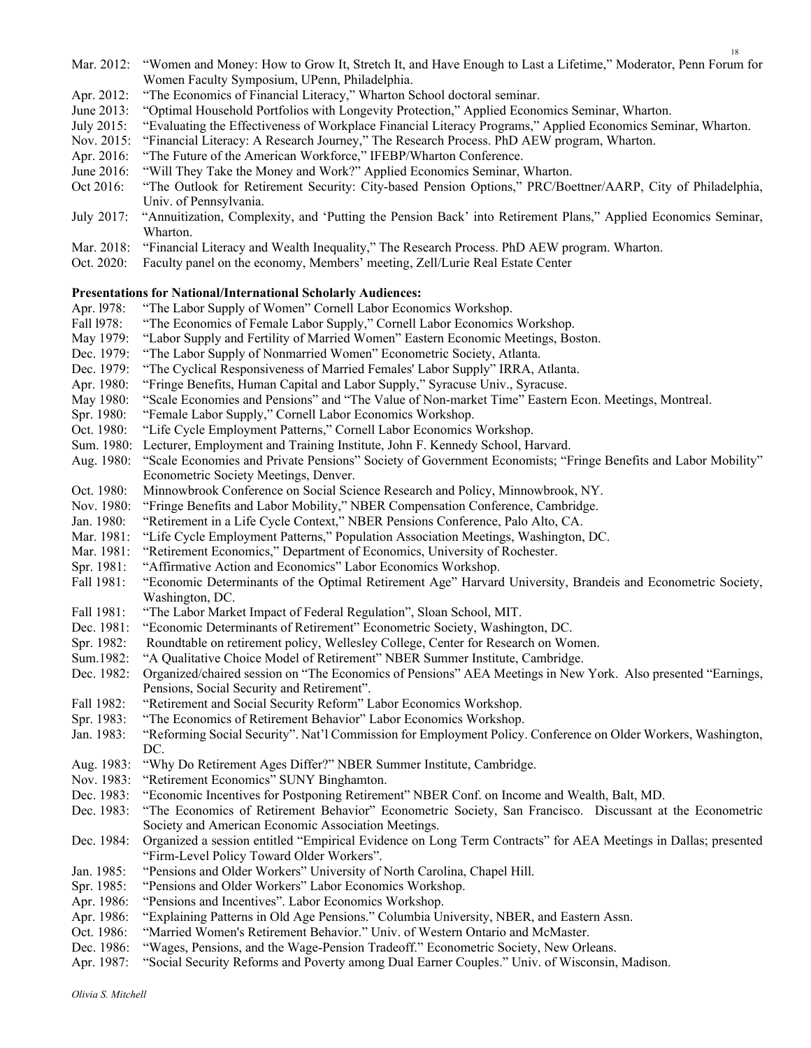Mar. 2012: "Women and Money: How to Grow It, Stretch It, and Have Enough to Last a Lifetime," Moderator, Penn Forum for Women Faculty Symposium, UPenn, Philadelphia.

Apr. 2012: "The Economics of Financial Literacy," Wharton School doctoral seminar.

June 2013: "Optimal Household Portfolios with Longevity Protection," Applied Economics Seminar, Wharton.

July 2015: "Evaluating the Effectiveness of Workplace Financial Literacy Programs," Applied Economics Seminar, Wharton.

Nov. 2015: "Financial Literacy: A Research Journey," The Research Process. PhD AEW program, Wharton.

Apr. 2016: "The Future of the American Workforce," IFEBP/Wharton Conference.

June 2016: "Will They Take the Money and Work?" Applied Economics Seminar, Wharton.

Oct 2016: "The Outlook for Retirement Security: City-based Pension Options," PRC/Boettner/AARP, City of Philadelphia, Univ. of Pennsylvania.

July 2017: "Annuitization, Complexity, and 'Putting the Pension Back' into Retirement Plans," Applied Economics Seminar, Wharton.

Mar. 2018: "Financial Literacy and Wealth Inequality," The Research Process. PhD AEW program. Wharton.

Oct. 2020: Faculty panel on the economy, Members' meeting, Zell/Lurie Real Estate Center

**Presentations for National/International Scholarly Audiences:**

Apr. l978: "The Labor Supply of Women" Cornell Labor Economics Workshop.

Fall l978: "The Economics of Female Labor Supply," Cornell Labor Economics Workshop.

May 1979: "Labor Supply and Fertility of Married Women" Eastern Economic Meetings, Boston.

Dec. 1979: "The Labor Supply of Nonmarried Women" Econometric Society, Atlanta.

Dec. 1979: "The Cyclical Responsiveness of Married Females' Labor Supply" IRRA, Atlanta.

Apr. 1980: "Fringe Benefits, Human Capital and Labor Supply," Syracuse Univ., Syracuse.

May 1980: "Scale Economies and Pensions" and "The Value of Non-market Time" Eastern Econ. Meetings, Montreal.

Spr. 1980: "Female Labor Supply," Cornell Labor Economics Workshop.

Oct. 1980: "Life Cycle Employment Patterns," Cornell Labor Economics Workshop.

Sum. 1980: Lecturer, Employment and Training Institute, John F. Kennedy School, Harvard.

Aug. 1980: "Scale Economies and Private Pensions" Society of Government Economists; "Fringe Benefits and Labor Mobility" Econometric Society Meetings, Denver.

Oct. 1980: Minnowbrook Conference on Social Science Research and Policy, Minnowbrook, NY.

Nov. 1980: "Fringe Benefits and Labor Mobility," NBER Compensation Conference, Cambridge.

Jan. 1980: "Retirement in a Life Cycle Context," NBER Pensions Conference, Palo Alto, CA.

Mar. 1981: "Life Cycle Employment Patterns," Population Association Meetings, Washington, DC.

Mar. 1981: "Retirement Economics," Department of Economics, University of Rochester.

Spr. 1981: "Affirmative Action and Economics" Labor Economics Workshop.

Fall 1981: "Economic Determinants of the Optimal Retirement Age" Harvard University, Brandeis and Econometric Society, Washington, DC.

Fall 1981: "The Labor Market Impact of Federal Regulation", Sloan School, MIT.

Dec. 1981: "Economic Determinants of Retirement" Econometric Society, Washington, DC.

Spr. 1982: Roundtable on retirement policy, Wellesley College, Center for Research on Women.

Sum.1982: "A Qualitative Choice Model of Retirement" NBER Summer Institute, Cambridge.

Dec. 1982: Organized/chaired session on "The Economics of Pensions" AEA Meetings in New York. Also presented "Earnings, Pensions, Social Security and Retirement".

Fall 1982: "Retirement and Social Security Reform" Labor Economics Workshop.

Spr. 1983: "The Economics of Retirement Behavior" Labor Economics Workshop.

Jan. 1983: "Reforming Social Security". Nat'l Commission for Employment Policy. Conference on Older Workers, Washington, DC.

Aug. 1983: "Why Do Retirement Ages Differ?" NBER Summer Institute, Cambridge.

Nov. 1983: "Retirement Economics" SUNY Binghamton.

Dec. 1983: "Economic Incentives for Postponing Retirement" NBER Conf. on Income and Wealth, Balt, MD.

Dec. 1983: "The Economics of Retirement Behavior" Econometric Society, San Francisco. Discussant at the Econometric Society and American Economic Association Meetings.

Dec. 1984: Organized a session entitled "Empirical Evidence on Long Term Contracts" for AEA Meetings in Dallas; presented "Firm-Level Policy Toward Older Workers".

Jan. 1985: "Pensions and Older Workers" University of North Carolina, Chapel Hill.

Spr. 1985: "Pensions and Older Workers" Labor Economics Workshop.

Apr. 1986: "Pensions and Incentives". Labor Economics Workshop.

Apr. 1986: "Explaining Patterns in Old Age Pensions." Columbia University, NBER, and Eastern Assn.

Oct. 1986: "Married Women's Retirement Behavior." Univ. of Western Ontario and McMaster.

Dec. 1986: "Wages, Pensions, and the Wage-Pension Tradeoff." Econometric Society, New Orleans.

Apr. 1987: "Social Security Reforms and Poverty among Dual Earner Couples." Univ. of Wisconsin, Madison.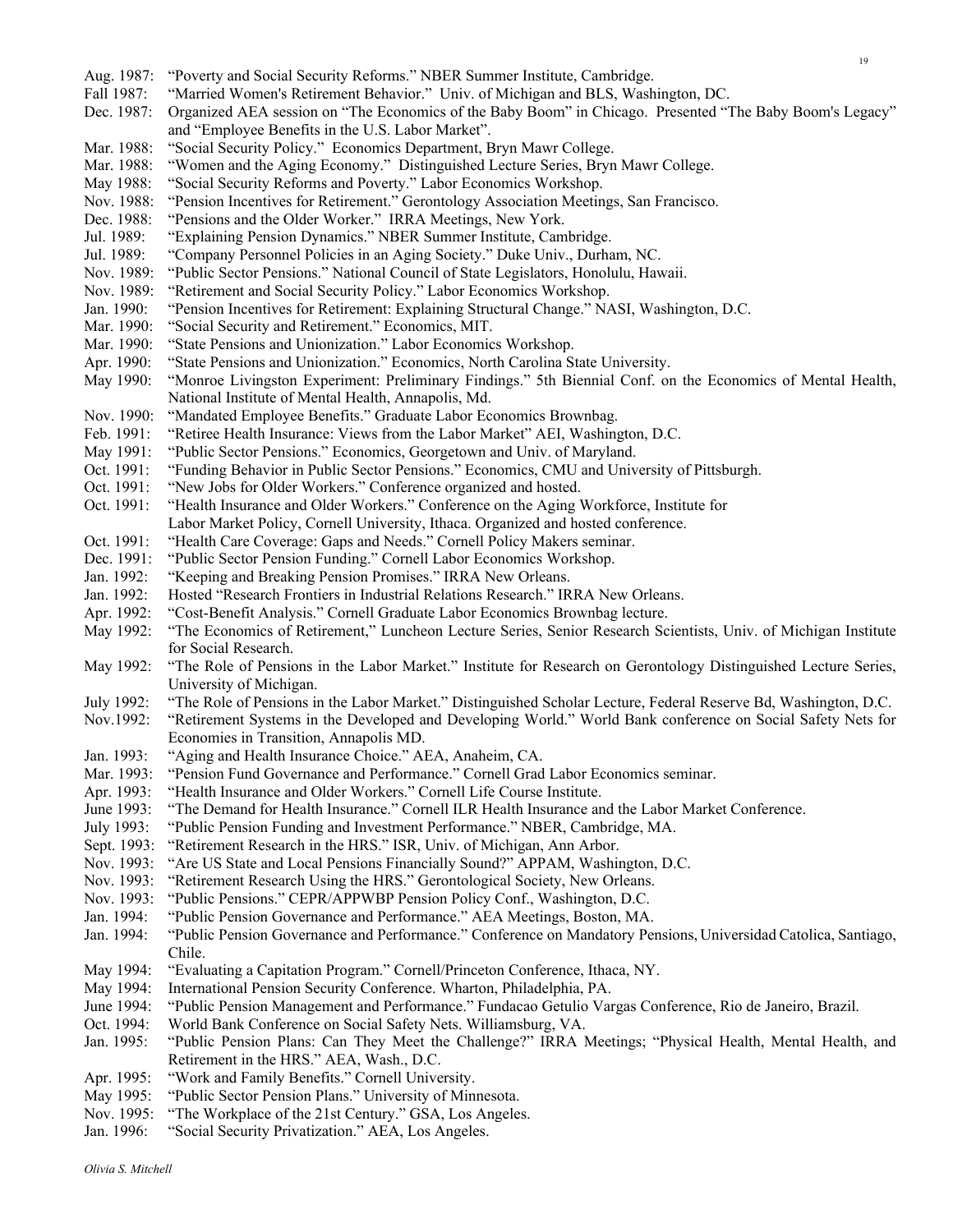Aug. 1987: "Poverty and Social Security Reforms." NBER Summer Institute, Cambridge.

Fall 1987: "Married Women's Retirement Behavior." Univ. of Michigan and BLS, Washington, DC.

Dec. 1987: Organized AEA session on "The Economics of the Baby Boom" in Chicago. Presented "The Baby Boom's Legacy" and "Employee Benefits in the U.S. Labor Market".

Mar. 1988: "Social Security Policy." Economics Department, Bryn Mawr College.

Mar. 1988: "Women and the Aging Economy." Distinguished Lecture Series, Bryn Mawr College.

May 1988: "Social Security Reforms and Poverty." Labor Economics Workshop.

Nov. 1988: "Pension Incentives for Retirement." Gerontology Association Meetings, San Francisco.

Dec. 1988: "Pensions and the Older Worker." IRRA Meetings, New York.

Jul. 1989: "Explaining Pension Dynamics." NBER Summer Institute, Cambridge.

Jul. 1989: "Company Personnel Policies in an Aging Society." Duke Univ., Durham, NC.

Nov. 1989: "Public Sector Pensions." National Council of State Legislators, Honolulu, Hawaii.

Nov. 1989: "Retirement and Social Security Policy." Labor Economics Workshop.

Jan. 1990: "Pension Incentives for Retirement: Explaining Structural Change." NASI, Washington, D.C.

Mar. 1990: "Social Security and Retirement." Economics, MIT.

Mar. 1990: "State Pensions and Unionization." Labor Economics Workshop.

Apr. 1990: "State Pensions and Unionization." Economics, North Carolina State University.

May 1990: "Monroe Livingston Experiment: Preliminary Findings." 5th Biennial Conf. on the Economics of Mental Health, National Institute of Mental Health, Annapolis, Md.

Nov. 1990: "Mandated Employee Benefits." Graduate Labor Economics Brownbag.

Feb. 1991: "Retiree Health Insurance: Views from the Labor Market" AEI, Washington, D.C.

May 1991: "Public Sector Pensions." Economics, Georgetown and Univ. of Maryland.

Oct. 1991: "Funding Behavior in Public Sector Pensions." Economics, CMU and University of Pittsburgh.

Oct. 1991: "New Jobs for Older Workers." Conference organized and hosted.

Oct. 1991: "Health Insurance and Older Workers." Conference on the Aging Workforce, Institute for Labor Market Policy, Cornell University, Ithaca. Organized and hosted conference.

Oct. 1991: "Health Care Coverage: Gaps and Needs." Cornell Policy Makers seminar.

Dec. 1991: "Public Sector Pension Funding." Cornell Labor Economics Workshop.

Jan. 1992: "Keeping and Breaking Pension Promises." IRRA New Orleans.

Jan. 1992: Hosted "Research Frontiers in Industrial Relations Research." IRRA New Orleans.

Apr. 1992: "Cost-Benefit Analysis." Cornell Graduate Labor Economics Brownbag lecture.

May 1992: "The Economics of Retirement," Luncheon Lecture Series, Senior Research Scientists, Univ. of Michigan Institute for Social Research.

May 1992: "The Role of Pensions in the Labor Market." Institute for Research on Gerontology Distinguished Lecture Series, University of Michigan.

July 1992: "The Role of Pensions in the Labor Market." Distinguished Scholar Lecture, Federal Reserve Bd, Washington, D.C.

Nov.1992: "Retirement Systems in the Developed and Developing World." World Bank conference on Social Safety Nets for Economies in Transition, Annapolis MD.

Jan. 1993: "Aging and Health Insurance Choice." AEA, Anaheim, CA.

Mar. 1993: "Pension Fund Governance and Performance." Cornell Grad Labor Economics seminar.

Apr. 1993: "Health Insurance and Older Workers." Cornell Life Course Institute.

June 1993: "The Demand for Health Insurance." Cornell ILR Health Insurance and the Labor Market Conference.

July 1993: "Public Pension Funding and Investment Performance." NBER, Cambridge, MA.

Sept. 1993: "Retirement Research in the HRS." ISR, Univ. of Michigan, Ann Arbor.

Nov. 1993: "Are US State and Local Pensions Financially Sound?" APPAM, Washington, D.C.

Nov. 1993: "Retirement Research Using the HRS." Gerontological Society, New Orleans.

Nov. 1993: "Public Pensions." CEPR/APPWBP Pension Policy Conf., Washington, D.C.

Jan. 1994: "Public Pension Governance and Performance." AEA Meetings, Boston, MA.

Jan. 1994: "Public Pension Governance and Performance." Conference on Mandatory Pensions, Universidad Catolica, Santiago, Chile.

May 1994: "Evaluating a Capitation Program." Cornell/Princeton Conference, Ithaca, NY.

May 1994: International Pension Security Conference. Wharton, Philadelphia, PA.

June 1994: "Public Pension Management and Performance." Fundacao Getulio Vargas Conference, Rio de Janeiro, Brazil.

Oct. 1994: World Bank Conference on Social Safety Nets. Williamsburg, VA.

Jan. 1995: "Public Pension Plans: Can They Meet the Challenge?" IRRA Meetings; "Physical Health, Mental Health, and Retirement in the HRS." AEA, Wash., D.C.

Apr. 1995: "Work and Family Benefits." Cornell University.

May 1995: "Public Sector Pension Plans." University of Minnesota.

Nov. 1995: "The Workplace of the 21st Century." GSA, Los Angeles.

Jan. 1996: "Social Security Privatization." AEA, Los Angeles.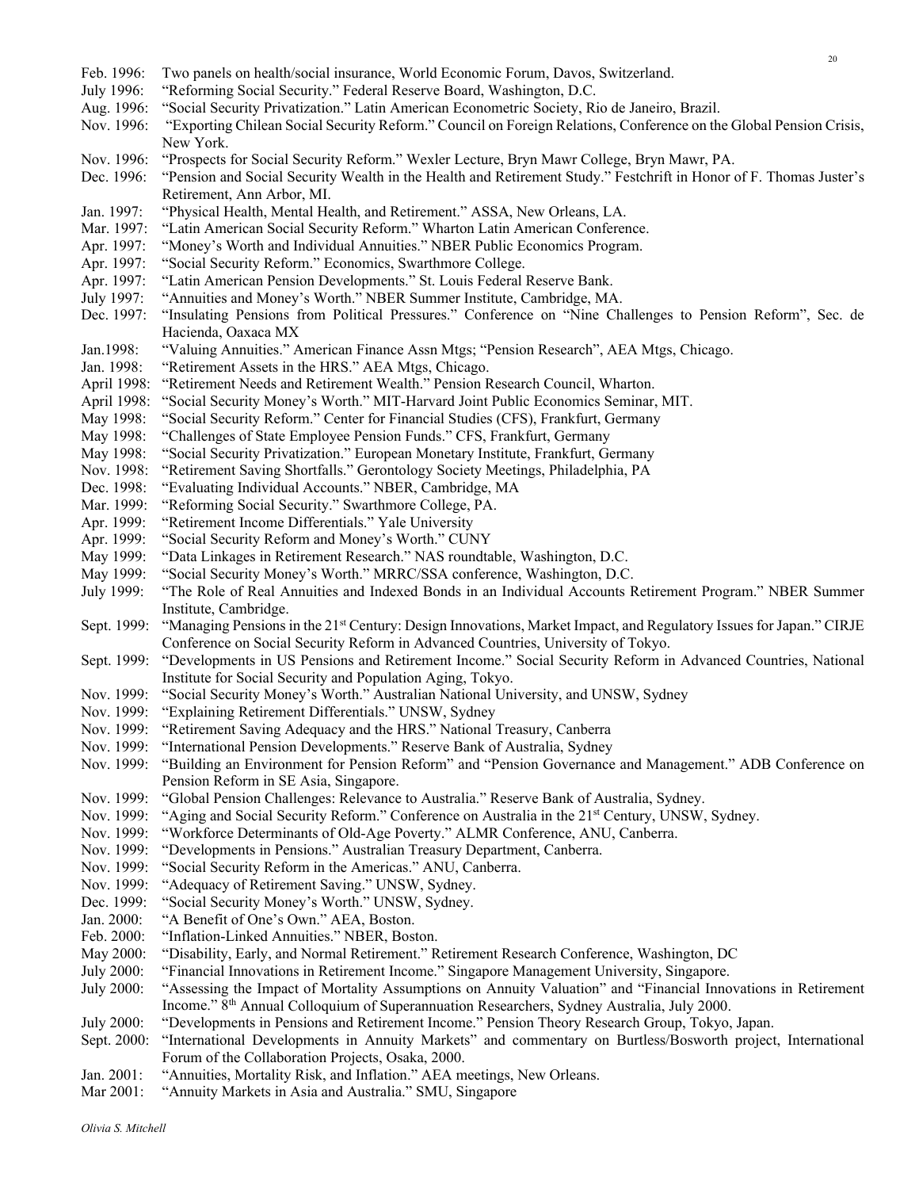Feb. 1996: Two panels on health/social insurance, World Economic Forum, Davos, Switzerland.
July 1996: "Reforming Social Security." Federal Reserve Board, Washington, D.C.
Aug. 1996: "Social Security Privatization." Latin American Econometric Society, Rio de Janeiro, Brazil.
Nov. 1996: "Exporting Chilean Social Security Reform." Council on Foreign Relations, Conference on the Global Pension Crisis, New York.
Nov. 1996: "Prospects for Social Security Reform." Wexler Lecture, Bryn Mawr College, Bryn Mawr, PA.
Dec. 1996: "Pension and Social Security Wealth in the Health and Retirement Study." Festchrift in Honor of F. Thomas Juster's Retirement, Ann Arbor, MI.
Jan. 1997: "Physical Health, Mental Health, and Retirement." ASSA, New Orleans, LA.
Mar. 1997: "Latin American Social Security Reform." Wharton Latin American Conference.
Apr. 1997: "Money's Worth and Individual Annuities." NBER Public Economics Program.
Apr. 1997: "Social Security Reform." Economics, Swarthmore College.
Apr. 1997: "Latin American Pension Developments." St. Louis Federal Reserve Bank.
July 1997: "Annuities and Money's Worth." NBER Summer Institute, Cambridge, MA.
Dec. 1997: "Insulating Pensions from Political Pressures." Conference on "Nine Challenges to Pension Reform", Sec. de Hacienda, Oaxaca MX
Jan.1998: "Valuing Annuities." American Finance Assn Mtgs; "Pension Research", AEA Mtgs, Chicago.
Jan. 1998: "Retirement Assets in the HRS." AEA Mtgs, Chicago.
April 1998: "Retirement Needs and Retirement Wealth." Pension Research Council, Wharton.
April 1998: "Social Security Money's Worth." MIT-Harvard Joint Public Economics Seminar, MIT.
May 1998: "Social Security Reform." Center for Financial Studies (CFS), Frankfurt, Germany
May 1998: "Challenges of State Employee Pension Funds." CFS, Frankfurt, Germany
May 1998: "Social Security Privatization." European Monetary Institute, Frankfurt, Germany
Nov. 1998: "Retirement Saving Shortfalls." Gerontology Society Meetings, Philadelphia, PA
Dec. 1998: "Evaluating Individual Accounts." NBER, Cambridge, MA
Mar. 1999: "Reforming Social Security." Swarthmore College, PA.
Apr. 1999: "Retirement Income Differentials." Yale University
Apr. 1999: "Social Security Reform and Money's Worth." CUNY
May 1999: "Data Linkages in Retirement Research." NAS roundtable, Washington, D.C.
May 1999: "Social Security Money's Worth." MRRC/SSA conference, Washington, D.C.
July 1999: "The Role of Real Annuities and Indexed Bonds in an Individual Accounts Retirement Program." NBER Summer Institute, Cambridge.
Sept. 1999: "Managing Pensions in the 21st Century: Design Innovations, Market Impact, and Regulatory Issues for Japan." CIRJE Conference on Social Security Reform in Advanced Countries, University of Tokyo.
Sept. 1999: "Developments in US Pensions and Retirement Income." Social Security Reform in Advanced Countries, National Institute for Social Security and Population Aging, Tokyo.
Nov. 1999: "Social Security Money's Worth." Australian National University, and UNSW, Sydney
Nov. 1999: "Explaining Retirement Differentials." UNSW, Sydney
Nov. 1999: "Retirement Saving Adequacy and the HRS." National Treasury, Canberra
Nov. 1999: "International Pension Developments." Reserve Bank of Australia, Sydney
Nov. 1999: "Building an Environment for Pension Reform" and "Pension Governance and Management." ADB Conference on Pension Reform in SE Asia, Singapore.
Nov. 1999: "Global Pension Challenges: Relevance to Australia." Reserve Bank of Australia, Sydney.
Nov. 1999: "Aging and Social Security Reform." Conference on Australia in the 21st Century, UNSW, Sydney.
Nov. 1999: "Workforce Determinants of Old-Age Poverty." ALMR Conference, ANU, Canberra.
Nov. 1999: "Developments in Pensions." Australian Treasury Department, Canberra.
Nov. 1999: "Social Security Reform in the Americas." ANU, Canberra.
Nov. 1999: "Adequacy of Retirement Saving." UNSW, Sydney.
Dec. 1999: "Social Security Money's Worth." UNSW, Sydney.
Jan. 2000: "A Benefit of One's Own." AEA, Boston.
Feb. 2000: "Inflation-Linked Annuities." NBER, Boston.
May 2000: "Disability, Early, and Normal Retirement." Retirement Research Conference, Washington, DC
July 2000: "Financial Innovations in Retirement Income." Singapore Management University, Singapore.
July 2000: "Assessing the Impact of Mortality Assumptions on Annuity Valuation" and "Financial Innovations in Retirement Income." 8th Annual Colloquium of Superannuation Researchers, Sydney Australia, July 2000.
July 2000: "Developments in Pensions and Retirement Income." Pension Theory Research Group, Tokyo, Japan.
Sept. 2000: "International Developments in Annuity Markets" and commentary on Burtless/Bosworth project, International Forum of the Collaboration Projects, Osaka, 2000.
Jan. 2001: "Annuities, Mortality Risk, and Inflation." AEA meetings, New Orleans.
Mar 2001: "Annuity Markets in Asia and Australia." SMU, Singapore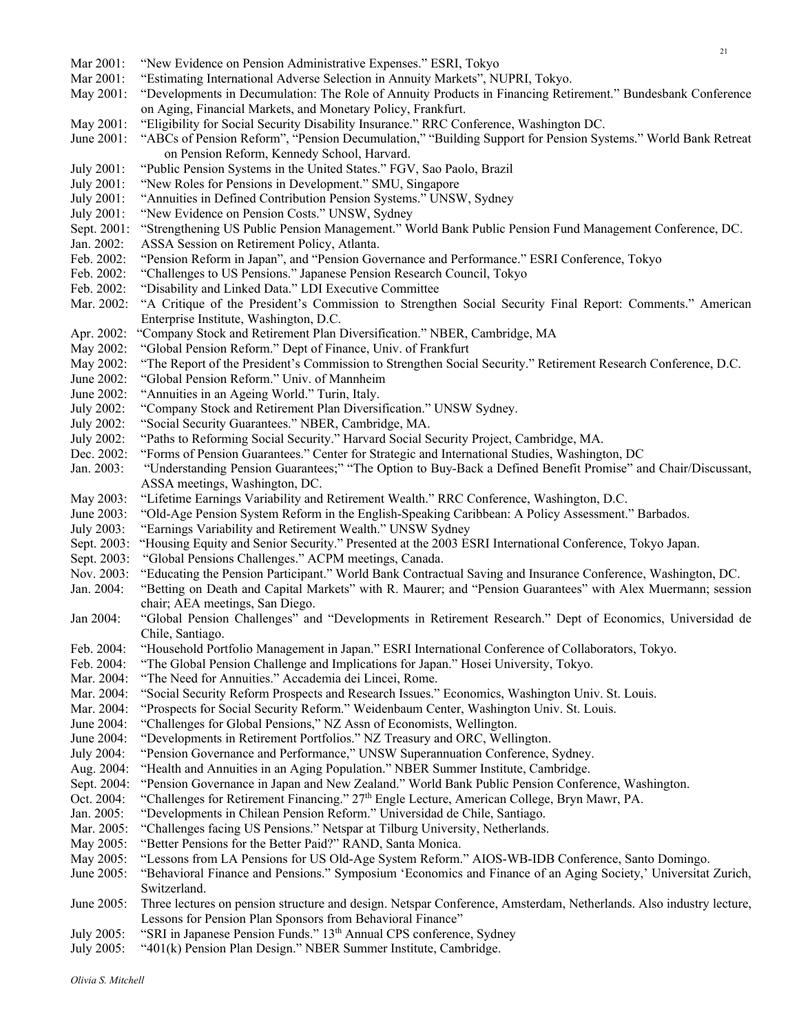Mar 2001: "New Evidence on Pension Administrative Expenses." ESRI, Tokyo

Mar 2001: "Estimating International Adverse Selection in Annuity Markets", NUPRI, Tokyo.

May 2001: "Developments in Decumulation: The Role of Annuity Products in Financing Retirement." Bundesbank Conference on Aging, Financial Markets, and Monetary Policy, Frankfurt.

May 2001: "Eligibility for Social Security Disability Insurance." RRC Conference, Washington DC.

June 2001: "ABCs of Pension Reform", "Pension Decumulation," "Building Support for Pension Systems." World Bank Retreat on Pension Reform, Kennedy School, Harvard.

July 2001: "Public Pension Systems in the United States." FGV, Sao Paolo, Brazil

July 2001: "New Roles for Pensions in Development." SMU, Singapore

July 2001: "Annuities in Defined Contribution Pension Systems." UNSW, Sydney

July 2001: "New Evidence on Pension Costs." UNSW, Sydney

Sept. 2001: "Strengthening US Public Pension Management." World Bank Public Pension Fund Management Conference, DC.

Jan. 2002: ASSA Session on Retirement Policy, Atlanta.

Feb. 2002: "Pension Reform in Japan", and "Pension Governance and Performance." ESRI Conference, Tokyo

Feb. 2002: "Challenges to US Pensions." Japanese Pension Research Council, Tokyo

Feb. 2002: "Disability and Linked Data." LDI Executive Committee

Mar. 2002: "A Critique of the President's Commission to Strengthen Social Security Final Report: Comments." American Enterprise Institute, Washington, D.C.

Apr. 2002: "Company Stock and Retirement Plan Diversification." NBER, Cambridge, MA

May 2002: "Global Pension Reform." Dept of Finance, Univ. of Frankfurt

May 2002: "The Report of the President's Commission to Strengthen Social Security." Retirement Research Conference, D.C.

June 2002: "Global Pension Reform." Univ. of Mannheim

June 2002: "Annuities in an Ageing World." Turin, Italy.

July 2002: "Company Stock and Retirement Plan Diversification." UNSW Sydney.

July 2002: "Social Security Guarantees." NBER, Cambridge, MA.

July 2002: "Paths to Reforming Social Security." Harvard Social Security Project, Cambridge, MA.

Dec. 2002: "Forms of Pension Guarantees." Center for Strategic and International Studies, Washington, DC

Jan. 2003: "Understanding Pension Guarantees;" "The Option to Buy-Back a Defined Benefit Promise" and Chair/Discussant, ASSA meetings, Washington, DC.

May 2003: "Lifetime Earnings Variability and Retirement Wealth." RRC Conference, Washington, D.C.

June 2003: "Old-Age Pension System Reform in the English-Speaking Caribbean: A Policy Assessment." Barbados.

July 2003: "Earnings Variability and Retirement Wealth." UNSW Sydney

Sept. 2003: "Housing Equity and Senior Security." Presented at the 2003 ESRI International Conference, Tokyo Japan.

Sept. 2003: "Global Pensions Challenges." ACPM meetings, Canada.

Nov. 2003: "Educating the Pension Participant." World Bank Contractual Saving and Insurance Conference, Washington, DC.

Jan. 2004: "Betting on Death and Capital Markets" with R. Maurer; and "Pension Guarantees" with Alex Muermann; session chair; AEA meetings, San Diego.

Jan 2004: "Global Pension Challenges" and "Developments in Retirement Research." Dept of Economics, Universidad de Chile, Santiago.

Feb. 2004: "Household Portfolio Management in Japan." ESRI International Conference of Collaborators, Tokyo.

Feb. 2004: "The Global Pension Challenge and Implications for Japan." Hosei University, Tokyo.

Mar. 2004: "The Need for Annuities." Accademia dei Lincei, Rome.

Mar. 2004: "Social Security Reform Prospects and Research Issues." Economics, Washington Univ. St. Louis.

Mar. 2004: "Prospects for Social Security Reform." Weidenbaum Center, Washington Univ. St. Louis.

June 2004: "Challenges for Global Pensions," NZ Assn of Economists, Wellington.

June 2004: "Developments in Retirement Portfolios." NZ Treasury and ORC, Wellington.

July 2004: "Pension Governance and Performance," UNSW Superannuation Conference, Sydney.

Aug. 2004: "Health and Annuities in an Aging Population." NBER Summer Institute, Cambridge.

Sept. 2004: "Pension Governance in Japan and New Zealand." World Bank Public Pension Conference, Washington.

Oct. 2004: "Challenges for Retirement Financing." 27th Engle Lecture, American College, Bryn Mawr, PA.

Jan. 2005: "Developments in Chilean Pension Reform." Universidad de Chile, Santiago.

Mar. 2005: "Challenges facing US Pensions." Netspar at Tilburg University, Netherlands.

May 2005: "Better Pensions for the Better Paid?" RAND, Santa Monica.

May 2005: "Lessons from LA Pensions for US Old-Age System Reform." AIOS-WB-IDB Conference, Santo Domingo.

June 2005: "Behavioral Finance and Pensions." Symposium 'Economics and Finance of an Aging Society,' Universitat Zurich, Switzerland.

June 2005: Three lectures on pension structure and design. Netspar Conference, Amsterdam, Netherlands. Also industry lecture, Lessons for Pension Plan Sponsors from Behavioral Finance"

July 2005: "SRI in Japanese Pension Funds." 13th Annual CPS conference, Sydney

July 2005: "401(k) Pension Plan Design." NBER Summer Institute, Cambridge.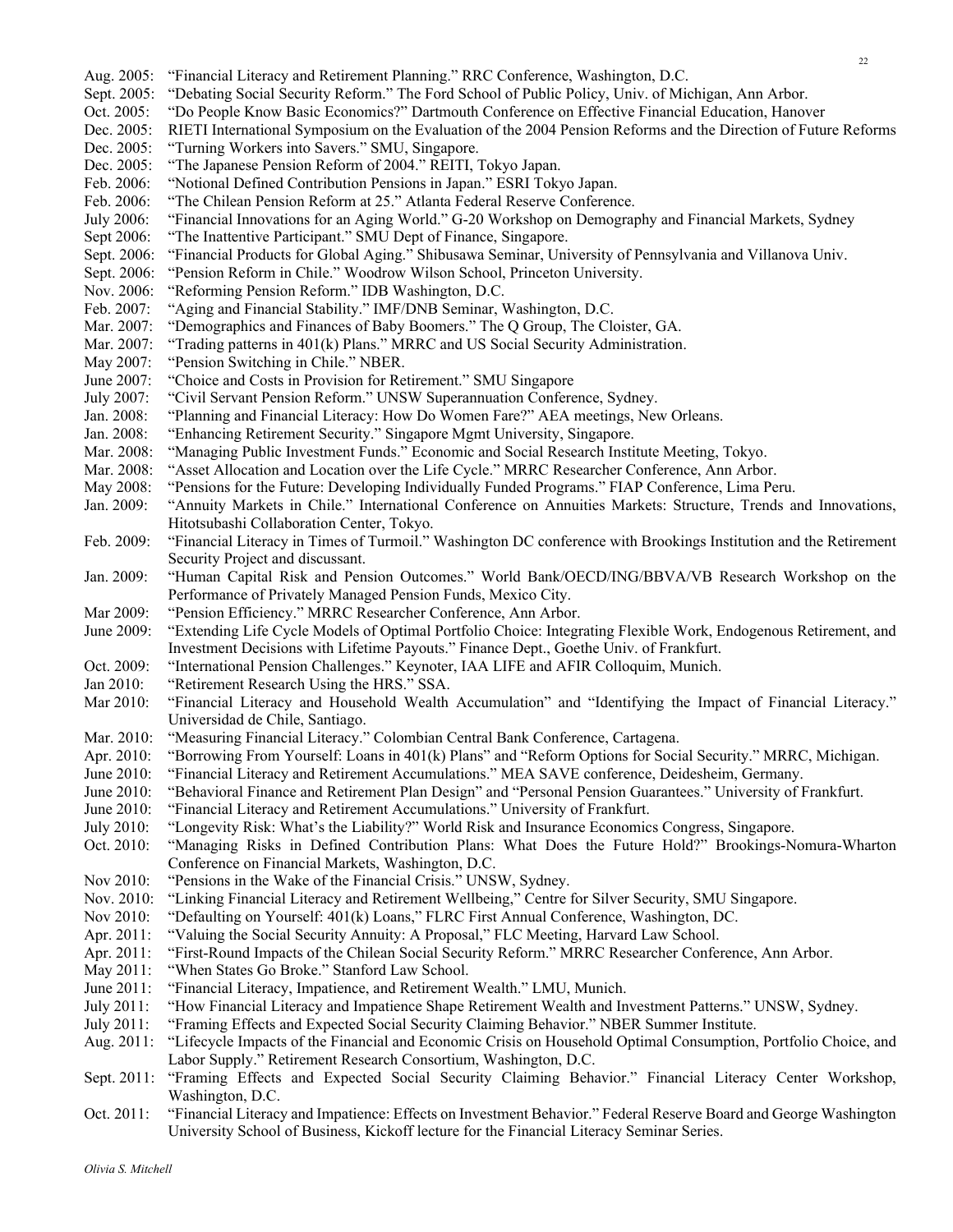Aug. 2005: "Financial Literacy and Retirement Planning." RRC Conference, Washington, D.C.
Sept. 2005: "Debating Social Security Reform." The Ford School of Public Policy, Univ. of Michigan, Ann Arbor.
Oct. 2005: "Do People Know Basic Economics?" Dartmouth Conference on Effective Financial Education, Hanover
Dec. 2005: RIETI International Symposium on the Evaluation of the 2004 Pension Reforms and the Direction of Future Reforms
Dec. 2005: "Turning Workers into Savers." SMU, Singapore.
Dec. 2005: "The Japanese Pension Reform of 2004." REITI, Tokyo Japan.
Feb. 2006: "Notional Defined Contribution Pensions in Japan." ESRI Tokyo Japan.
Feb. 2006: "The Chilean Pension Reform at 25." Atlanta Federal Reserve Conference.
July 2006: "Financial Innovations for an Aging World." G-20 Workshop on Demography and Financial Markets, Sydney
Sept 2006: "The Inattentive Participant." SMU Dept of Finance, Singapore.
Sept. 2006: "Financial Products for Global Aging." Shibusawa Seminar, University of Pennsylvania and Villanova Univ.
Sept. 2006: "Pension Reform in Chile." Woodrow Wilson School, Princeton University.
Nov. 2006: "Reforming Pension Reform." IDB Washington, D.C.
Feb. 2007: "Aging and Financial Stability." IMF/DNB Seminar, Washington, D.C.
Mar. 2007: "Demographics and Finances of Baby Boomers." The Q Group, The Cloister, GA.
Mar. 2007: "Trading patterns in 401(k) Plans." MRRC and US Social Security Administration.
May 2007: "Pension Switching in Chile." NBER.
June 2007: "Choice and Costs in Provision for Retirement." SMU Singapore
July 2007: "Civil Servant Pension Reform." UNSW Superannuation Conference, Sydney.
Jan. 2008: "Planning and Financial Literacy: How Do Women Fare?" AEA meetings, New Orleans.
Jan. 2008: "Enhancing Retirement Security." Singapore Mgmt University, Singapore.
Mar. 2008: "Managing Public Investment Funds." Economic and Social Research Institute Meeting, Tokyo.
Mar. 2008: "Asset Allocation and Location over the Life Cycle." MRRC Researcher Conference, Ann Arbor.
May 2008: "Pensions for the Future: Developing Individually Funded Programs." FIAP Conference, Lima Peru.
Jan. 2009: "Annuity Markets in Chile." International Conference on Annuities Markets: Structure, Trends and Innovations, Hitotsubashi Collaboration Center, Tokyo.
Feb. 2009: "Financial Literacy in Times of Turmoil." Washington DC conference with Brookings Institution and the Retirement Security Project and discussant.
Jan. 2009: "Human Capital Risk and Pension Outcomes." World Bank/OECD/ING/BBVA/VB Research Workshop on the Performance of Privately Managed Pension Funds, Mexico City.
Mar 2009: "Pension Efficiency." MRRC Researcher Conference, Ann Arbor.
June 2009: "Extending Life Cycle Models of Optimal Portfolio Choice: Integrating Flexible Work, Endogenous Retirement, and Investment Decisions with Lifetime Payouts." Finance Dept., Goethe Univ. of Frankfurt.
Oct. 2009: "International Pension Challenges." Keynoter, IAA LIFE and AFIR Colloquim, Munich.
Jan 2010: "Retirement Research Using the HRS." SSA.
Mar 2010: "Financial Literacy and Household Wealth Accumulation" and "Identifying the Impact of Financial Literacy." Universidad de Chile, Santiago.
Mar. 2010: "Measuring Financial Literacy." Colombian Central Bank Conference, Cartagena.
Apr. 2010: "Borrowing From Yourself: Loans in 401(k) Plans" and "Reform Options for Social Security." MRRC, Michigan.
June 2010: "Financial Literacy and Retirement Accumulations." MEA SAVE conference, Deidesheim, Germany.
June 2010: "Behavioral Finance and Retirement Plan Design" and "Personal Pension Guarantees." University of Frankfurt.
June 2010: "Financial Literacy and Retirement Accumulations." University of Frankfurt.
July 2010: "Longevity Risk: What's the Liability?" World Risk and Insurance Economics Congress, Singapore.
Oct. 2010: "Managing Risks in Defined Contribution Plans: What Does the Future Hold?" Brookings-Nomura-Wharton Conference on Financial Markets, Washington, D.C.
Nov 2010: "Pensions in the Wake of the Financial Crisis." UNSW, Sydney.
Nov. 2010: "Linking Financial Literacy and Retirement Wellbeing," Centre for Silver Security, SMU Singapore.
Nov 2010: "Defaulting on Yourself: 401(k) Loans," FLRC First Annual Conference, Washington, DC.
Apr. 2011: "Valuing the Social Security Annuity: A Proposal," FLC Meeting, Harvard Law School.
Apr. 2011: "First-Round Impacts of the Chilean Social Security Reform." MRRC Researcher Conference, Ann Arbor.
May 2011: "When States Go Broke." Stanford Law School.
June 2011: "Financial Literacy, Impatience, and Retirement Wealth." LMU, Munich.
July 2011: "How Financial Literacy and Impatience Shape Retirement Wealth and Investment Patterns." UNSW, Sydney.
July 2011: "Framing Effects and Expected Social Security Claiming Behavior." NBER Summer Institute.
Aug. 2011: "Lifecycle Impacts of the Financial and Economic Crisis on Household Optimal Consumption, Portfolio Choice, and Labor Supply." Retirement Research Consortium, Washington, D.C.
Sept. 2011: "Framing Effects and Expected Social Security Claiming Behavior." Financial Literacy Center Workshop, Washington, D.C.
Oct. 2011: "Financial Literacy and Impatience: Effects on Investment Behavior." Federal Reserve Board and George Washington University School of Business, Kickoff lecture for the Financial Literacy Seminar Series.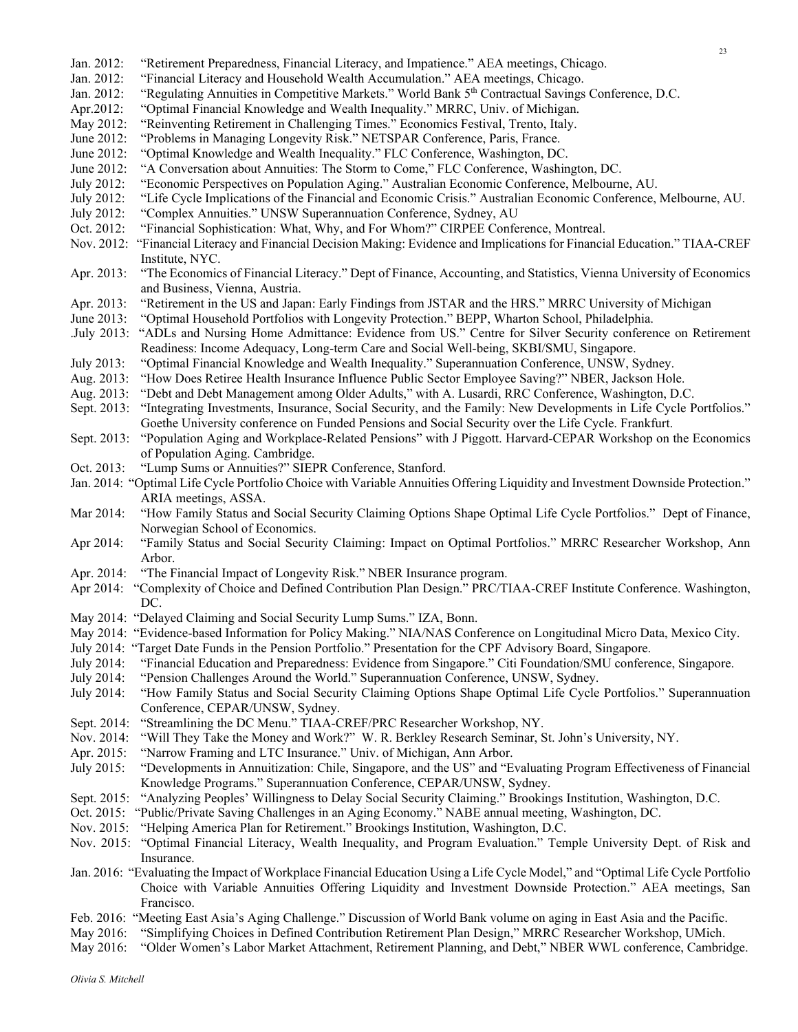Jan. 2012: "Retirement Preparedness, Financial Literacy, and Impatience." AEA meetings, Chicago.
Jan. 2012: "Financial Literacy and Household Wealth Accumulation." AEA meetings, Chicago.
Jan. 2012: "Regulating Annuities in Competitive Markets." World Bank 5th Contractual Savings Conference, D.C.
Apr.2012: "Optimal Financial Knowledge and Wealth Inequality." MRRC, Univ. of Michigan.
May 2012: "Reinventing Retirement in Challenging Times." Economics Festival, Trento, Italy.
June 2012: "Problems in Managing Longevity Risk." NETSPAR Conference, Paris, France.
June 2012: "Optimal Knowledge and Wealth Inequality." FLC Conference, Washington, DC.
June 2012: "A Conversation about Annuities: The Storm to Come," FLC Conference, Washington, DC.
July 2012: "Economic Perspectives on Population Aging." Australian Economic Conference, Melbourne, AU.
July 2012: "Life Cycle Implications of the Financial and Economic Crisis." Australian Economic Conference, Melbourne, AU.
July 2012: "Complex Annuities." UNSW Superannuation Conference, Sydney, AU
Oct. 2012: "Financial Sophistication: What, Why, and For Whom?" CIRPEE Conference, Montreal.
Nov. 2012: "Financial Literacy and Financial Decision Making: Evidence and Implications for Financial Education." TIAA-CREF Institute, NYC.
Apr. 2013: "The Economics of Financial Literacy." Dept of Finance, Accounting, and Statistics, Vienna University of Economics and Business, Vienna, Austria.
Apr. 2013: "Retirement in the US and Japan: Early Findings from JSTAR and the HRS." MRRC University of Michigan
June 2013: "Optimal Household Portfolios with Longevity Protection." BEPP, Wharton School, Philadelphia.
.July 2013: "ADLs and Nursing Home Admittance: Evidence from US." Centre for Silver Security conference on Retirement Readiness: Income Adequacy, Long-term Care and Social Well-being, SKBI/SMU, Singapore.
July 2013: "Optimal Financial Knowledge and Wealth Inequality." Superannuation Conference, UNSW, Sydney.
Aug. 2013: "How Does Retiree Health Insurance Influence Public Sector Employee Saving?" NBER, Jackson Hole.
Aug. 2013: "Debt and Debt Management among Older Adults," with A. Lusardi, RRC Conference, Washington, D.C.
Sept. 2013: "Integrating Investments, Insurance, Social Security, and the Family: New Developments in Life Cycle Portfolios." Goethe University conference on Funded Pensions and Social Security over the Life Cycle. Frankfurt.
Sept. 2013: "Population Aging and Workplace-Related Pensions" with J Piggott. Harvard-CEPAR Workshop on the Economics of Population Aging. Cambridge.
Oct. 2013: "Lump Sums or Annuities?" SIEPR Conference, Stanford.
Jan. 2014: "Optimal Life Cycle Portfolio Choice with Variable Annuities Offering Liquidity and Investment Downside Protection." ARIA meetings, ASSA.
Mar 2014: "How Family Status and Social Security Claiming Options Shape Optimal Life Cycle Portfolios." Dept of Finance, Norwegian School of Economics.
Apr 2014: "Family Status and Social Security Claiming: Impact on Optimal Portfolios." MRRC Researcher Workshop, Ann Arbor.
Apr. 2014: "The Financial Impact of Longevity Risk." NBER Insurance program.
Apr 2014: "Complexity of Choice and Defined Contribution Plan Design." PRC/TIAA-CREF Institute Conference. Washington, DC.
May 2014: "Delayed Claiming and Social Security Lump Sums." IZA, Bonn.
May 2014: "Evidence-based Information for Policy Making." NIA/NAS Conference on Longitudinal Micro Data, Mexico City.
July 2014: "Target Date Funds in the Pension Portfolio." Presentation for the CPF Advisory Board, Singapore.
July 2014: "Financial Education and Preparedness: Evidence from Singapore." Citi Foundation/SMU conference, Singapore.
July 2014: "Pension Challenges Around the World." Superannuation Conference, UNSW, Sydney.
July 2014: "How Family Status and Social Security Claiming Options Shape Optimal Life Cycle Portfolios." Superannuation Conference, CEPAR/UNSW, Sydney.
Sept. 2014: "Streamlining the DC Menu." TIAA-CREF/PRC Researcher Workshop, NY.
Nov. 2014: "Will They Take the Money and Work?" W. R. Berkley Research Seminar, St. John's University, NY.
Apr. 2015: "Narrow Framing and LTC Insurance." Univ. of Michigan, Ann Arbor.
July 2015: "Developments in Annuitization: Chile, Singapore, and the US" and "Evaluating Program Effectiveness of Financial Knowledge Programs." Superannuation Conference, CEPAR/UNSW, Sydney.
Sept. 2015: "Analyzing Peoples' Willingness to Delay Social Security Claiming." Brookings Institution, Washington, D.C.
Oct. 2015: "Public/Private Saving Challenges in an Aging Economy." NABE annual meeting, Washington, DC.
Nov. 2015: "Helping America Plan for Retirement." Brookings Institution, Washington, D.C.
Nov. 2015: "Optimal Financial Literacy, Wealth Inequality, and Program Evaluation." Temple University Dept. of Risk and Insurance.
Jan. 2016: "Evaluating the Impact of Workplace Financial Education Using a Life Cycle Model," and "Optimal Life Cycle Portfolio Choice with Variable Annuities Offering Liquidity and Investment Downside Protection." AEA meetings, San Francisco.
Feb. 2016: "Meeting East Asia's Aging Challenge." Discussion of World Bank volume on aging in East Asia and the Pacific.
May 2016: "Simplifying Choices in Defined Contribution Retirement Plan Design," MRRC Researcher Workshop, UMich.
May 2016: "Older Women's Labor Market Attachment, Retirement Planning, and Debt," NBER WWL conference, Cambridge.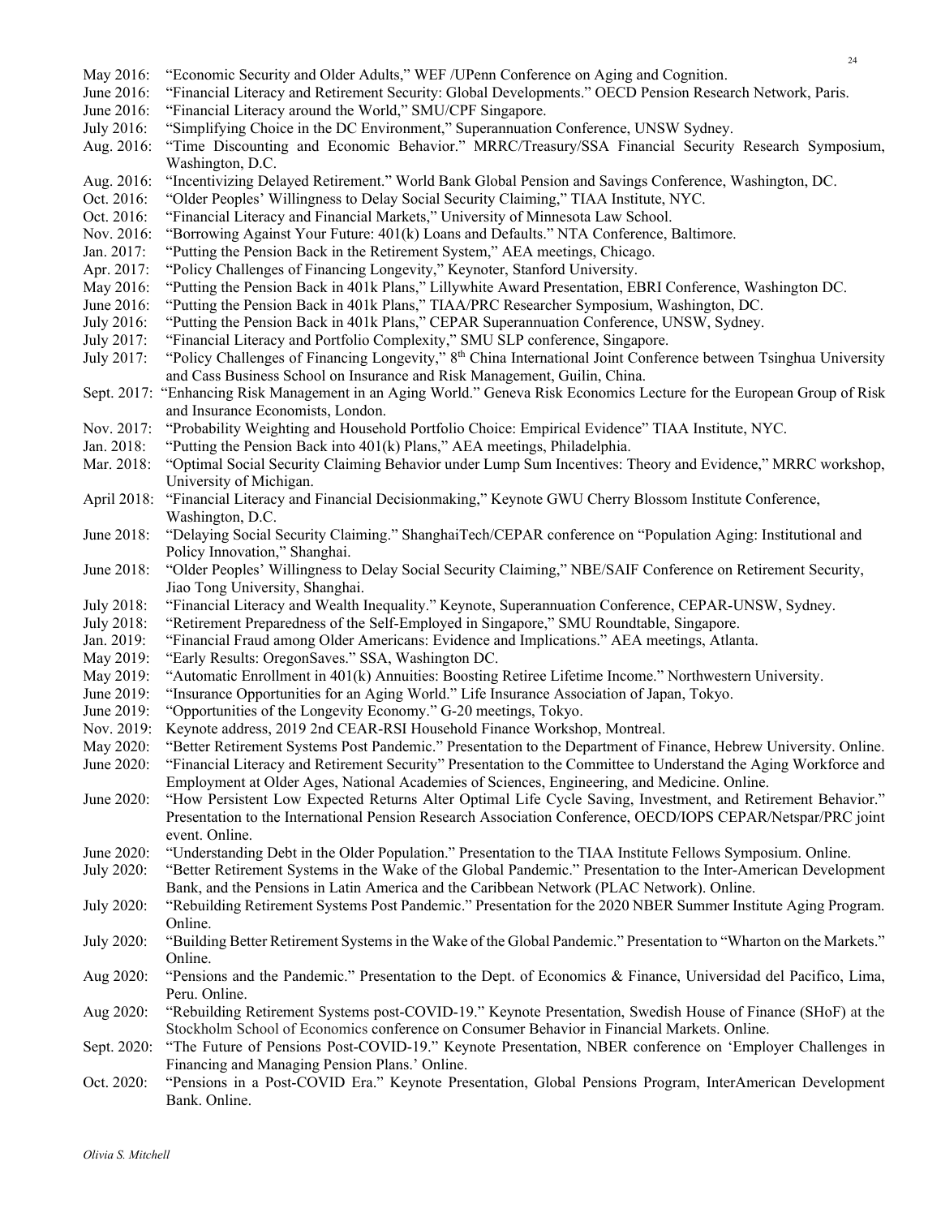May 2016: "Economic Security and Older Adults," WEF /UPenn Conference on Aging and Cognition.  
June 2016: "Financial Literacy and Retirement Security: Global Developments." OECD Pension Research Network, Paris.  
June 2016: "Financial Literacy around the World," SMU/CPF Singapore.  
July 2016: "Simplifying Choice in the DC Environment," Superannuation Conference, UNSW Sydney.  
Aug. 2016: "Time Discounting and Economic Behavior." MRRC/Treasury/SSA Financial Security Research Symposium, Washington, D.C.  
Aug. 2016: "Incentivizing Delayed Retirement." World Bank Global Pension and Savings Conference, Washington, DC.  
Oct. 2016: "Older Peoples' Willingness to Delay Social Security Claiming," TIAA Institute, NYC.  
Oct. 2016: "Financial Literacy and Financial Markets," University of Minnesota Law School.  
Nov. 2016: "Borrowing Against Your Future: 401(k) Loans and Defaults." NTA Conference, Baltimore.  
Jan. 2017: "Putting the Pension Back in the Retirement System," AEA meetings, Chicago.  
Apr. 2017: "Policy Challenges of Financing Longevity," Keynoter, Stanford University.  
May 2016: "Putting the Pension Back in 401k Plans," Lillywhite Award Presentation, EBRI Conference, Washington DC.  
June 2016: "Putting the Pension Back in 401k Plans," TIAA/PRC Researcher Symposium, Washington, DC.  
July 2016: "Putting the Pension Back in 401k Plans," CEPAR Superannuation Conference, UNSW, Sydney.  
July 2017: "Financial Literacy and Portfolio Complexity," SMU SLP conference, Singapore.  
July 2017: "Policy Challenges of Financing Longevity," 8th China International Joint Conference between Tsinghua University and Cass Business School on Insurance and Risk Management, Guilin, China.  
Sept. 2017: "Enhancing Risk Management in an Aging World." Geneva Risk Economics Lecture for the European Group of Risk and Insurance Economists, London.  
Nov. 2017: "Probability Weighting and Household Portfolio Choice: Empirical Evidence" TIAA Institute, NYC.  
Jan. 2018: "Putting the Pension Back into 401(k) Plans," AEA meetings, Philadelphia.  
Mar. 2018: "Optimal Social Security Claiming Behavior under Lump Sum Incentives: Theory and Evidence," MRRC workshop, University of Michigan.  
April 2018: "Financial Literacy and Financial Decisionmaking," Keynote GWU Cherry Blossom Institute Conference, Washington, D.C.  
June 2018: "Delaying Social Security Claiming." ShanghaiTech/CEPAR conference on "Population Aging: Institutional and Policy Innovation," Shanghai.  
June 2018: "Older Peoples' Willingness to Delay Social Security Claiming," NBE/SAIF Conference on Retirement Security, Jiao Tong University, Shanghai.  
July 2018: "Financial Literacy and Wealth Inequality." Keynote, Superannuation Conference, CEPAR-UNSW, Sydney.  
July 2018: "Retirement Preparedness of the Self-Employed in Singapore," SMU Roundtable, Singapore.  
Jan. 2019: "Financial Fraud among Older Americans: Evidence and Implications." AEA meetings, Atlanta.  
May 2019: "Early Results: OregonSaves." SSA, Washington DC.  
May 2019: "Automatic Enrollment in 401(k) Annuities: Boosting Retiree Lifetime Income." Northwestern University.  
June 2019: "Insurance Opportunities for an Aging World." Life Insurance Association of Japan, Tokyo.  
June 2019: "Opportunities of the Longevity Economy." G-20 meetings, Tokyo.  
Nov. 2019: Keynote address, 2019 2nd CEAR-RSI Household Finance Workshop, Montreal.  
May 2020: "Better Retirement Systems Post Pandemic." Presentation to the Department of Finance, Hebrew University. Online.  
June 2020: "Financial Literacy and Retirement Security" Presentation to the Committee to Understand the Aging Workforce and Employment at Older Ages, National Academies of Sciences, Engineering, and Medicine. Online.  
June 2020: "How Persistent Low Expected Returns Alter Optimal Life Cycle Saving, Investment, and Retirement Behavior." Presentation to the International Pension Research Association Conference, OECD/IOPS CEPAR/Netspar/PRC joint event. Online.  
June 2020: "Understanding Debt in the Older Population." Presentation to the TIAA Institute Fellows Symposium. Online.  
July 2020: "Better Retirement Systems in the Wake of the Global Pandemic." Presentation to the Inter-American Development Bank, and the Pensions in Latin America and the Caribbean Network (PLAC Network). Online.  
July 2020: "Rebuilding Retirement Systems Post Pandemic." Presentation for the 2020 NBER Summer Institute Aging Program. Online.  
July 2020: "Building Better Retirement Systems in the Wake of the Global Pandemic." Presentation to "Wharton on the Markets." Online.  
Aug 2020: "Pensions and the Pandemic." Presentation to the Dept. of Economics & Finance, Universidad del Pacifico, Lima, Peru. Online.  
Aug 2020: "Rebuilding Retirement Systems post-COVID-19." Keynote Presentation, Swedish House of Finance (SHoF) at the Stockholm School of Economics conference on Consumer Behavior in Financial Markets. Online.  
Sept. 2020: "The Future of Pensions Post-COVID-19." Keynote Presentation, NBER conference on 'Employer Challenges in Financing and Managing Pension Plans.' Online.  
Oct. 2020: "Pensions in a Post-COVID Era." Keynote Presentation, Global Pensions Program, InterAmerican Development Bank. Online.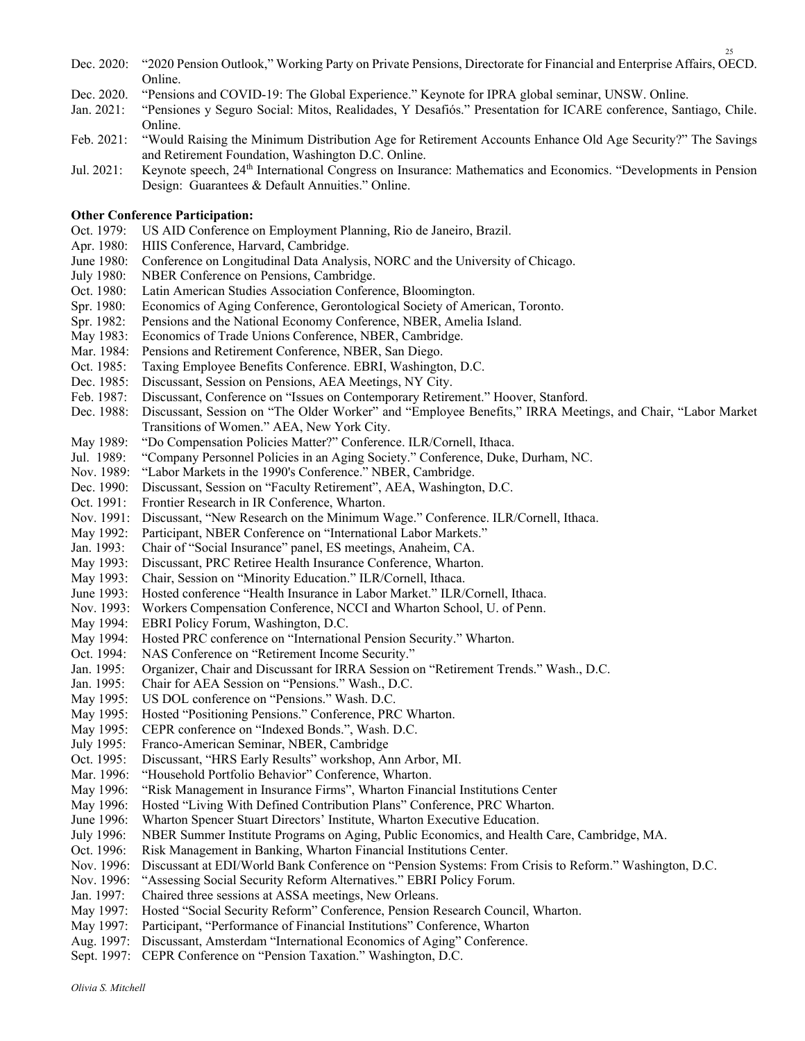Dec. 2020: "2020 Pension Outlook," Working Party on Private Pensions, Directorate for Financial and Enterprise Affairs, OECD. Online.

Dec. 2020. "Pensions and COVID-19: The Global Experience." Keynote for IPRA global seminar, UNSW. Online.

Jan. 2021: "Pensiones y Seguro Social: Mitos, Realidades, Y Desafiós." Presentation for ICARE conference, Santiago, Chile. Online.

Feb. 2021: "Would Raising the Minimum Distribution Age for Retirement Accounts Enhance Old Age Security?" The Savings and Retirement Foundation, Washington D.C. Online.

Jul. 2021: Keynote speech, 24th International Congress on Insurance: Mathematics and Economics. "Developments in Pension Design: Guarantees & Default Annuities." Online.

**Other Conference Participation:**

Oct. 1979: US AID Conference on Employment Planning, Rio de Janeiro, Brazil.
Apr. 1980: HIIS Conference, Harvard, Cambridge.
June 1980: Conference on Longitudinal Data Analysis, NORC and the University of Chicago.
July 1980: NBER Conference on Pensions, Cambridge.
Oct. 1980: Latin American Studies Association Conference, Bloomington.
Spr. 1980: Economics of Aging Conference, Gerontological Society of American, Toronto.
Spr. 1982: Pensions and the National Economy Conference, NBER, Amelia Island.
May 1983: Economics of Trade Unions Conference, NBER, Cambridge.
Mar. 1984: Pensions and Retirement Conference, NBER, San Diego.
Oct. 1985: Taxing Employee Benefits Conference. EBRI, Washington, D.C.
Dec. 1985: Discussant, Session on Pensions, AEA Meetings, NY City.
Feb. 1987: Discussant, Conference on "Issues on Contemporary Retirement." Hoover, Stanford.
Dec. 1988: Discussant, Session on "The Older Worker" and "Employee Benefits," IRRA Meetings, and Chair, "Labor Market Transitions of Women." AEA, New York City.
May 1989: "Do Compensation Policies Matter?" Conference. ILR/Cornell, Ithaca.
Jul. 1989: "Company Personnel Policies in an Aging Society." Conference, Duke, Durham, NC.
Nov. 1989: "Labor Markets in the 1990's Conference." NBER, Cambridge.
Dec. 1990: Discussant, Session on "Faculty Retirement", AEA, Washington, D.C.
Oct. 1991: Frontier Research in IR Conference, Wharton.
Nov. 1991: Discussant, "New Research on the Minimum Wage." Conference. ILR/Cornell, Ithaca.
May 1992: Participant, NBER Conference on "International Labor Markets."
Jan. 1993: Chair of "Social Insurance" panel, ES meetings, Anaheim, CA.
May 1993: Discussant, PRC Retiree Health Insurance Conference, Wharton.
May 1993: Chair, Session on "Minority Education." ILR/Cornell, Ithaca.
June 1993: Hosted conference "Health Insurance in Labor Market." ILR/Cornell, Ithaca.
Nov. 1993: Workers Compensation Conference, NCCI and Wharton School, U. of Penn.
May 1994: EBRI Policy Forum, Washington, D.C.
May 1994: Hosted PRC conference on "International Pension Security." Wharton.
Oct. 1994: NAS Conference on "Retirement Income Security."
Jan. 1995: Organizer, Chair and Discussant for IRRA Session on "Retirement Trends." Wash., D.C.
Jan. 1995: Chair for AEA Session on "Pensions." Wash., D.C.
May 1995: US DOL conference on "Pensions." Wash. D.C.
May 1995: Hosted "Positioning Pensions." Conference, PRC Wharton.
May 1995: CEPR conference on "Indexed Bonds.", Wash. D.C.
July 1995: Franco-American Seminar, NBER, Cambridge
Oct. 1995: Discussant, "HRS Early Results" workshop, Ann Arbor, MI.
Mar. 1996: "Household Portfolio Behavior" Conference, Wharton.
May 1996: "Risk Management in Insurance Firms", Wharton Financial Institutions Center
May 1996: Hosted "Living With Defined Contribution Plans" Conference, PRC Wharton.
June 1996: Wharton Spencer Stuart Directors' Institute, Wharton Executive Education.
July 1996: NBER Summer Institute Programs on Aging, Public Economics, and Health Care, Cambridge, MA.
Oct. 1996: Risk Management in Banking, Wharton Financial Institutions Center.
Nov. 1996: Discussant at EDI/World Bank Conference on "Pension Systems: From Crisis to Reform." Washington, D.C.
Nov. 1996: "Assessing Social Security Reform Alternatives." EBRI Policy Forum.
Jan. 1997: Chaired three sessions at ASSA meetings, New Orleans.
May 1997: Hosted "Social Security Reform" Conference, Pension Research Council, Wharton.
May 1997: Participant, "Performance of Financial Institutions" Conference, Wharton
Aug. 1997: Discussant, Amsterdam "International Economics of Aging" Conference.
Sept. 1997: CEPR Conference on "Pension Taxation." Washington, D.C.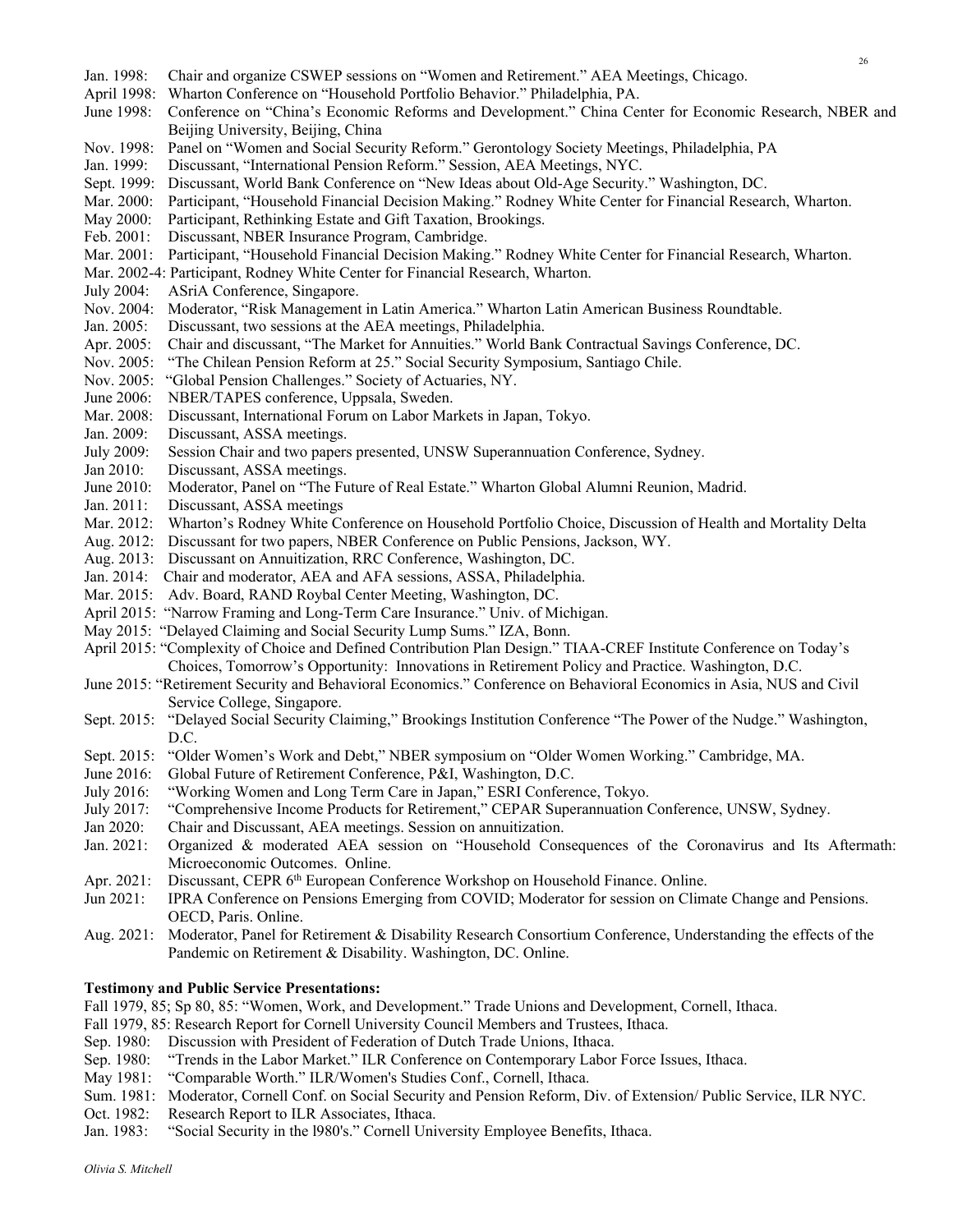Jan. 1998: Chair and organize CSWEP sessions on "Women and Retirement." AEA Meetings, Chicago.
April 1998: Wharton Conference on "Household Portfolio Behavior." Philadelphia, PA.
June 1998: Conference on "China's Economic Reforms and Development." China Center for Economic Research, NBER and Beijing University, Beijing, China
Nov. 1998: Panel on "Women and Social Security Reform." Gerontology Society Meetings, Philadelphia, PA
Jan. 1999: Discussant, "International Pension Reform." Session, AEA Meetings, NYC.
Sept. 1999: Discussant, World Bank Conference on "New Ideas about Old-Age Security." Washington, DC.
Mar. 2000: Participant, "Household Financial Decision Making." Rodney White Center for Financial Research, Wharton.
May 2000: Participant, Rethinking Estate and Gift Taxation, Brookings.
Feb. 2001: Discussant, NBER Insurance Program, Cambridge.
Mar. 2001: Participant, "Household Financial Decision Making." Rodney White Center for Financial Research, Wharton.
Mar. 2002-4: Participant, Rodney White Center for Financial Research, Wharton.
July 2004: ASriA Conference, Singapore.
Nov. 2004: Moderator, "Risk Management in Latin America." Wharton Latin American Business Roundtable.
Jan. 2005: Discussant, two sessions at the AEA meetings, Philadelphia.
Apr. 2005: Chair and discussant, "The Market for Annuities." World Bank Contractual Savings Conference, DC.
Nov. 2005: "The Chilean Pension Reform at 25." Social Security Symposium, Santiago Chile.
Nov. 2005: "Global Pension Challenges." Society of Actuaries, NY.
June 2006: NBER/TAPES conference, Uppsala, Sweden.
Mar. 2008: Discussant, International Forum on Labor Markets in Japan, Tokyo.
Jan. 2009: Discussant, ASSA meetings.
July 2009: Session Chair and two papers presented, UNSW Superannuation Conference, Sydney.
Jan 2010: Discussant, ASSA meetings.
June 2010: Moderator, Panel on "The Future of Real Estate." Wharton Global Alumni Reunion, Madrid.
Jan. 2011: Discussant, ASSA meetings
Mar. 2012: Wharton's Rodney White Conference on Household Portfolio Choice, Discussion of Health and Mortality Delta
Aug. 2012: Discussant for two papers, NBER Conference on Public Pensions, Jackson, WY.
Aug. 2013: Discussant on Annuitization, RRC Conference, Washington, DC.
Jan. 2014: Chair and moderator, AEA and AFA sessions, ASSA, Philadelphia.
Mar. 2015: Adv. Board, RAND Roybal Center Meeting, Washington, DC.
April 2015: "Narrow Framing and Long-Term Care Insurance." Univ. of Michigan.
May 2015: "Delayed Claiming and Social Security Lump Sums." IZA, Bonn.
April 2015: "Complexity of Choice and Defined Contribution Plan Design." TIAA-CREF Institute Conference on Today's Choices, Tomorrow's Opportunity: Innovations in Retirement Policy and Practice. Washington, D.C.
June 2015: "Retirement Security and Behavioral Economics." Conference on Behavioral Economics in Asia, NUS and Civil Service College, Singapore.
Sept. 2015: "Delayed Social Security Claiming," Brookings Institution Conference "The Power of the Nudge." Washington, D.C.
Sept. 2015: "Older Women's Work and Debt," NBER symposium on "Older Women Working." Cambridge, MA.
June 2016: Global Future of Retirement Conference, P&I, Washington, D.C.
July 2016: "Working Women and Long Term Care in Japan," ESRI Conference, Tokyo.
July 2017: "Comprehensive Income Products for Retirement," CEPAR Superannuation Conference, UNSW, Sydney.
Jan 2020: Chair and Discussant, AEA meetings. Session on annuitization.
Jan. 2021: Organized & moderated AEA session on "Household Consequences of the Coronavirus and Its Aftermath: Microeconomic Outcomes. Online.
Apr. 2021: Discussant, CEPR 6th European Conference Workshop on Household Finance. Online.
Jun 2021: IPRA Conference on Pensions Emerging from COVID; Moderator for session on Climate Change and Pensions. OECD, Paris. Online.
Aug. 2021: Moderator, Panel for Retirement & Disability Research Consortium Conference, Understanding the effects of the Pandemic on Retirement & Disability. Washington, DC. Online.

**Testimony and Public Service Presentations:**

Fall 1979, 85; Sp 80, 85: "Women, Work, and Development." Trade Unions and Development, Cornell, Ithaca.
Fall 1979, 85: Research Report for Cornell University Council Members and Trustees, Ithaca.
Sep. 1980: Discussion with President of Federation of Dutch Trade Unions, Ithaca.
Sep. 1980: "Trends in the Labor Market." ILR Conference on Contemporary Labor Force Issues, Ithaca.
May 1981: "Comparable Worth." ILR/Women's Studies Conf., Cornell, Ithaca.
Sum. 1981: Moderator, Cornell Conf. on Social Security and Pension Reform, Div. of Extension/ Public Service, ILR NYC.
Oct. 1982: Research Report to ILR Associates, Ithaca.
Jan. 1983: "Social Security in the l980's." Cornell University Employee Benefits, Ithaca.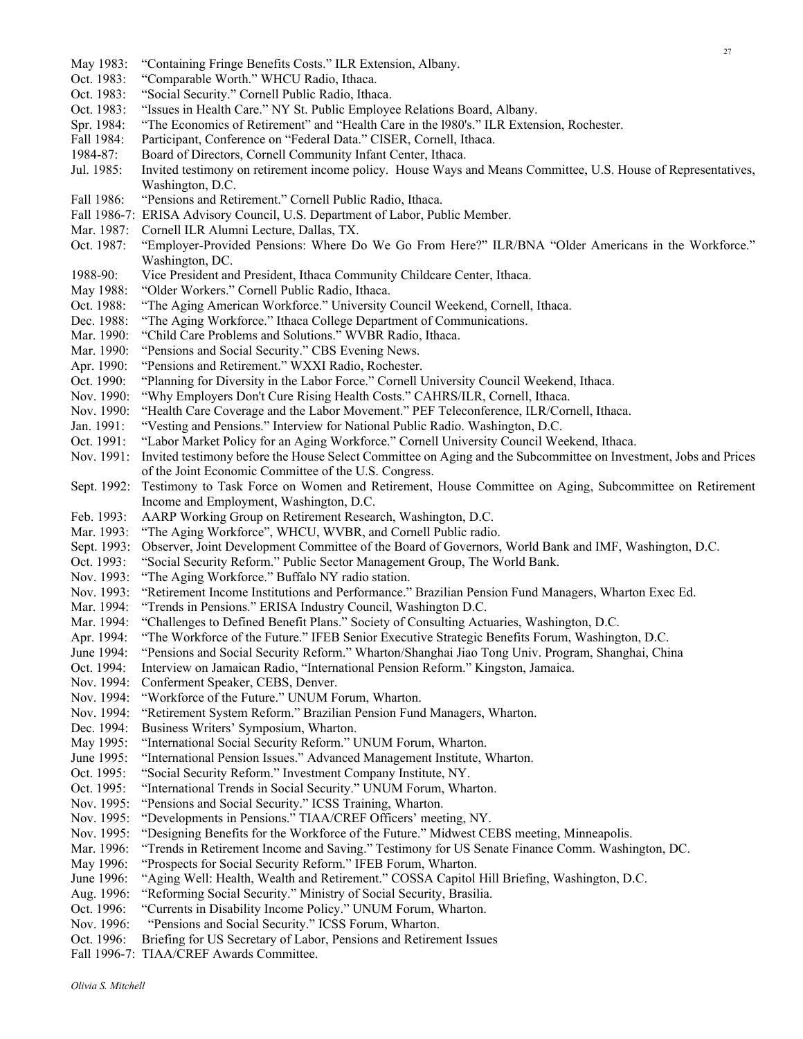May 1983: "Containing Fringe Benefits Costs." ILR Extension, Albany.
Oct. 1983: "Comparable Worth." WHCU Radio, Ithaca.
Oct. 1983: "Social Security." Cornell Public Radio, Ithaca.
Oct. 1983: "Issues in Health Care." NY St. Public Employee Relations Board, Albany.
Spr. 1984: "The Economics of Retirement" and "Health Care in the l980's." ILR Extension, Rochester.
Fall 1984: Participant, Conference on "Federal Data." CISER, Cornell, Ithaca.
1984-87: Board of Directors, Cornell Community Infant Center, Ithaca.
Jul. 1985: Invited testimony on retirement income policy. House Ways and Means Committee, U.S. House of Representatives, Washington, D.C.
Fall 1986: "Pensions and Retirement." Cornell Public Radio, Ithaca.
Fall 1986-7: ERISA Advisory Council, U.S. Department of Labor, Public Member.
Mar. 1987: Cornell ILR Alumni Lecture, Dallas, TX.
Oct. 1987: "Employer-Provided Pensions: Where Do We Go From Here?" ILR/BNA "Older Americans in the Workforce." Washington, DC.
1988-90: Vice President and President, Ithaca Community Childcare Center, Ithaca.
May 1988: "Older Workers." Cornell Public Radio, Ithaca.
Oct. 1988: "The Aging American Workforce." University Council Weekend, Cornell, Ithaca.
Dec. 1988: "The Aging Workforce." Ithaca College Department of Communications.
Mar. 1990: "Child Care Problems and Solutions." WVBR Radio, Ithaca.
Mar. 1990: "Pensions and Social Security." CBS Evening News.
Apr. 1990: "Pensions and Retirement." WXXI Radio, Rochester.
Oct. 1990: "Planning for Diversity in the Labor Force." Cornell University Council Weekend, Ithaca.
Nov. 1990: "Why Employers Don't Cure Rising Health Costs." CAHRS/ILR, Cornell, Ithaca.
Nov. 1990: "Health Care Coverage and the Labor Movement." PEF Teleconference, ILR/Cornell, Ithaca.
Jan. 1991: "Vesting and Pensions." Interview for National Public Radio. Washington, D.C.
Oct. 1991: "Labor Market Policy for an Aging Workforce." Cornell University Council Weekend, Ithaca.
Nov. 1991: Invited testimony before the House Select Committee on Aging and the Subcommittee on Investment, Jobs and Prices of the Joint Economic Committee of the U.S. Congress.
Sept. 1992: Testimony to Task Force on Women and Retirement, House Committee on Aging, Subcommittee on Retirement Income and Employment, Washington, D.C.
Feb. 1993: AARP Working Group on Retirement Research, Washington, D.C.
Mar. 1993: "The Aging Workforce", WHCU, WVBR, and Cornell Public radio.
Sept. 1993: Observer, Joint Development Committee of the Board of Governors, World Bank and IMF, Washington, D.C.
Oct. 1993: "Social Security Reform." Public Sector Management Group, The World Bank.
Nov. 1993: "The Aging Workforce." Buffalo NY radio station.
Nov. 1993: "Retirement Income Institutions and Performance." Brazilian Pension Fund Managers, Wharton Exec Ed.
Mar. 1994: "Trends in Pensions." ERISA Industry Council, Washington D.C.
Mar. 1994: "Challenges to Defined Benefit Plans." Society of Consulting Actuaries, Washington, D.C.
Apr. 1994: "The Workforce of the Future." IFEB Senior Executive Strategic Benefits Forum, Washington, D.C.
June 1994: "Pensions and Social Security Reform." Wharton/Shanghai Jiao Tong Univ. Program, Shanghai, China
Oct. 1994: Interview on Jamaican Radio, "International Pension Reform." Kingston, Jamaica.
Nov. 1994: Conferment Speaker, CEBS, Denver.
Nov. 1994: "Workforce of the Future." UNUM Forum, Wharton.
Nov. 1994: "Retirement System Reform." Brazilian Pension Fund Managers, Wharton.
Dec. 1994: Business Writers' Symposium, Wharton.
May 1995: "International Social Security Reform." UNUM Forum, Wharton.
June 1995: "International Pension Issues." Advanced Management Institute, Wharton.
Oct. 1995: "Social Security Reform." Investment Company Institute, NY.
Oct. 1995: "International Trends in Social Security." UNUM Forum, Wharton.
Nov. 1995: "Pensions and Social Security." ICSS Training, Wharton.
Nov. 1995: "Developments in Pensions." TIAA/CREF Officers' meeting, NY.
Nov. 1995: "Designing Benefits for the Workforce of the Future." Midwest CEBS meeting, Minneapolis.
Mar. 1996: "Trends in Retirement Income and Saving." Testimony for US Senate Finance Comm. Washington, DC.
May 1996: "Prospects for Social Security Reform." IFEB Forum, Wharton.
June 1996: "Aging Well: Health, Wealth and Retirement." COSSA Capitol Hill Briefing, Washington, D.C.
Aug. 1996: "Reforming Social Security." Ministry of Social Security, Brasilia.
Oct. 1996: "Currents in Disability Income Policy." UNUM Forum, Wharton.
Nov. 1996: "Pensions and Social Security." ICSS Forum, Wharton.
Oct. 1996: Briefing for US Secretary of Labor, Pensions and Retirement Issues
Fall 1996-7: TIAA/CREF Awards Committee.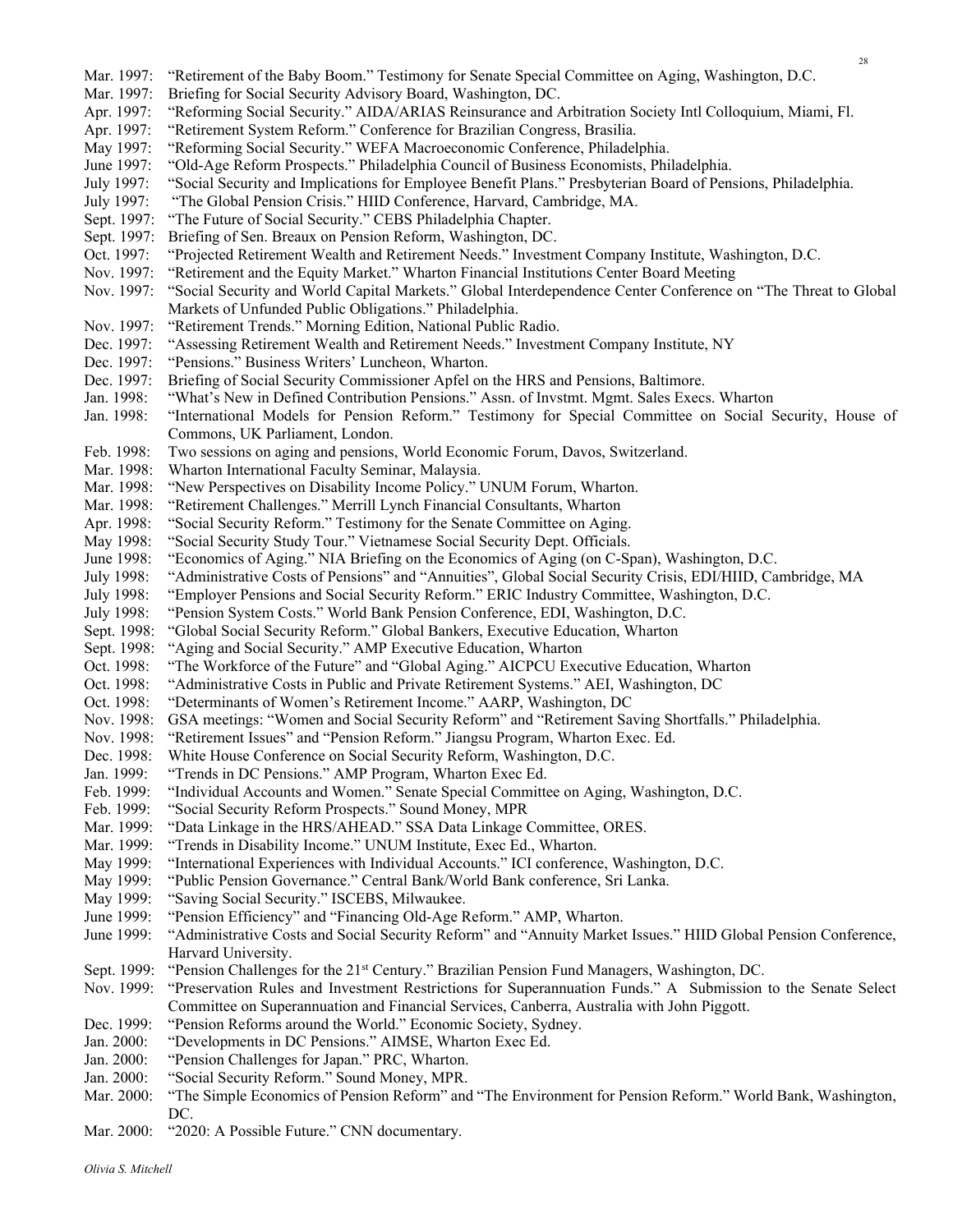Mar. 1997: "Retirement of the Baby Boom." Testimony for Senate Special Committee on Aging, Washington, D.C.
Mar. 1997: Briefing for Social Security Advisory Board, Washington, DC.
Apr. 1997: "Reforming Social Security." AIDA/ARIAS Reinsurance and Arbitration Society Intl Colloquium, Miami, Fl.
Apr. 1997: "Retirement System Reform." Conference for Brazilian Congress, Brasilia.
May 1997: "Reforming Social Security." WEFA Macroeconomic Conference, Philadelphia.
June 1997: "Old-Age Reform Prospects." Philadelphia Council of Business Economists, Philadelphia.
July 1997: "Social Security and Implications for Employee Benefit Plans." Presbyterian Board of Pensions, Philadelphia.
July 1997: "The Global Pension Crisis." HIID Conference, Harvard, Cambridge, MA.
Sept. 1997: "The Future of Social Security." CEBS Philadelphia Chapter.
Sept. 1997: Briefing of Sen. Breaux on Pension Reform, Washington, DC.
Oct. 1997: "Projected Retirement Wealth and Retirement Needs." Investment Company Institute, Washington, D.C.
Nov. 1997: "Retirement and the Equity Market." Wharton Financial Institutions Center Board Meeting
Nov. 1997: "Social Security and World Capital Markets." Global Interdependence Center Conference on "The Threat to Global Markets of Unfunded Public Obligations." Philadelphia.
Nov. 1997: "Retirement Trends." Morning Edition, National Public Radio.
Dec. 1997: "Assessing Retirement Wealth and Retirement Needs." Investment Company Institute, NY
Dec. 1997: "Pensions." Business Writers' Luncheon, Wharton.
Dec. 1997: Briefing of Social Security Commissioner Apfel on the HRS and Pensions, Baltimore.
Jan. 1998: "What's New in Defined Contribution Pensions." Assn. of Invstmt. Mgmt. Sales Execs. Wharton
Jan. 1998: "International Models for Pension Reform." Testimony for Special Committee on Social Security, House of Commons, UK Parliament, London.
Feb. 1998: Two sessions on aging and pensions, World Economic Forum, Davos, Switzerland.
Mar. 1998: Wharton International Faculty Seminar, Malaysia.
Mar. 1998: "New Perspectives on Disability Income Policy." UNUM Forum, Wharton.
Mar. 1998: "Retirement Challenges." Merrill Lynch Financial Consultants, Wharton
Apr. 1998: "Social Security Reform." Testimony for the Senate Committee on Aging.
May 1998: "Social Security Study Tour." Vietnamese Social Security Dept. Officials.
June 1998: "Economics of Aging." NIA Briefing on the Economics of Aging (on C-Span), Washington, D.C.
July 1998: "Administrative Costs of Pensions" and "Annuities", Global Social Security Crisis, EDI/HIID, Cambridge, MA
July 1998: "Employer Pensions and Social Security Reform." ERIC Industry Committee, Washington, D.C.
July 1998: "Pension System Costs." World Bank Pension Conference, EDI, Washington, D.C.
Sept. 1998: "Global Social Security Reform." Global Bankers, Executive Education, Wharton
Sept. 1998: "Aging and Social Security." AMP Executive Education, Wharton
Oct. 1998: "The Workforce of the Future" and "Global Aging." AICPCU Executive Education, Wharton
Oct. 1998: "Administrative Costs in Public and Private Retirement Systems." AEI, Washington, DC
Oct. 1998: "Determinants of Women's Retirement Income." AARP, Washington, DC
Nov. 1998: GSA meetings: "Women and Social Security Reform" and "Retirement Saving Shortfalls." Philadelphia.
Nov. 1998: "Retirement Issues" and "Pension Reform." Jiangsu Program, Wharton Exec. Ed.
Dec. 1998: White House Conference on Social Security Reform, Washington, D.C.
Jan. 1999: "Trends in DC Pensions." AMP Program, Wharton Exec Ed.
Feb. 1999: "Individual Accounts and Women." Senate Special Committee on Aging, Washington, D.C.
Feb. 1999: "Social Security Reform Prospects." Sound Money, MPR
Mar. 1999: "Data Linkage in the HRS/AHEAD." SSA Data Linkage Committee, ORES.
Mar. 1999: "Trends in Disability Income." UNUM Institute, Exec Ed., Wharton.
May 1999: "International Experiences with Individual Accounts." ICI conference, Washington, D.C.
May 1999: "Public Pension Governance." Central Bank/World Bank conference, Sri Lanka.
May 1999: "Saving Social Security." ISCEBS, Milwaukee.
June 1999: "Pension Efficiency" and "Financing Old-Age Reform." AMP, Wharton.
June 1999: "Administrative Costs and Social Security Reform" and "Annuity Market Issues." HIID Global Pension Conference, Harvard University.
Sept. 1999: "Pension Challenges for the 21st Century." Brazilian Pension Fund Managers, Washington, DC.
Nov. 1999: "Preservation Rules and Investment Restrictions for Superannuation Funds." A Submission to the Senate Select Committee on Superannuation and Financial Services, Canberra, Australia with John Piggott.
Dec. 1999: "Pension Reforms around the World." Economic Society, Sydney.
Jan. 2000: "Developments in DC Pensions." AIMSE, Wharton Exec Ed.
Jan. 2000: "Pension Challenges for Japan." PRC, Wharton.
Jan. 2000: "Social Security Reform." Sound Money, MPR.
Mar. 2000: "The Simple Economics of Pension Reform" and "The Environment for Pension Reform." World Bank, Washington, DC.
Mar. 2000: "2020: A Possible Future." CNN documentary.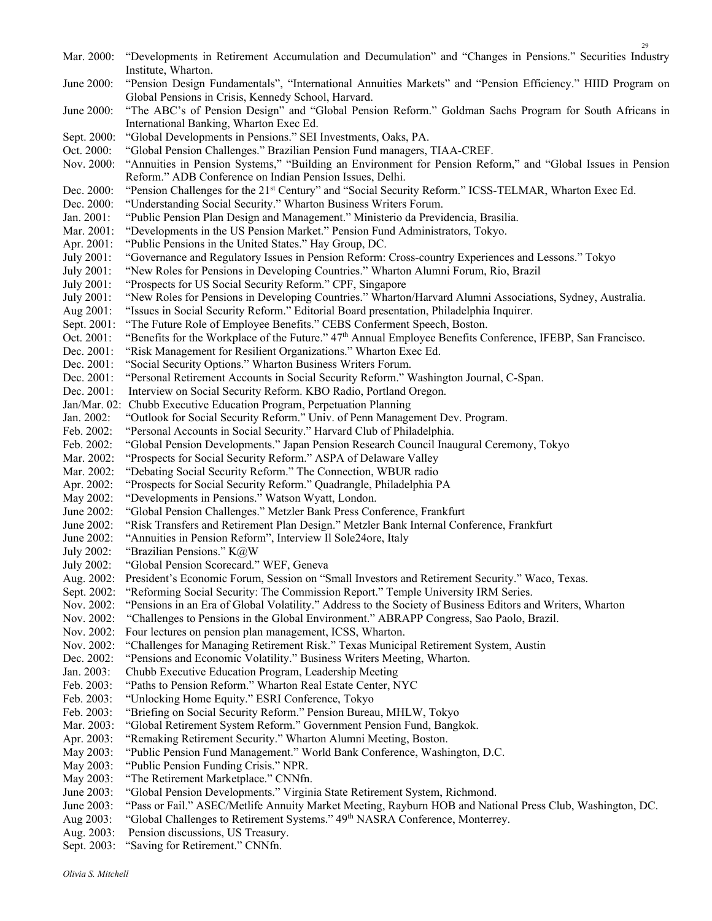Mar. 2000: "Developments in Retirement Accumulation and Decumulation" and "Changes in Pensions." Securities Industry Institute, Wharton.

June 2000: "Pension Design Fundamentals", "International Annuities Markets" and "Pension Efficiency." HIID Program on Global Pensions in Crisis, Kennedy School, Harvard.

June 2000: "The ABC's of Pension Design" and "Global Pension Reform." Goldman Sachs Program for South Africans in International Banking, Wharton Exec Ed.

Sept. 2000: "Global Developments in Pensions." SEI Investments, Oaks, PA.

Oct. 2000: "Global Pension Challenges." Brazilian Pension Fund managers, TIAA-CREF.

Nov. 2000: "Annuities in Pension Systems," "Building an Environment for Pension Reform," and "Global Issues in Pension Reform." ADB Conference on Indian Pension Issues, Delhi.

Dec. 2000: "Pension Challenges for the 21st Century" and "Social Security Reform." ICSS-TELMAR, Wharton Exec Ed.

Dec. 2000: "Understanding Social Security." Wharton Business Writers Forum.

Jan. 2001: "Public Pension Plan Design and Management." Ministerio da Previdencia, Brasilia.

Mar. 2001: "Developments in the US Pension Market." Pension Fund Administrators, Tokyo.

Apr. 2001: "Public Pensions in the United States." Hay Group, DC.

July 2001: "Governance and Regulatory Issues in Pension Reform: Cross-country Experiences and Lessons." Tokyo

July 2001: "New Roles for Pensions in Developing Countries." Wharton Alumni Forum, Rio, Brazil

July 2001: "Prospects for US Social Security Reform." CPF, Singapore

July 2001: "New Roles for Pensions in Developing Countries." Wharton/Harvard Alumni Associations, Sydney, Australia.

Aug 2001: "Issues in Social Security Reform." Editorial Board presentation, Philadelphia Inquirer.

Sept. 2001: "The Future Role of Employee Benefits." CEBS Conferment Speech, Boston.

Oct. 2001: "Benefits for the Workplace of the Future." 47th Annual Employee Benefits Conference, IFEBP, San Francisco.

Dec. 2001: "Risk Management for Resilient Organizations." Wharton Exec Ed.

Dec. 2001: "Social Security Options." Wharton Business Writers Forum.

Dec. 2001: "Personal Retirement Accounts in Social Security Reform." Washington Journal, C-Span.

Dec. 2001: Interview on Social Security Reform. KBO Radio, Portland Oregon.

Jan/Mar. 02: Chubb Executive Education Program, Perpetuation Planning

Jan. 2002: "Outlook for Social Security Reform." Univ. of Penn Management Dev. Program.

Feb. 2002: "Personal Accounts in Social Security." Harvard Club of Philadelphia.

Feb. 2002: "Global Pension Developments." Japan Pension Research Council Inaugural Ceremony, Tokyo

Mar. 2002: "Prospects for Social Security Reform." ASPA of Delaware Valley

Mar. 2002: "Debating Social Security Reform." The Connection, WBUR radio

Apr. 2002: "Prospects for Social Security Reform." Quadrangle, Philadelphia PA

May 2002: "Developments in Pensions." Watson Wyatt, London.

June 2002: "Global Pension Challenges." Metzler Bank Press Conference, Frankfurt

June 2002: "Risk Transfers and Retirement Plan Design." Metzler Bank Internal Conference, Frankfurt

June 2002: "Annuities in Pension Reform", Interview Il Sole24ore, Italy

July 2002: "Brazilian Pensions." K@W

July 2002: "Global Pension Scorecard." WEF, Geneva

Aug. 2002: President's Economic Forum, Session on "Small Investors and Retirement Security." Waco, Texas.

Sept. 2002: "Reforming Social Security: The Commission Report." Temple University IRM Series.

Nov. 2002: "Pensions in an Era of Global Volatility." Address to the Society of Business Editors and Writers, Wharton

Nov. 2002: "Challenges to Pensions in the Global Environment." ABRAPP Congress, Sao Paolo, Brazil.

Nov. 2002: Four lectures on pension plan management, ICSS, Wharton.

Nov. 2002: "Challenges for Managing Retirement Risk." Texas Municipal Retirement System, Austin

Dec. 2002: "Pensions and Economic Volatility." Business Writers Meeting, Wharton.

Jan. 2003: Chubb Executive Education Program, Leadership Meeting

Feb. 2003: "Paths to Pension Reform." Wharton Real Estate Center, NYC

Feb. 2003: "Unlocking Home Equity." ESRI Conference, Tokyo

Feb. 2003: "Briefing on Social Security Reform." Pension Bureau, MHLW, Tokyo

Mar. 2003: "Global Retirement System Reform." Government Pension Fund, Bangkok.

Apr. 2003: "Remaking Retirement Security." Wharton Alumni Meeting, Boston.

May 2003: "Public Pension Fund Management." World Bank Conference, Washington, D.C.

May 2003: "Public Pension Funding Crisis." NPR.

May 2003: "The Retirement Marketplace." CNNfn.

June 2003: "Global Pension Developments." Virginia State Retirement System, Richmond.

June 2003: "Pass or Fail." ASEC/Metlife Annuity Market Meeting, Rayburn HOB and National Press Club, Washington, DC.

Aug 2003: "Global Challenges to Retirement Systems." 49th NASRA Conference, Monterrey.

Aug. 2003: Pension discussions, US Treasury.

Sept. 2003: "Saving for Retirement." CNNfn.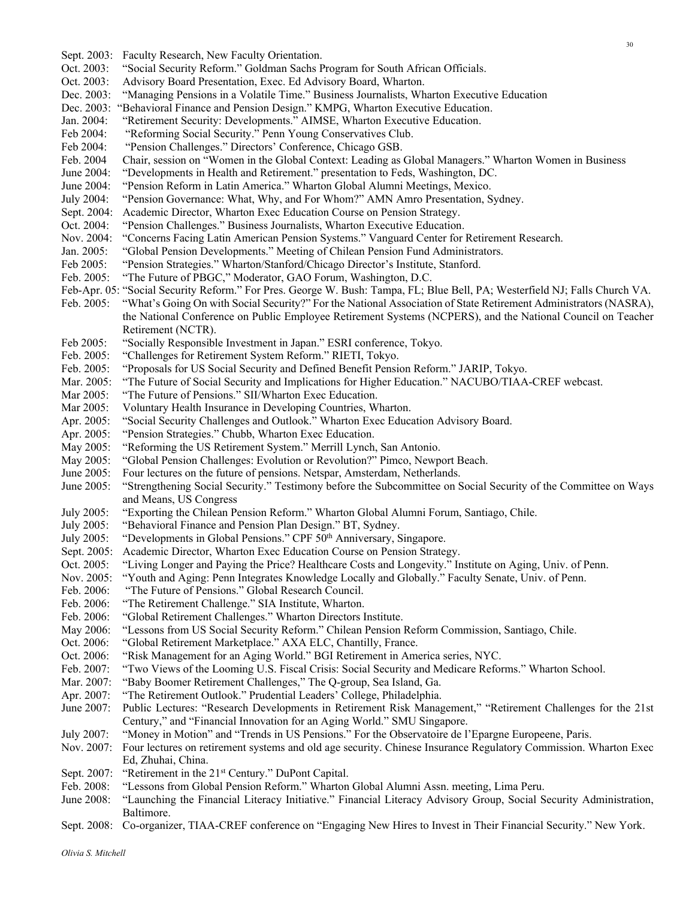Sept. 2003: Faculty Research, New Faculty Orientation.
Oct. 2003: "Social Security Reform." Goldman Sachs Program for South African Officials.
Oct. 2003: Advisory Board Presentation, Exec. Ed Advisory Board, Wharton.
Dec. 2003: "Managing Pensions in a Volatile Time." Business Journalists, Wharton Executive Education
Dec. 2003: "Behavioral Finance and Pension Design." KMPG, Wharton Executive Education.
Jan. 2004: "Retirement Security: Developments." AIMSE, Wharton Executive Education.
Feb 2004: "Reforming Social Security." Penn Young Conservatives Club.
Feb 2004: "Pension Challenges." Directors' Conference, Chicago GSB.
Feb. 2004 Chair, session on "Women in the Global Context: Leading as Global Managers." Wharton Women in Business
June 2004: "Developments in Health and Retirement." presentation to Feds, Washington, DC.
June 2004: "Pension Reform in Latin America." Wharton Global Alumni Meetings, Mexico.
July 2004: "Pension Governance: What, Why, and For Whom?" AMN Amro Presentation, Sydney.
Sept. 2004: Academic Director, Wharton Exec Education Course on Pension Strategy.
Oct. 2004: "Pension Challenges." Business Journalists, Wharton Executive Education.
Nov. 2004: "Concerns Facing Latin American Pension Systems." Vanguard Center for Retirement Research.
Jan. 2005: "Global Pension Developments." Meeting of Chilean Pension Fund Administrators.
Feb 2005: "Pension Strategies." Wharton/Stanford/Chicago Director's Institute, Stanford.
Feb. 2005: "The Future of PBGC," Moderator, GAO Forum, Washington, D.C.
Feb-Apr. 05: "Social Security Reform." For Pres. George W. Bush: Tampa, FL; Blue Bell, PA; Westerfield NJ; Falls Church VA.
Feb. 2005: "What's Going On with Social Security?" For the National Association of State Retirement Administrators (NASRA), the National Conference on Public Employee Retirement Systems (NCPERS), and the National Council on Teacher Retirement (NCTR).
Feb 2005: "Socially Responsible Investment in Japan." ESRI conference, Tokyo.
Feb. 2005: "Challenges for Retirement System Reform." RIETI, Tokyo.
Feb. 2005: "Proposals for US Social Security and Defined Benefit Pension Reform." JARIP, Tokyo.
Mar. 2005: "The Future of Social Security and Implications for Higher Education." NACUBO/TIAA-CREF webcast.
Mar 2005: "The Future of Pensions." SII/Wharton Exec Education.
Mar 2005: Voluntary Health Insurance in Developing Countries, Wharton.
Apr. 2005: "Social Security Challenges and Outlook." Wharton Exec Education Advisory Board.
Apr. 2005: "Pension Strategies." Chubb, Wharton Exec Education.
May 2005: "Reforming the US Retirement System." Merrill Lynch, San Antonio.
May 2005: "Global Pension Challenges: Evolution or Revolution?" Pimco, Newport Beach.
June 2005: Four lectures on the future of pensions. Netspar, Amsterdam, Netherlands.
June 2005: "Strengthening Social Security." Testimony before the Subcommittee on Social Security of the Committee on Ways and Means, US Congress
July 2005: "Exporting the Chilean Pension Reform." Wharton Global Alumni Forum, Santiago, Chile.
July 2005: "Behavioral Finance and Pension Plan Design." BT, Sydney.
July 2005: "Developments in Global Pensions." CPF 50th Anniversary, Singapore.
Sept. 2005: Academic Director, Wharton Exec Education Course on Pension Strategy.
Oct. 2005: "Living Longer and Paying the Price? Healthcare Costs and Longevity." Institute on Aging, Univ. of Penn.
Nov. 2005: "Youth and Aging: Penn Integrates Knowledge Locally and Globally." Faculty Senate, Univ. of Penn.
Feb. 2006: "The Future of Pensions." Global Research Council.
Feb. 2006: "The Retirement Challenge." SIA Institute, Wharton.
Feb. 2006: "Global Retirement Challenges." Wharton Directors Institute.
May 2006: "Lessons from US Social Security Reform." Chilean Pension Reform Commission, Santiago, Chile.
Oct. 2006: "Global Retirement Marketplace." AXA ELC, Chantilly, France.
Oct. 2006: "Risk Management for an Aging World." BGI Retirement in America series, NYC.
Feb. 2007: "Two Views of the Looming U.S. Fiscal Crisis: Social Security and Medicare Reforms." Wharton School.
Mar. 2007: "Baby Boomer Retirement Challenges," The Q-group, Sea Island, Ga.
Apr. 2007: "The Retirement Outlook." Prudential Leaders' College, Philadelphia.
June 2007: Public Lectures: "Research Developments in Retirement Risk Management," "Retirement Challenges for the 21st Century," and "Financial Innovation for an Aging World." SMU Singapore.
July 2007: "Money in Motion" and "Trends in US Pensions." For the Observatoire de l'Epargne Europeene, Paris.
Nov. 2007: Four lectures on retirement systems and old age security. Chinese Insurance Regulatory Commission. Wharton Exec Ed, Zhuhai, China.
Sept. 2007: "Retirement in the 21st Century." DuPont Capital.
Feb. 2008: "Lessons from Global Pension Reform." Wharton Global Alumni Assn. meeting, Lima Peru.
June 2008: "Launching the Financial Literacy Initiative." Financial Literacy Advisory Group, Social Security Administration, Baltimore.
Sept. 2008: Co-organizer, TIAA-CREF conference on "Engaging New Hires to Invest in Their Financial Security." New York.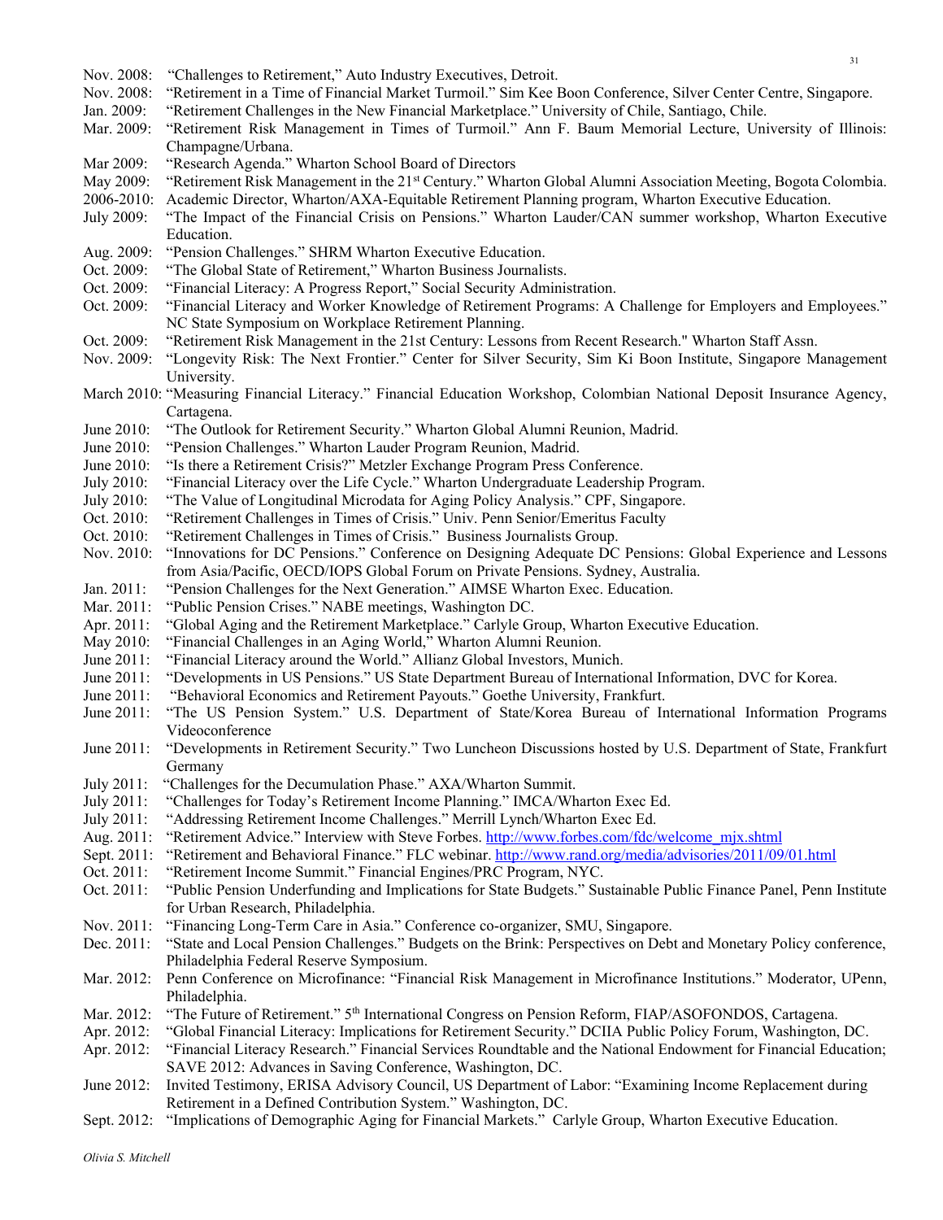Nov. 2008: "Challenges to Retirement," Auto Industry Executives, Detroit.
Nov. 2008: "Retirement in a Time of Financial Market Turmoil." Sim Kee Boon Conference, Silver Center Centre, Singapore.
Jan. 2009: "Retirement Challenges in the New Financial Marketplace." University of Chile, Santiago, Chile.
Mar. 2009: "Retirement Risk Management in Times of Turmoil." Ann F. Baum Memorial Lecture, University of Illinois: Champagne/Urbana.
Mar 2009: "Research Agenda." Wharton School Board of Directors
May 2009: "Retirement Risk Management in the 21st Century." Wharton Global Alumni Association Meeting, Bogota Colombia.
2006-2010: Academic Director, Wharton/AXA-Equitable Retirement Planning program, Wharton Executive Education.
July 2009: "The Impact of the Financial Crisis on Pensions." Wharton Lauder/CAN summer workshop, Wharton Executive Education.
Aug. 2009: "Pension Challenges." SHRM Wharton Executive Education.
Oct. 2009: "The Global State of Retirement," Wharton Business Journalists.
Oct. 2009: "Financial Literacy: A Progress Report," Social Security Administration.
Oct. 2009: "Financial Literacy and Worker Knowledge of Retirement Programs: A Challenge for Employers and Employees." NC State Symposium on Workplace Retirement Planning.
Oct. 2009: "Retirement Risk Management in the 21st Century: Lessons from Recent Research." Wharton Staff Assn.
Nov. 2009: "Longevity Risk: The Next Frontier." Center for Silver Security, Sim Ki Boon Institute, Singapore Management University.
March 2010: "Measuring Financial Literacy." Financial Education Workshop, Colombian National Deposit Insurance Agency, Cartagena.
June 2010: "The Outlook for Retirement Security." Wharton Global Alumni Reunion, Madrid.
June 2010: "Pension Challenges." Wharton Lauder Program Reunion, Madrid.
June 2010: "Is there a Retirement Crisis?" Metzler Exchange Program Press Conference.
July 2010: "Financial Literacy over the Life Cycle." Wharton Undergraduate Leadership Program.
July 2010: "The Value of Longitudinal Microdata for Aging Policy Analysis." CPF, Singapore.
Oct. 2010: "Retirement Challenges in Times of Crisis." Univ. Penn Senior/Emeritus Faculty
Oct. 2010: "Retirement Challenges in Times of Crisis." Business Journalists Group.
Nov. 2010: "Innovations for DC Pensions." Conference on Designing Adequate DC Pensions: Global Experience and Lessons from Asia/Pacific, OECD/IOPS Global Forum on Private Pensions. Sydney, Australia.
Jan. 2011: "Pension Challenges for the Next Generation." AIMSE Wharton Exec. Education.
Mar. 2011: "Public Pension Crises." NABE meetings, Washington DC.
Apr. 2011: "Global Aging and the Retirement Marketplace." Carlyle Group, Wharton Executive Education.
May 2010: "Financial Challenges in an Aging World," Wharton Alumni Reunion.
June 2011: "Financial Literacy around the World." Allianz Global Investors, Munich.
June 2011: "Developments in US Pensions." US State Department Bureau of International Information, DVC for Korea.
June 2011: "Behavioral Economics and Retirement Payouts." Goethe University, Frankfurt.
June 2011: "The US Pension System." U.S. Department of State/Korea Bureau of International Information Programs Videoconference
June 2011: "Developments in Retirement Security." Two Luncheon Discussions hosted by U.S. Department of State, Frankfurt Germany
July 2011: "Challenges for the Decumulation Phase." AXA/Wharton Summit.
July 2011: "Challenges for Today's Retirement Income Planning." IMCA/Wharton Exec Ed.
July 2011: "Addressing Retirement Income Challenges." Merrill Lynch/Wharton Exec Ed.
Aug. 2011: "Retirement Advice." Interview with Steve Forbes. http://www.forbes.com/fdc/welcome_mjx.shtml
Sept. 2011: "Retirement and Behavioral Finance." FLC webinar. http://www.rand.org/media/advisories/2011/09/01.html
Oct. 2011: "Retirement Income Summit." Financial Engines/PRC Program, NYC.
Oct. 2011: "Public Pension Underfunding and Implications for State Budgets." Sustainable Public Finance Panel, Penn Institute for Urban Research, Philadelphia.
Nov. 2011: "Financing Long-Term Care in Asia." Conference co-organizer, SMU, Singapore.
Dec. 2011: "State and Local Pension Challenges." Budgets on the Brink: Perspectives on Debt and Monetary Policy conference, Philadelphia Federal Reserve Symposium.
Mar. 2012: Penn Conference on Microfinance: "Financial Risk Management in Microfinance Institutions." Moderator, UPenn, Philadelphia.
Mar. 2012: "The Future of Retirement." 5th International Congress on Pension Reform, FIAP/ASOFONDOS, Cartagena.
Apr. 2012: "Global Financial Literacy: Implications for Retirement Security." DCIIA Public Policy Forum, Washington, DC.
Apr. 2012: "Financial Literacy Research." Financial Services Roundtable and the National Endowment for Financial Education; SAVE 2012: Advances in Saving Conference, Washington, DC.
June 2012: Invited Testimony, ERISA Advisory Council, US Department of Labor: "Examining Income Replacement during Retirement in a Defined Contribution System." Washington, DC.
Sept. 2012: "Implications of Demographic Aging for Financial Markets." Carlyle Group, Wharton Executive Education.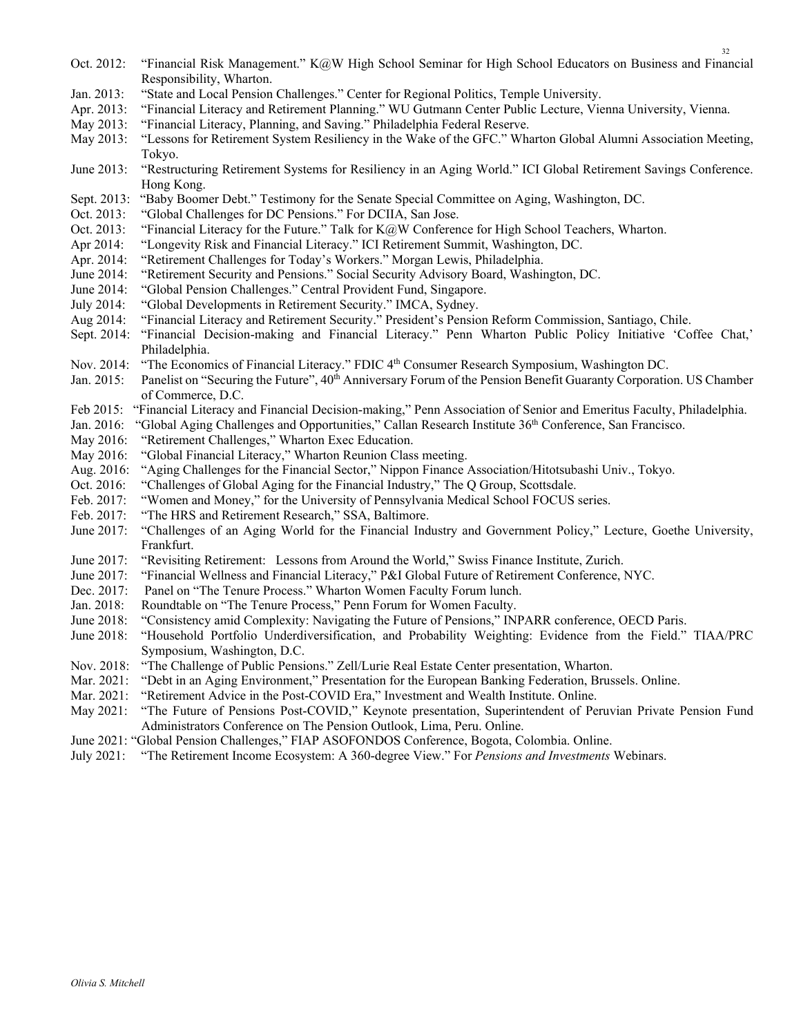Oct. 2012: "Financial Risk Management." K@W High School Seminar for High School Educators on Business and Financial Responsibility, Wharton.

Jan. 2013: "State and Local Pension Challenges." Center for Regional Politics, Temple University.

Apr. 2013: "Financial Literacy and Retirement Planning." WU Gutmann Center Public Lecture, Vienna University, Vienna.

May 2013: "Financial Literacy, Planning, and Saving." Philadelphia Federal Reserve.

May 2013: "Lessons for Retirement System Resiliency in the Wake of the GFC." Wharton Global Alumni Association Meeting, Tokyo.

June 2013: "Restructuring Retirement Systems for Resiliency in an Aging World." ICI Global Retirement Savings Conference. Hong Kong.

Sept. 2013: "Baby Boomer Debt." Testimony for the Senate Special Committee on Aging, Washington, DC.

Oct. 2013: "Global Challenges for DC Pensions." For DCIIA, San Jose.

Oct. 2013: "Financial Literacy for the Future." Talk for K@W Conference for High School Teachers, Wharton.

Apr 2014: "Longevity Risk and Financial Literacy." ICI Retirement Summit, Washington, DC.

Apr. 2014: "Retirement Challenges for Today's Workers." Morgan Lewis, Philadelphia.

June 2014: "Retirement Security and Pensions." Social Security Advisory Board, Washington, DC.

June 2014: "Global Pension Challenges." Central Provident Fund, Singapore.

July 2014: "Global Developments in Retirement Security." IMCA, Sydney.

Aug 2014: "Financial Literacy and Retirement Security." President's Pension Reform Commission, Santiago, Chile.

Sept. 2014: "Financial Decision-making and Financial Literacy." Penn Wharton Public Policy Initiative 'Coffee Chat,' Philadelphia.

Nov. 2014: "The Economics of Financial Literacy." FDIC 4th Consumer Research Symposium, Washington DC.

Jan. 2015: Panelist on "Securing the Future", 40th Anniversary Forum of the Pension Benefit Guaranty Corporation. US Chamber of Commerce, D.C.

Feb 2015: "Financial Literacy and Financial Decision-making," Penn Association of Senior and Emeritus Faculty, Philadelphia.

Jan. 2016: "Global Aging Challenges and Opportunities," Callan Research Institute 36th Conference, San Francisco.

May 2016: "Retirement Challenges," Wharton Exec Education.

May 2016: "Global Financial Literacy," Wharton Reunion Class meeting.

Aug. 2016: "Aging Challenges for the Financial Sector," Nippon Finance Association/Hitotsubashi Univ., Tokyo.

Oct. 2016: "Challenges of Global Aging for the Financial Industry," The Q Group, Scottsdale.

Feb. 2017: "Women and Money," for the University of Pennsylvania Medical School FOCUS series.

Feb. 2017: "The HRS and Retirement Research," SSA, Baltimore.

June 2017: "Challenges of an Aging World for the Financial Industry and Government Policy," Lecture, Goethe University, Frankfurt.

June 2017: "Revisiting Retirement: Lessons from Around the World," Swiss Finance Institute, Zurich.

June 2017: "Financial Wellness and Financial Literacy," P&I Global Future of Retirement Conference, NYC.

Dec. 2017: Panel on "The Tenure Process." Wharton Women Faculty Forum lunch.

Jan. 2018: Roundtable on "The Tenure Process," Penn Forum for Women Faculty.

June 2018: "Consistency amid Complexity: Navigating the Future of Pensions," INPARR conference, OECD Paris.

June 2018: "Household Portfolio Underdiversification, and Probability Weighting: Evidence from the Field." TIAA/PRC Symposium, Washington, D.C.

Nov. 2018: "The Challenge of Public Pensions." Zell/Lurie Real Estate Center presentation, Wharton.

Mar. 2021: "Debt in an Aging Environment," Presentation for the European Banking Federation, Brussels. Online.

Mar. 2021: "Retirement Advice in the Post-COVID Era," Investment and Wealth Institute. Online.

May 2021: "The Future of Pensions Post-COVID," Keynote presentation, Superintendent of Peruvian Private Pension Fund Administrators Conference on The Pension Outlook, Lima, Peru. Online.

June 2021: "Global Pension Challenges," FIAP ASOFONDOS Conference, Bogota, Colombia. Online.

July 2021: "The Retirement Income Ecosystem: A 360-degree View." For *Pensions and Investments* Webinars.